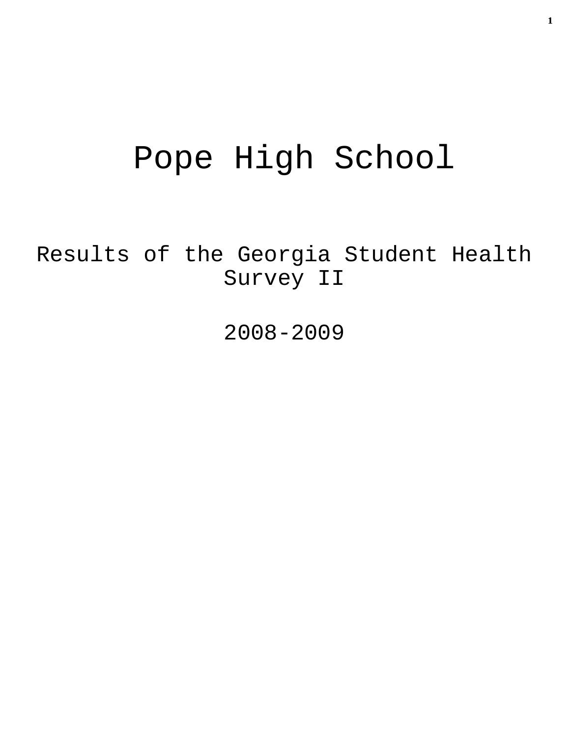# Pope High School

## Results of the Georgia Student Health Survey II

## 2008-2009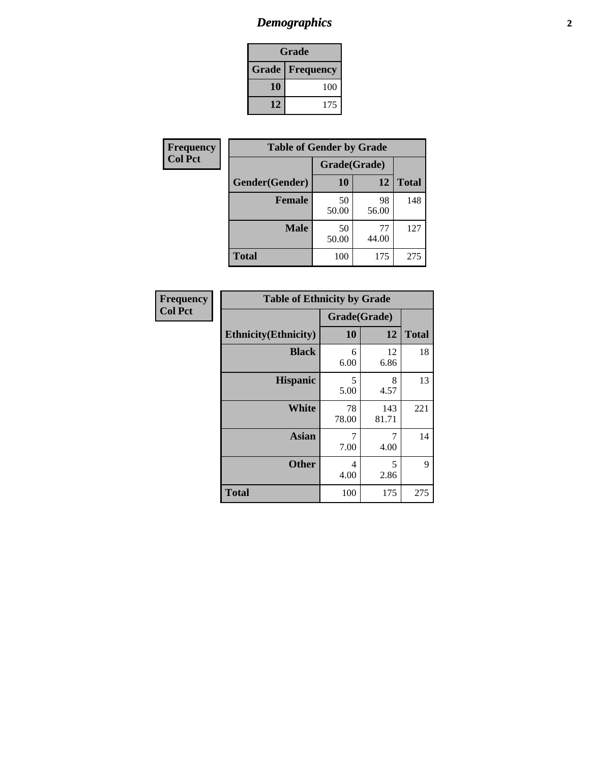# *Demographics*

| Grade | |
|---|---|
| **Grade** | **Frequency** |
| **10** | 100 |
| **12** | 175 |

**Frequency**
**Col Pct**

| Table of Gender by Grade | | | |
|---|---|---|---|
| | Grade(Grade) | | |
| **Gender(Gender)** | **10** | **12** | **Total** |
| **Female** | 50<br>50.00 | 98<br>56.00 | 148 |
| **Male** | 50<br>50.00 | 77<br>44.00 | 127 |
| **Total** | 100 | 175 | 275 |

**Frequency**
**Col Pct**

| Table of Ethnicity by Grade | | | |
|---|---|---|---|
| | Grade(Grade) | | |
| **Ethnicity(Ethnicity)** | **10** | **12** | **Total** |
| **Black** | 6<br>6.00 | 12<br>6.86 | 18 |
| **Hispanic** | 5<br>5.00 | 8<br>4.57 | 13 |
| **White** | 78<br>78.00 | 143<br>81.71 | 221 |
| **Asian** | 7<br>7.00 | 7<br>4.00 | 14 |
| **Other** | 4<br>4.00 | 5<br>2.86 | 9 |
| **Total** | 100 | 175 | 275 |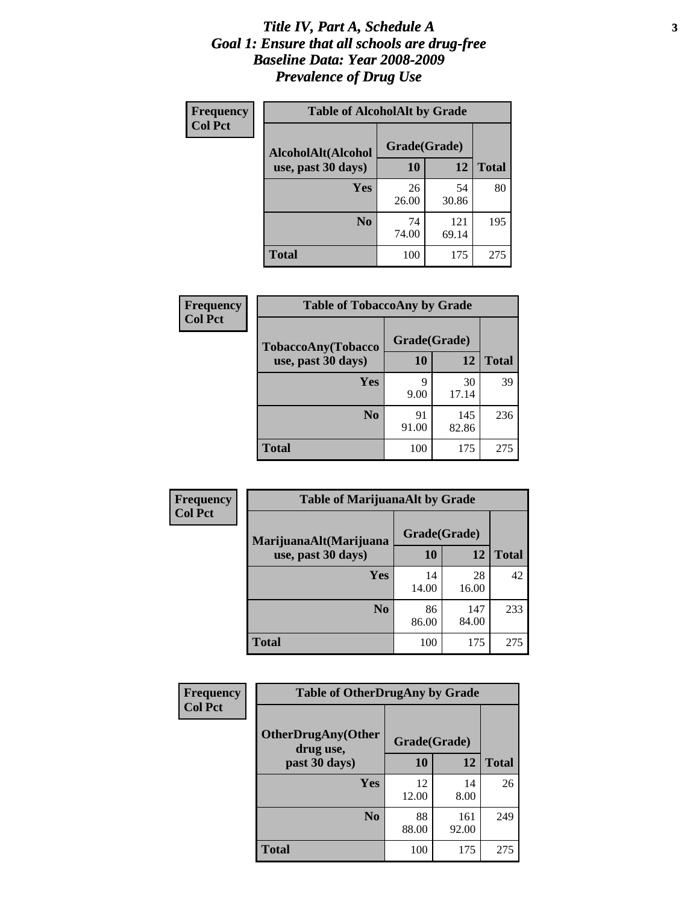# *Title IV, Part A, Schedule A*
# *Goal 1: Ensure that all schools are drug-free*
# *Baseline Data: Year 2008-2009*
# *Prevalence of Drug Use*

**Frequency**
**Col Pct**

| Table of AlcoholAlt by Grade | | | |
|---|---|---|---|
| AlcoholAlt(Alcohol use, past 30 days) | Grade(Grade) | | |
| | 10 | 12 | Total |
| Yes | 26<br>26.00 | 54<br>30.86 | 80 |
| No | 74<br>74.00 | 121<br>69.14 | 195 |
| Total | 100 | 175 | 275 |

**Frequency**
**Col Pct**

| Table of TobaccoAny by Grade | | | |
|---|---|---|---|
| TobaccoAny(Tobacco use, past 30 days) | Grade(Grade) | | |
| | 10 | 12 | Total |
| Yes | 9<br>9.00 | 30<br>17.14 | 39 |
| No | 91<br>91.00 | 145<br>82.86 | 236 |
| Total | 100 | 175 | 275 |

**Frequency**
**Col Pct**

| Table of MarijuanaAlt by Grade | | | |
|---|---|---|---|
| MarijuanaAlt(Marijuana use, past 30 days) | Grade(Grade) | | |
| | 10 | 12 | Total |
| Yes | 14<br>14.00 | 28<br>16.00 | 42 |
| No | 86<br>86.00 | 147<br>84.00 | 233 |
| Total | 100 | 175 | 275 |

**Frequency**
**Col Pct**

| Table of OtherDrugAny by Grade | | | |
|---|---|---|---|
| OtherDrugAny(Other drug use, past 30 days) | Grade(Grade) | | |
| | 10 | 12 | Total |
| Yes | 12<br>12.00 | 14<br>8.00 | 26 |
| No | 88<br>88.00 | 161<br>92.00 | 249 |
| Total | 100 | 175 | 275 |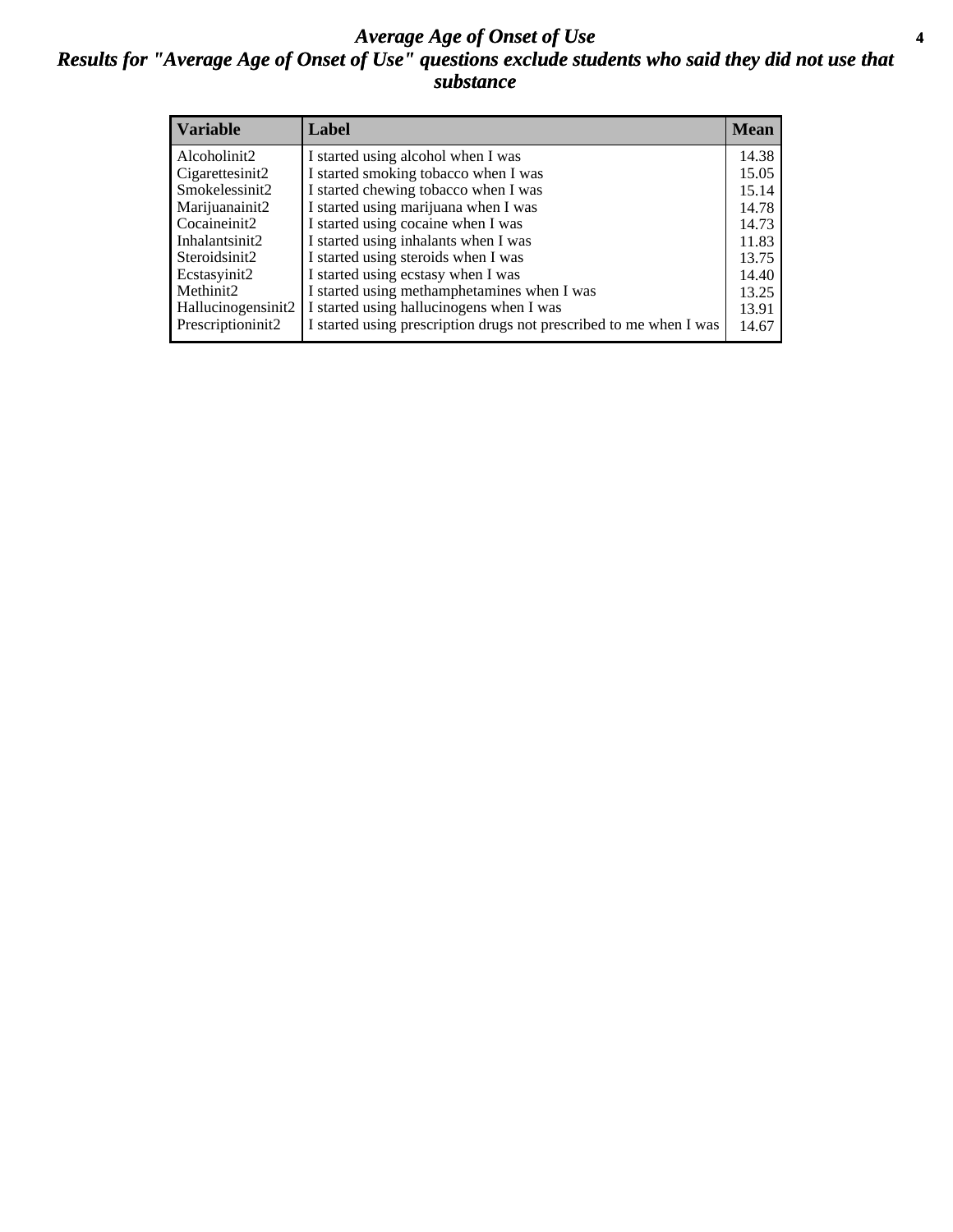# *Average Age of Onset of Use*

## *Results for "Average Age of Onset of Use" questions exclude students who said they did not use that substance*

| Variable | Label | Mean |
|---|---|---|
| Alcoholinit2 | I started using alcohol when I was | 14.38 |
| Cigarettesinit2 | I started smoking tobacco when I was | 15.05 |
| Smokelessinit2 | I started chewing tobacco when I was | 15.14 |
| Marijuanainit2 | I started using marijuana when I was | 14.78 |
| Cocaineinit2 | I started using cocaine when I was | 14.73 |
| Inhalantsinit2 | I started using inhalants when I was | 11.83 |
| Steroidsinit2 | I started using steroids when I was | 13.75 |
| Ecstasyinit2 | I started using ecstasy when I was | 14.40 |
| Methinit2 | I started using methamphetamines when I was | 13.25 |
| Hallucinogensinit2 | I started using hallucinogens when I was | 13.91 |
| Prescriptioninit2 | I started using prescription drugs not prescribed to me when I was | 14.67 |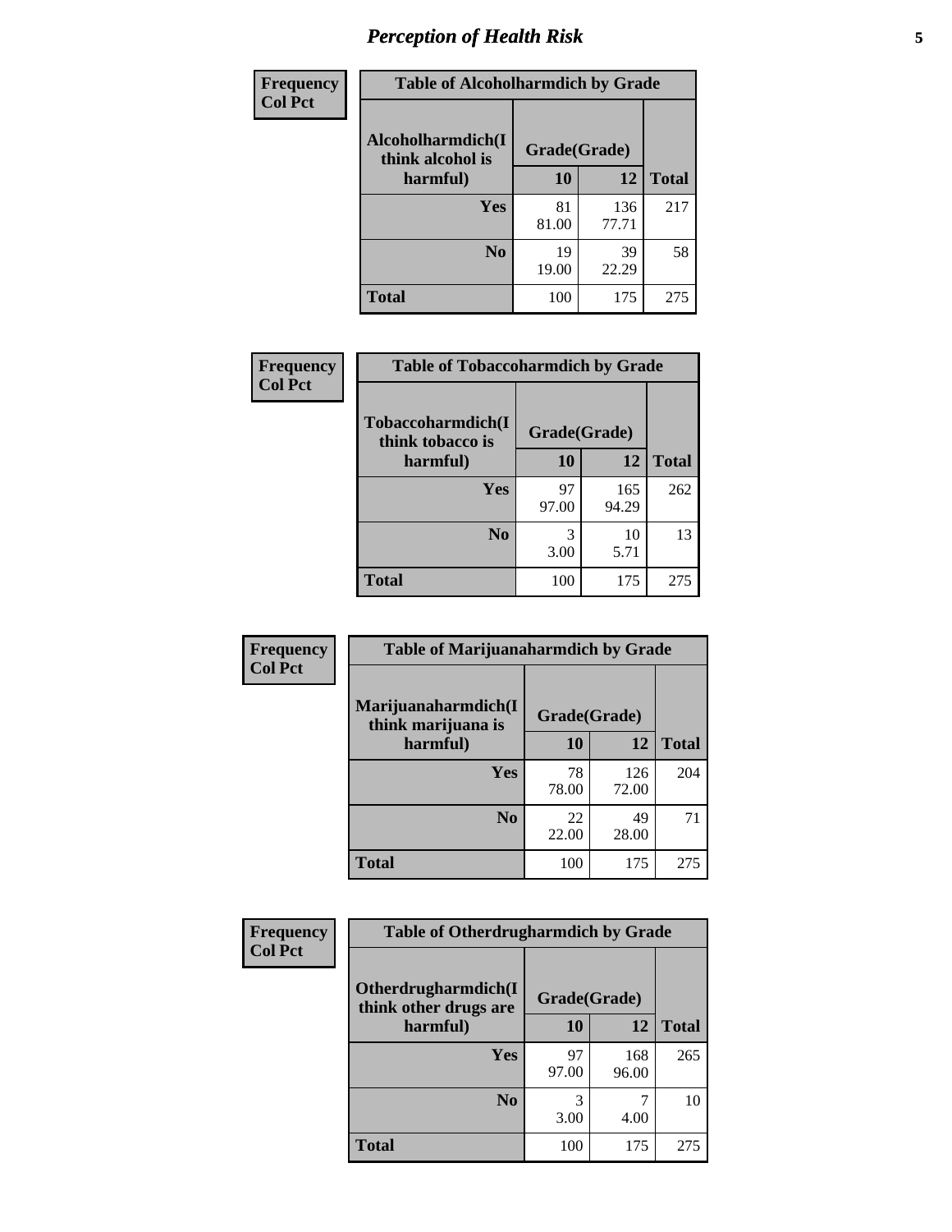# Perception of Health Risk

| Frequency Col Pct | Table of Alcoholharmdich by Grade | | |
|---|---|---|---|
| Alcoholharmdich(I think alcohol is harmful) | Grade(Grade) | | |
| | 10 | 12 | Total |
| Yes | 81<br>81.00 | 136<br>77.71 | 217 |
| No | 19<br>19.00 | 39<br>22.29 | 58 |
| Total | 100 | 175 | 275 |

| Frequency Col Pct | Table of Tobaccoharmdich by Grade | | |
|---|---|---|---|
| Tobaccoharmdich(I think tobacco is harmful) | Grade(Grade) | | |
| | 10 | 12 | Total |
| Yes | 97<br>97.00 | 165<br>94.29 | 262 |
| No | 3<br>3.00 | 10<br>5.71 | 13 |
| Total | 100 | 175 | 275 |

| Frequency Col Pct | Table of Marijuanaharmdich by Grade | | |
|---|---|---|---|
| Marijuanaharmdich(I think marijuana is harmful) | Grade(Grade) | | |
| | 10 | 12 | Total |
| Yes | 78<br>78.00 | 126<br>72.00 | 204 |
| No | 22<br>22.00 | 49<br>28.00 | 71 |
| Total | 100 | 175 | 275 |

| Frequency Col Pct | Table of Otherdrugharmdich by Grade | | |
|---|---|---|---|
| Otherdrugharmdich(I think other drugs are harmful) | Grade(Grade) | | |
| | 10 | 12 | Total |
| Yes | 97<br>97.00 | 168<br>96.00 | 265 |
| No | 3<br>3.00 | 7<br>4.00 | 10 |
| Total | 100 | 175 | 275 |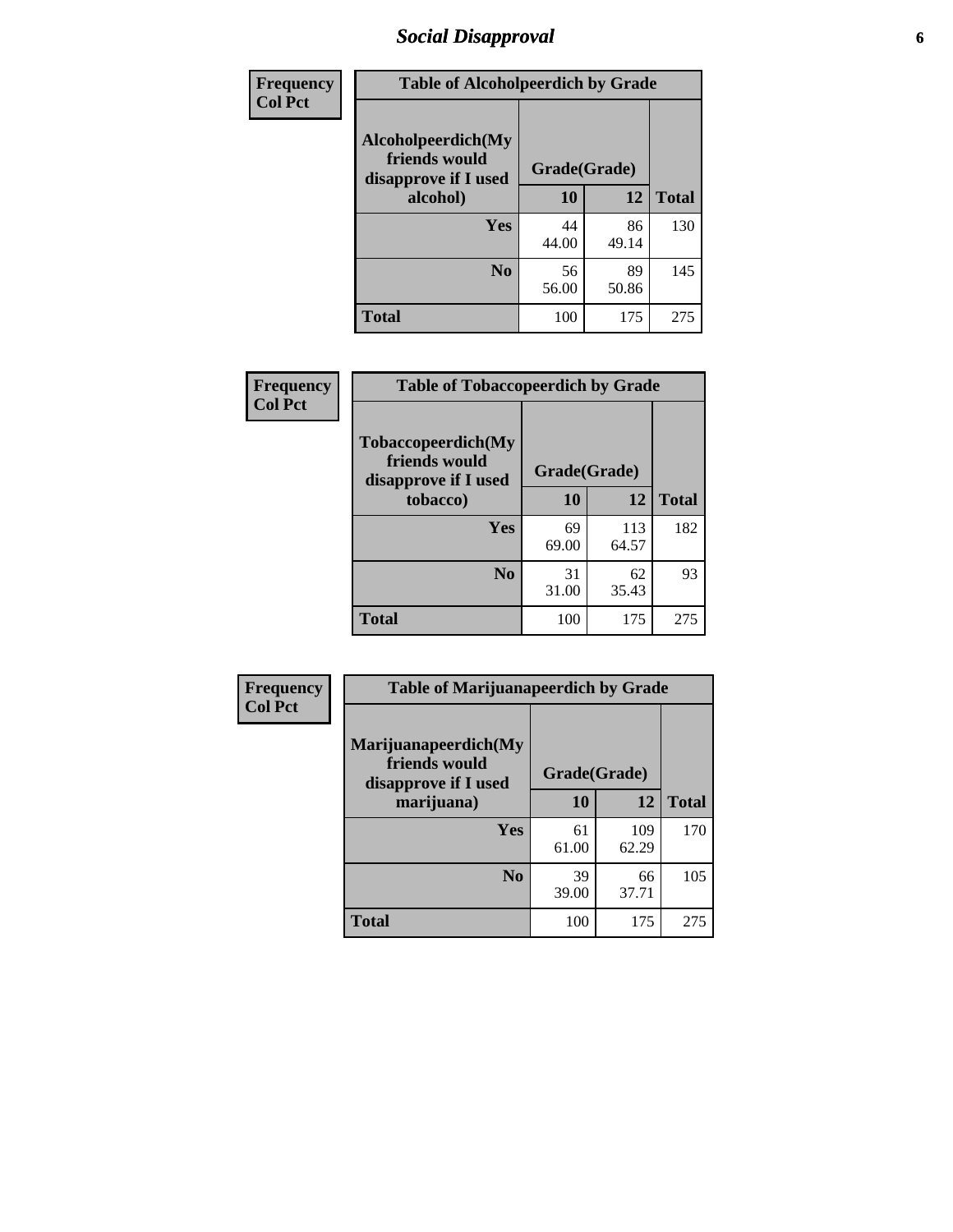# Social Disapproval

| Frequency Col Pct | Table of Alcoholpeerdich by Grade | | |
|---|---|---|---|
| Alcoholpeerdich(My friends would disapprove if I used alcohol) | Grade(Grade) | | |
| | 10 | 12 | Total |
| Yes | 44<br>44.00 | 86<br>49.14 | 130 |
| No | 56<br>56.00 | 89<br>50.86 | 145 |
| Total | 100 | 175 | 275 |

| Frequency Col Pct | Table of Tobaccopeerdich by Grade | | |
|---|---|---|---|
| Tobaccopeerdich(My friends would disapprove if I used tobacco) | Grade(Grade) | | |
| | 10 | 12 | Total |
| Yes | 69<br>69.00 | 113<br>64.57 | 182 |
| No | 31<br>31.00 | 62<br>35.43 | 93 |
| Total | 100 | 175 | 275 |

| Frequency Col Pct | Table of Marijuanapeerdich by Grade | | |
|---|---|---|---|
| Marijuanapeerdich(My friends would disapprove if I used marijuana) | Grade(Grade) | | |
| | 10 | 12 | Total |
| Yes | 61<br>61.00 | 109<br>62.29 | 170 |
| No | 39<br>39.00 | 66<br>37.71 | 105 |
| Total | 100 | 175 | 275 |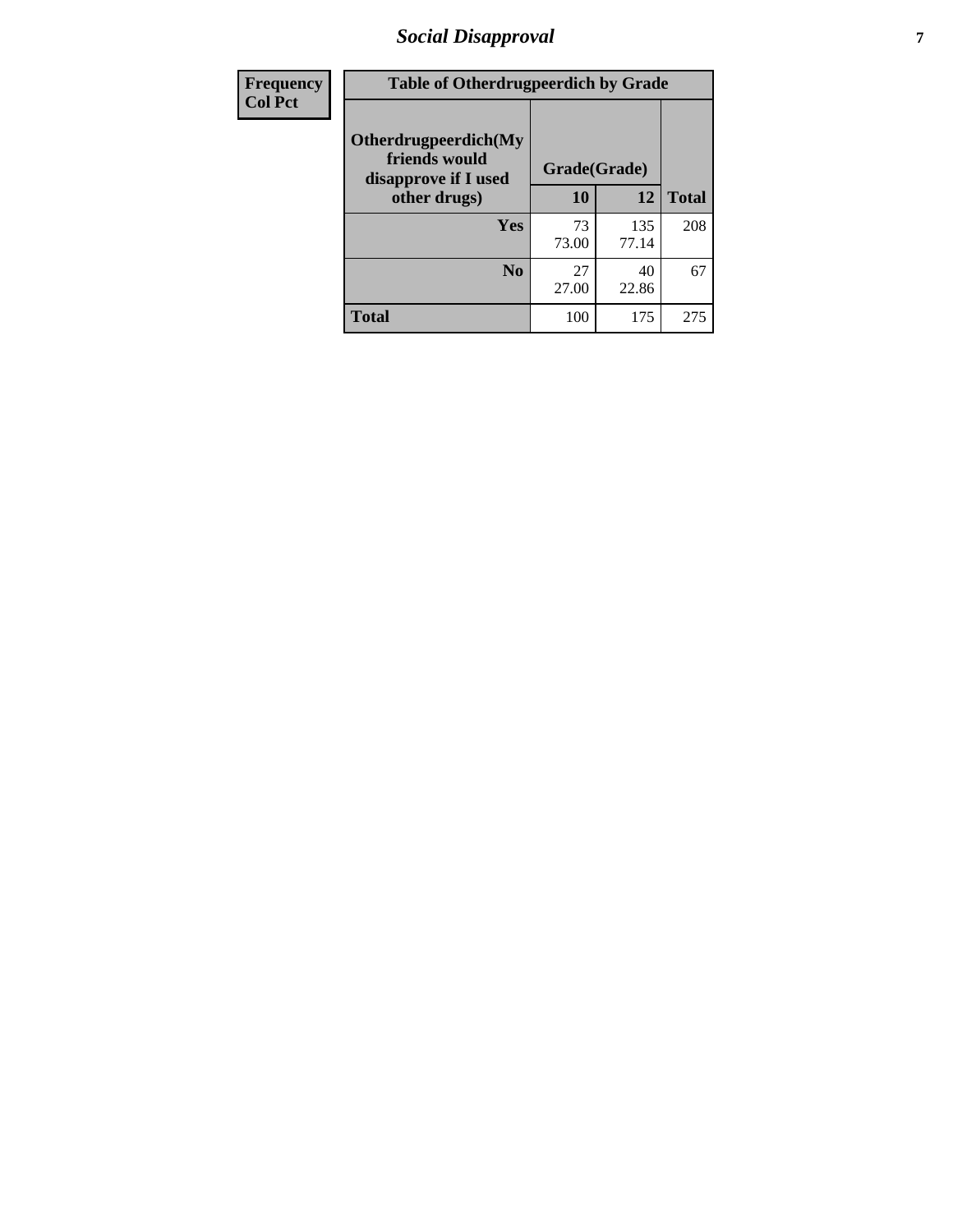| Frequency Col Pct | Table of Otherdrugpeerdich by Grade | | |
|---|---|---|---|
| Otherdrugpeerdich(My friends would disapprove if I used other drugs) | Grade(Grade) | | |
| | 10 | 12 | Total |
| Yes | 73<br>73.00 | 135<br>77.14 | 208 |
| No | 27<br>27.00 | 40<br>22.86 | 67 |
| Total | 100 | 175 | 275 |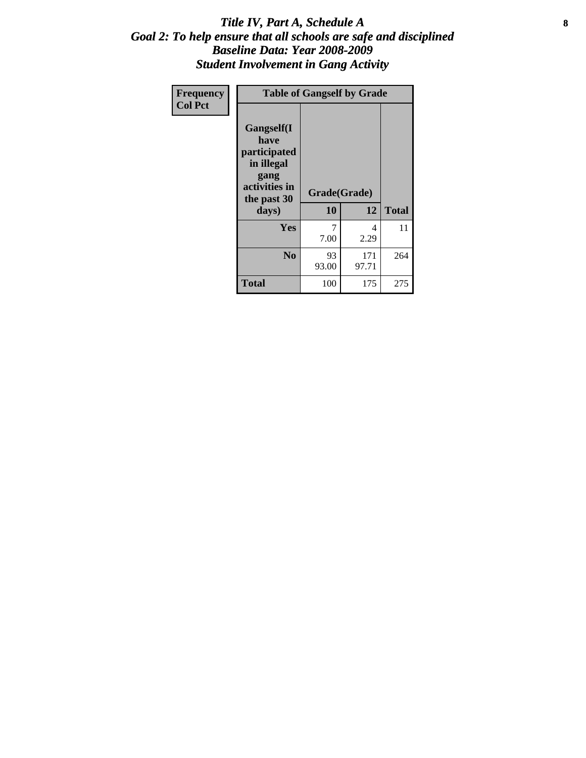# *Title IV, Part A, Schedule A*
## *Goal 2: To help ensure that all schools are safe and disciplined*
## *Baseline Data: Year 2008-2009*
## *Student Involvement in Gang Activity*

| Frequency<br>Col Pct | Table of Gangself by Grade | | |
|---|---|---|---|
| **Gangself(I have participated in illegal gang activities in the past 30 days)** | **Grade(Grade)** | | |
| | **10** | **12** | **Total** |
| **Yes** | 7<br>7.00 | 4<br>2.29 | 11 |
| **No** | 93<br>93.00 | 171<br>97.71 | 264 |
| **Total** | 100 | 175 | 275 |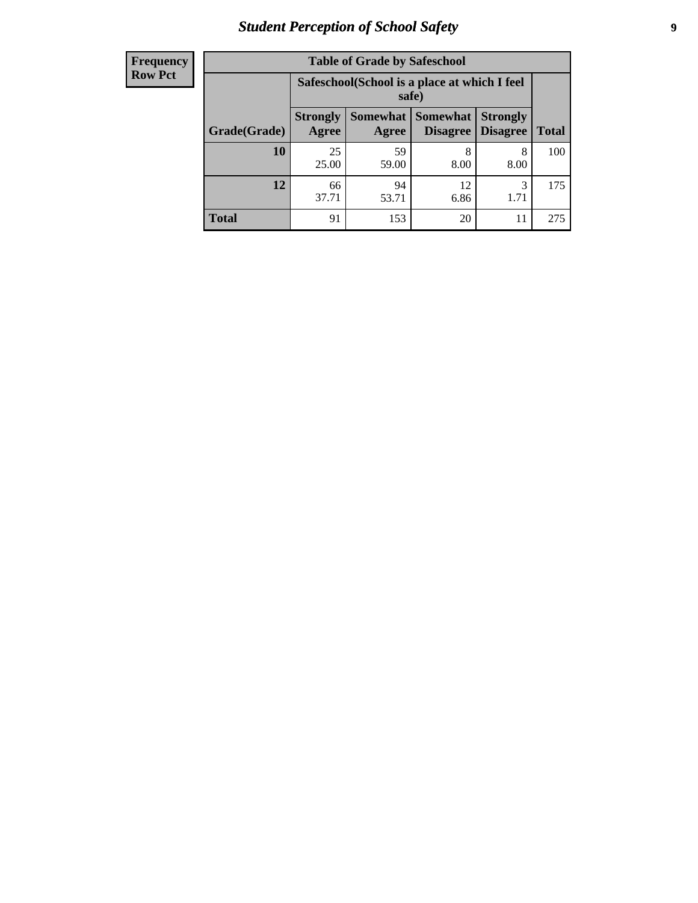# *Student Perception of School Safety*

| Frequency<br>Row Pct |
|---|

**Table of Grade by Safeschool**

| Grade(Grade) | Safeschool(School is a place at which I feel safe) | | | | Total |
|---|---|---|---|---|---|
| | Strongly Agree | Somewhat Agree | Somewhat Disagree | Strongly Disagree | |
| **10** | 25<br>25.00 | 59<br>59.00 | 8<br>8.00 | 8<br>8.00 | 100 |
| **12** | 66<br>37.71 | 94<br>53.71 | 12<br>6.86 | 3<br>1.71 | 175 |
| **Total** | 91 | 153 | 20 | 11 | 275 |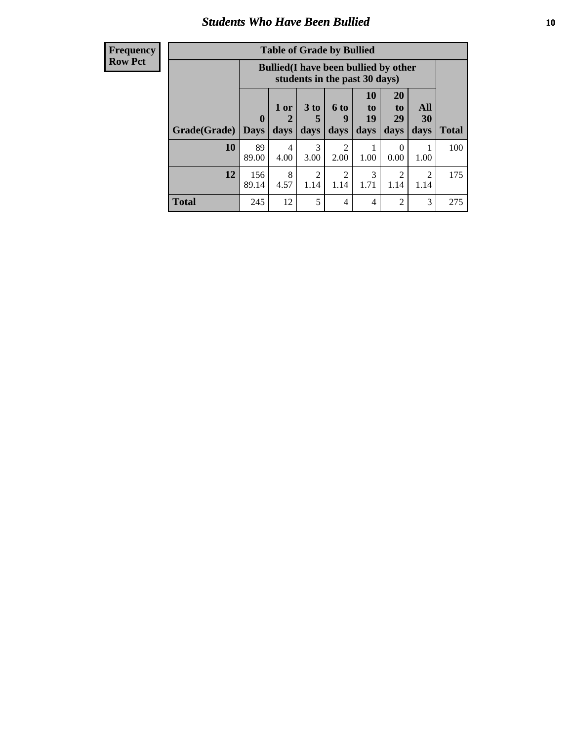## Students Who Have Been Bullied

| Frequency<br>Row Pct |
|---|

**Table of Grade by Bullied**

| | Bullied(I have been bullied by other students in the past 30 days) | | | | | | | |
|---|---|---|---|---|---|---|---|---|
| Grade(Grade) | 0 Days | 1 or 2 days | 3 to 5 days | 6 to 9 days | 10 to 19 days | 20 to 29 days | All 30 days | Total |
| **10** | 89<br>89.00 | 4<br>4.00 | 3<br>3.00 | 2<br>2.00 | 1<br>1.00 | 0<br>0.00 | 1<br>1.00 | 100 |
| **12** | 156<br>89.14 | 8<br>4.57 | 2<br>1.14 | 2<br>1.14 | 3<br>1.71 | 2<br>1.14 | 2<br>1.14 | 175 |
| **Total** | 245 | 12 | 5 | 4 | 4 | 2 | 3 | 275 |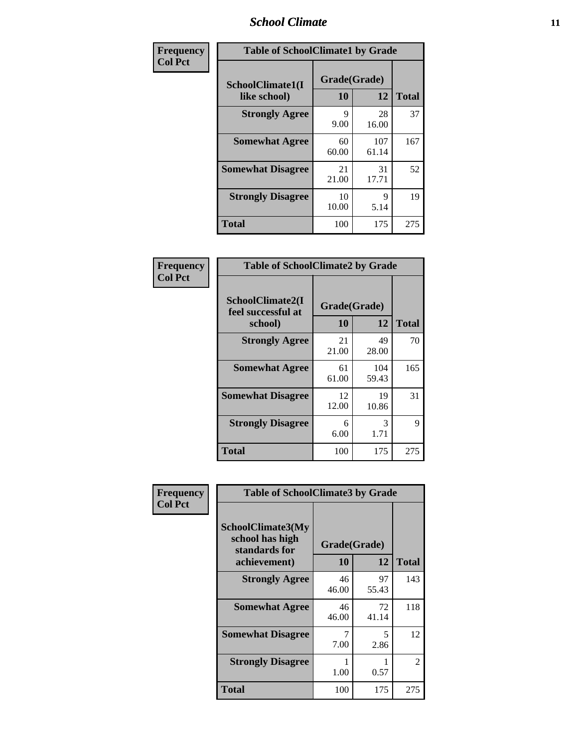| Frequency<br>Col Pct |
|---|

**Table of SchoolClimate1 by Grade**

| SchoolClimate1(I like school) | Grade(Grade) 10 | 12 | Total |
|---|---|---|---|
| Strongly Agree | 9<br>9.00 | 28<br>16.00 | 37 |
| Somewhat Agree | 60<br>60.00 | 107<br>61.14 | 167 |
| Somewhat Disagree | 21<br>21.00 | 31<br>17.71 | 52 |
| Strongly Disagree | 10<br>10.00 | 9<br>5.14 | 19 |
| Total | 100 | 175 | 275 |

| Frequency<br>Col Pct |
|---|

**Table of SchoolClimate2 by Grade**

| SchoolClimate2(I feel successful at school) | Grade(Grade) 10 | 12 | Total |
|---|---|---|---|
| Strongly Agree | 21<br>21.00 | 49<br>28.00 | 70 |
| Somewhat Agree | 61<br>61.00 | 104<br>59.43 | 165 |
| Somewhat Disagree | 12<br>12.00 | 19<br>10.86 | 31 |
| Strongly Disagree | 6<br>6.00 | 3<br>1.71 | 9 |
| Total | 100 | 175 | 275 |

| Frequency<br>Col Pct |
|---|

**Table of SchoolClimate3 by Grade**

| SchoolClimate3(My school has high standards for achievement) | Grade(Grade) 10 | 12 | Total |
|---|---|---|---|
| Strongly Agree | 46<br>46.00 | 97<br>55.43 | 143 |
| Somewhat Agree | 46<br>46.00 | 72<br>41.14 | 118 |
| Somewhat Disagree | 7<br>7.00 | 5<br>2.86 | 12 |
| Strongly Disagree | 1<br>1.00 | 1<br>0.57 | 2 |
| Total | 100 | 175 | 275 |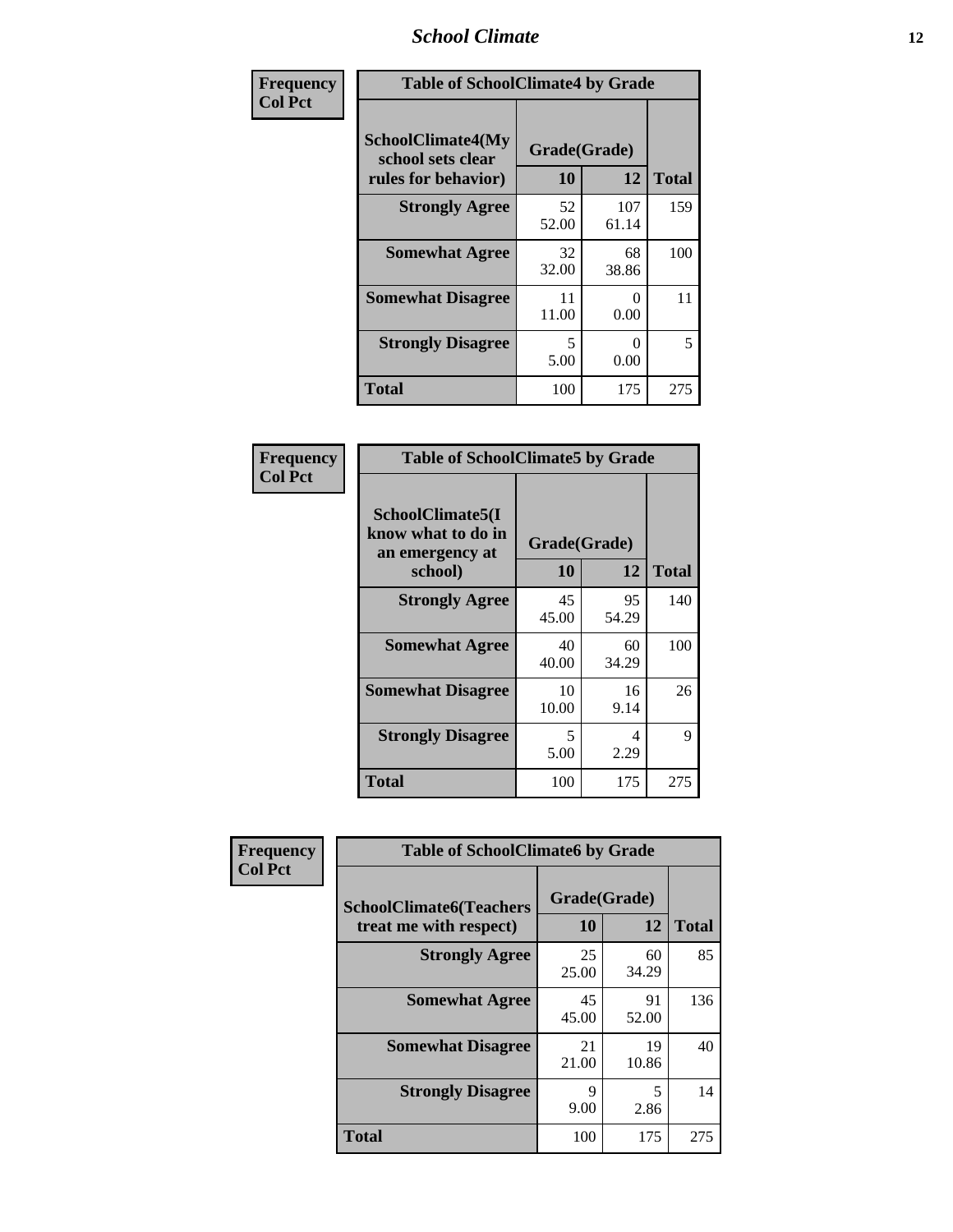| Frequency Col Pct | Table of SchoolClimate4 by Grade | | |
|---|---|---|---|
| SchoolClimate4(My school sets clear rules for behavior) | Grade(Grade) | | |
| | 10 | 12 | Total |
| Strongly Agree | 52<br>52.00 | 107<br>61.14 | 159 |
| Somewhat Agree | 32<br>32.00 | 68<br>38.86 | 100 |
| Somewhat Disagree | 11<br>11.00 | 0<br>0.00 | 11 |
| Strongly Disagree | 5<br>5.00 | 0<br>0.00 | 5 |
| Total | 100 | 175 | 275 |

| Frequency Col Pct | Table of SchoolClimate5 by Grade | | |
|---|---|---|---|
| SchoolClimate5(I know what to do in an emergency at school) | Grade(Grade) | | |
| | 10 | 12 | Total |
| Strongly Agree | 45<br>45.00 | 95<br>54.29 | 140 |
| Somewhat Agree | 40<br>40.00 | 60<br>34.29 | 100 |
| Somewhat Disagree | 10<br>10.00 | 16<br>9.14 | 26 |
| Strongly Disagree | 5<br>5.00 | 4<br>2.29 | 9 |
| Total | 100 | 175 | 275 |

| Frequency Col Pct | Table of SchoolClimate6 by Grade | | |
|---|---|---|---|
| SchoolClimate6(Teachers treat me with respect) | Grade(Grade) | | |
| | 10 | 12 | Total |
| Strongly Agree | 25<br>25.00 | 60<br>34.29 | 85 |
| Somewhat Agree | 45<br>45.00 | 91<br>52.00 | 136 |
| Somewhat Disagree | 21<br>21.00 | 19<br>10.86 | 40 |
| Strongly Disagree | 9<br>9.00 | 5<br>2.86 | 14 |
| Total | 100 | 175 | 275 |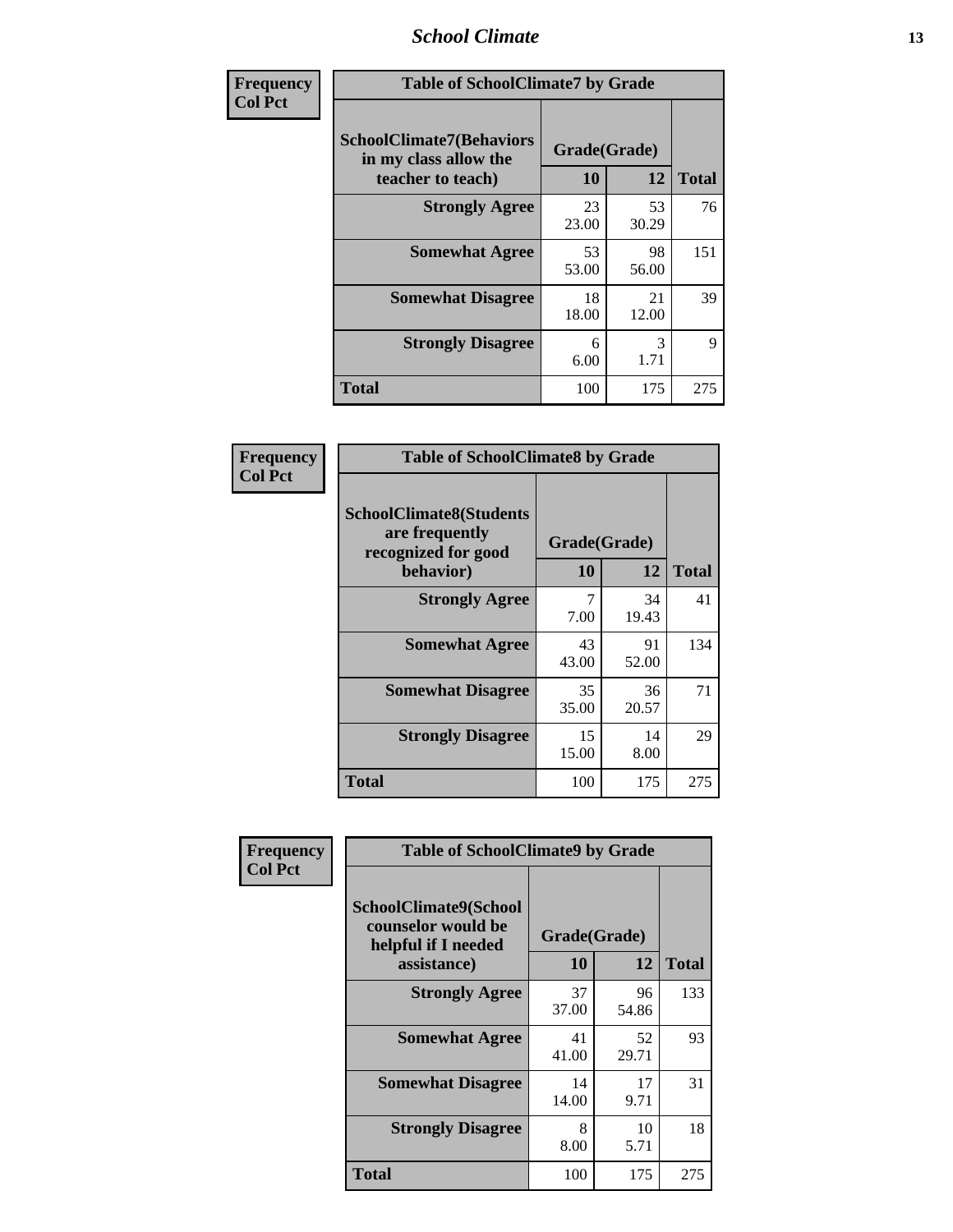| Frequency<br>Col Pct | Table of SchoolClimate7 by Grade | | |
|---|---|---|---|
| SchoolClimate7(Behaviors in my class allow the teacher to teach) | Grade(Grade) | | |
| | 10 | 12 | Total |
| Strongly Agree | 23<br>23.00 | 53<br>30.29 | 76 |
| Somewhat Agree | 53<br>53.00 | 98<br>56.00 | 151 |
| Somewhat Disagree | 18<br>18.00 | 21<br>12.00 | 39 |
| Strongly Disagree | 6<br>6.00 | 3<br>1.71 | 9 |
| Total | 100 | 175 | 275 |

| Frequency<br>Col Pct | Table of SchoolClimate8 by Grade | | |
|---|---|---|---|
| SchoolClimate8(Students are frequently recognized for good behavior) | Grade(Grade) | | |
| | 10 | 12 | Total |
| Strongly Agree | 7<br>7.00 | 34<br>19.43 | 41 |
| Somewhat Agree | 43<br>43.00 | 91<br>52.00 | 134 |
| Somewhat Disagree | 35<br>35.00 | 36<br>20.57 | 71 |
| Strongly Disagree | 15<br>15.00 | 14<br>8.00 | 29 |
| Total | 100 | 175 | 275 |

| Frequency<br>Col Pct | Table of SchoolClimate9 by Grade | | |
|---|---|---|---|
| SchoolClimate9(School counselor would be helpful if I needed assistance) | Grade(Grade) | | |
| | 10 | 12 | Total |
| Strongly Agree | 37<br>37.00 | 96<br>54.86 | 133 |
| Somewhat Agree | 41<br>41.00 | 52<br>29.71 | 93 |
| Somewhat Disagree | 14<br>14.00 | 17<br>9.71 | 31 |
| Strongly Disagree | 8<br>8.00 | 10<br>5.71 | 18 |
| Total | 100 | 175 | 275 |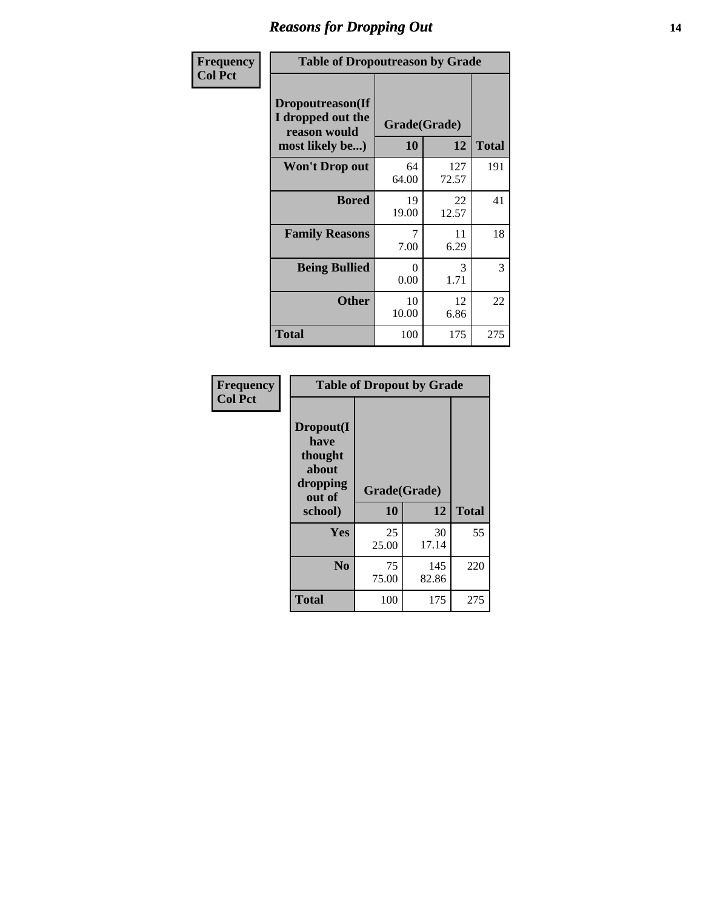# Reasons for Dropping Out

**Frequency**
**Col Pct**

| Table of Dropoutreason by Grade | | | |
|---|---|---|---|
| Dropoutreason(If I dropped out the reason would most likely be...) | Grade(Grade) | | |
| | 10 | 12 | Total |
| Won't Drop out | 64<br>64.00 | 127<br>72.57 | 191 |
| Bored | 19<br>19.00 | 22<br>12.57 | 41 |
| Family Reasons | 7<br>7.00 | 11<br>6.29 | 18 |
| Being Bullied | 0<br>0.00 | 3<br>1.71 | 3 |
| Other | 10<br>10.00 | 12<br>6.86 | 22 |
| Total | 100 | 175 | 275 |

**Frequency**
**Col Pct**

| Table of Dropout by Grade | | | |
|---|---|---|---|
| Dropout(I have thought about dropping out of school) | Grade(Grade) | | |
| | 10 | 12 | Total |
| Yes | 25<br>25.00 | 30<br>17.14 | 55 |
| No | 75<br>75.00 | 145<br>82.86 | 220 |
| Total | 100 | 175 | 275 |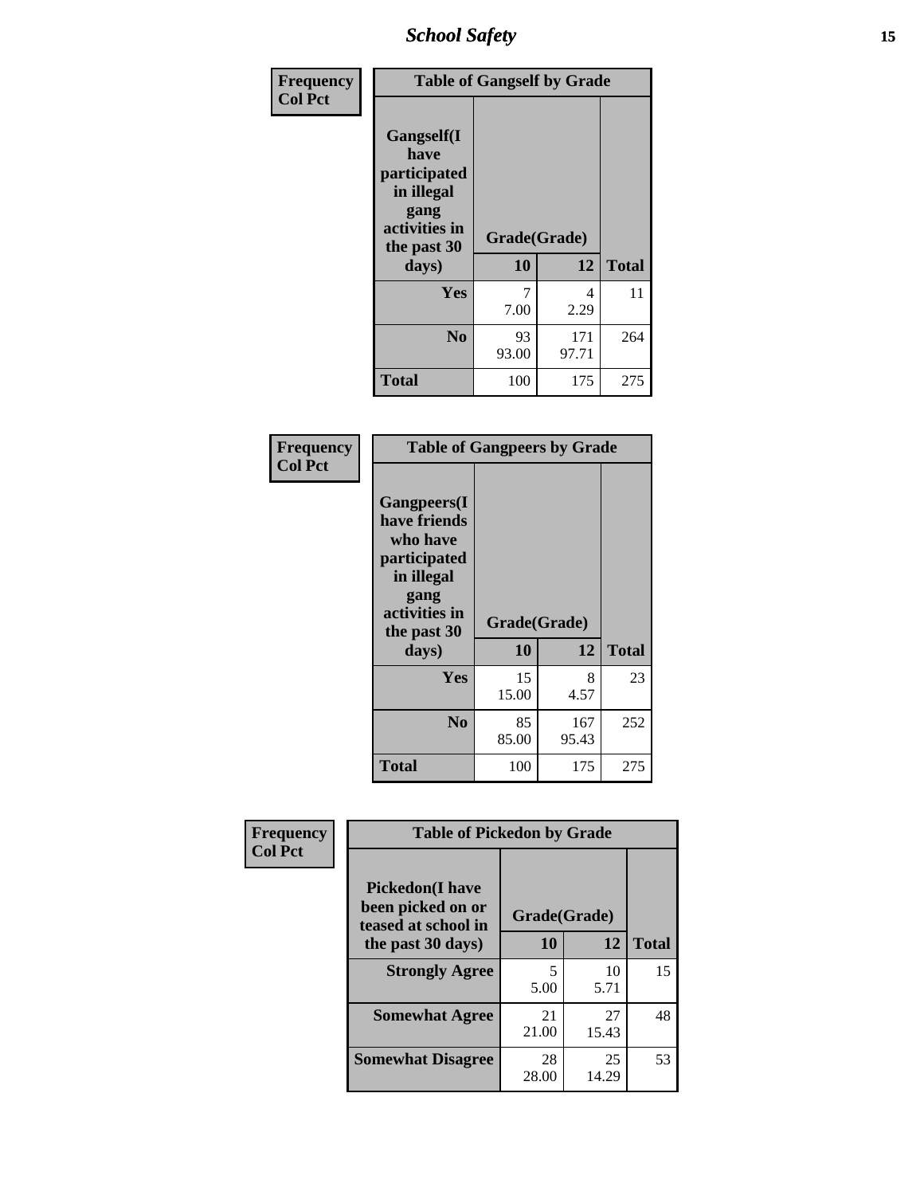| Frequency<br>Col Pct | Table of Gangself by Grade | | |
|---|---|---|---|
| Gangself(I have participated in illegal gang activities in the past 30 days) | Grade(Grade) | | |
| | 10 | 12 | Total |
| Yes | 7<br>7.00 | 4<br>2.29 | 11 |
| No | 93<br>93.00 | 171<br>97.71 | 264 |
| Total | 100 | 175 | 275 |

| Frequency<br>Col Pct | Table of Gangpeers by Grade | | |
|---|---|---|---|
| Gangpeers(I have friends who have participated in illegal gang activities in the past 30 days) | Grade(Grade) | | |
| | 10 | 12 | Total |
| Yes | 15<br>15.00 | 8<br>4.57 | 23 |
| No | 85<br>85.00 | 167<br>95.43 | 252 |
| Total | 100 | 175 | 275 |

| Frequency<br>Col Pct | Table of Pickedon by Grade | | |
|---|---|---|---|
| Pickedon(I have been picked on or teased at school in the past 30 days) | Grade(Grade) | | |
| | 10 | 12 | Total |
| Strongly Agree | 5<br>5.00 | 10<br>5.71 | 15 |
| Somewhat Agree | 21<br>21.00 | 27<br>15.43 | 48 |
| Somewhat Disagree | 28<br>28.00 | 25<br>14.29 | 53 |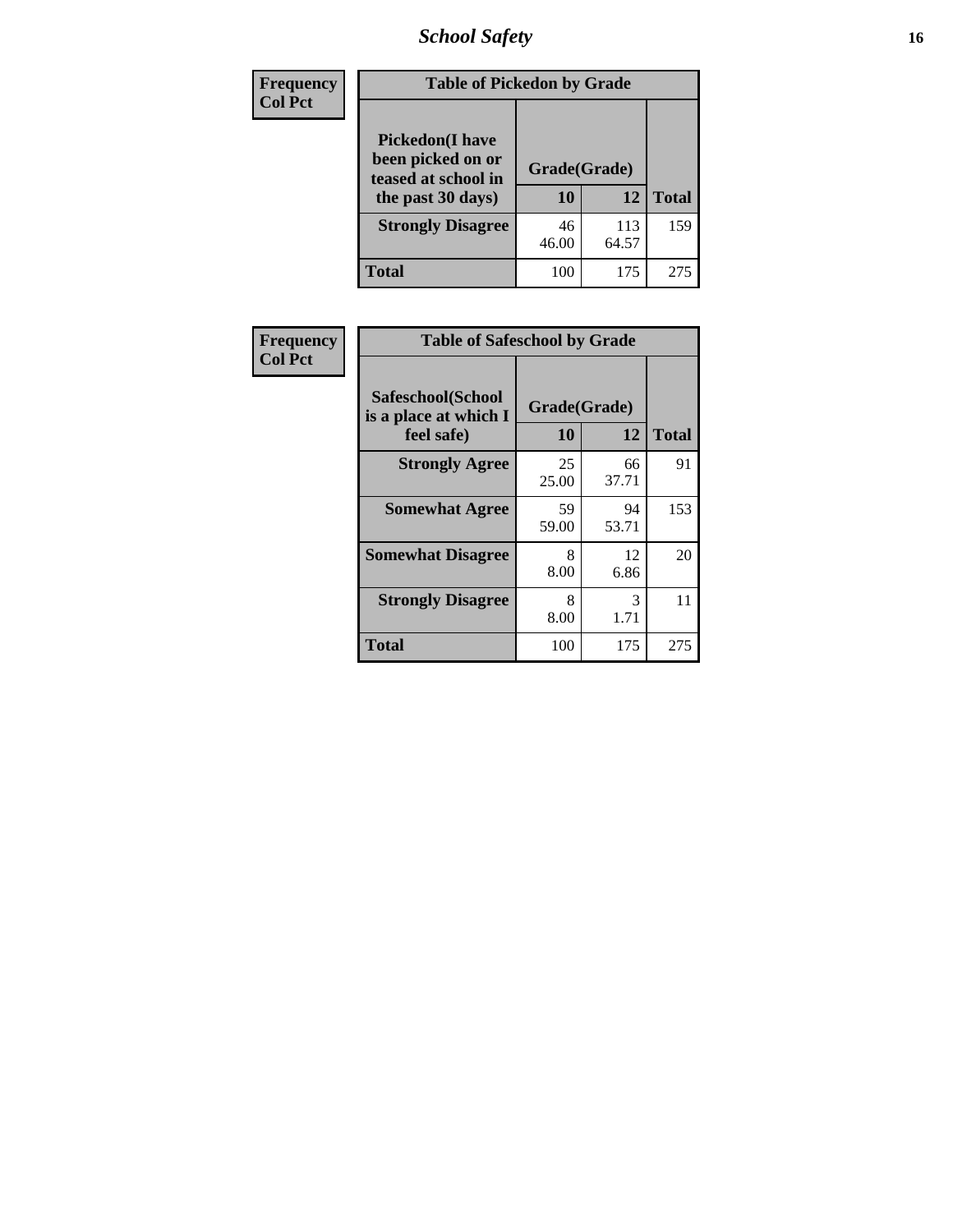# School Safety

| Frequency<br>Col Pct |
|---|

**Table of Pickedon by Grade**

| Pickedon(I have been picked on or teased at school in the past 30 days) | Grade(Grade) | | |
|---|---|---|---|
| | 10 | 12 | Total |
| Strongly Disagree | 46<br>46.00 | 113<br>64.57 | 159 |
| Total | 100 | 175 | 275 |

| Frequency<br>Col Pct |
|---|

**Table of Safeschool by Grade**

| Safeschool(School is a place at which I feel safe) | Grade(Grade) | | |
|---|---|---|---|
| | 10 | 12 | Total |
| Strongly Agree | 25<br>25.00 | 66<br>37.71 | 91 |
| Somewhat Agree | 59<br>59.00 | 94<br>53.71 | 153 |
| Somewhat Disagree | 8<br>8.00 | 12<br>6.86 | 20 |
| Strongly Disagree | 8<br>8.00 | 3<br>1.71 | 11 |
| Total | 100 | 175 | 275 |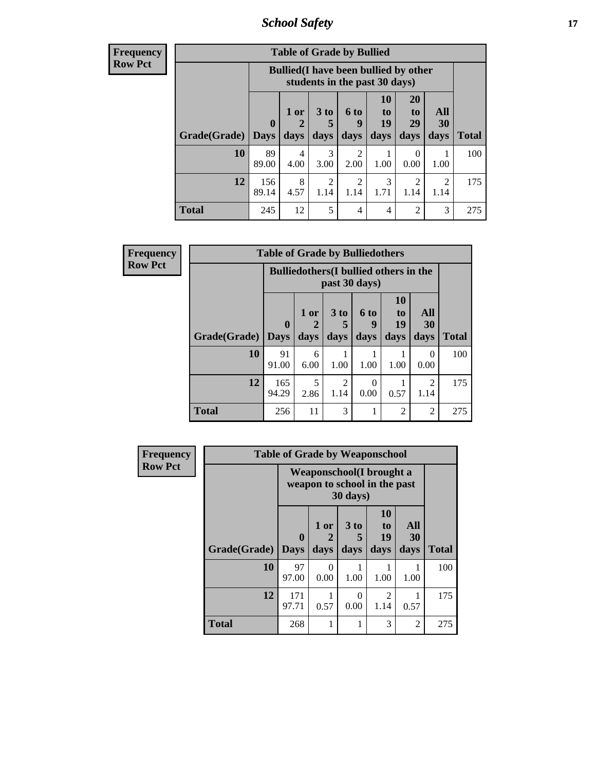| Frequency |
|---|
| Row Pct |

**Table of Grade by Bullied**

| Grade(Grade) | Bullied(I have been bullied by other students in the past 30 days) | | | | | | | Total |
|---|---|---|---|---|---|---|---|---|
| | 0 Days | 1 or 2 days | 3 to 5 days | 6 to 9 days | 10 to 19 days | 20 to 29 days | All 30 days | |
| **10** | 89<br>89.00 | 4<br>4.00 | 3<br>3.00 | 2<br>2.00 | 1<br>1.00 | 0<br>0.00 | 1<br>1.00 | 100 |
| **12** | 156<br>89.14 | 8<br>4.57 | 2<br>1.14 | 2<br>1.14 | 3<br>1.71 | 2<br>1.14 | 2<br>1.14 | 175 |
| **Total** | 245 | 12 | 5 | 4 | 4 | 2 | 3 | 275 |

| Frequency |
|---|
| Row Pct |

**Table of Grade by Bulliedothers**

| Grade(Grade) | Bulliedothers(I bullied others in the past 30 days) | | | | | | Total |
|---|---|---|---|---|---|---|---|
| | 0 Days | 1 or 2 days | 3 to 5 days | 6 to 9 days | 10 to 19 days | All 30 days | |
| **10** | 91<br>91.00 | 6<br>6.00 | 1<br>1.00 | 1<br>1.00 | 1<br>1.00 | 0<br>0.00 | 100 |
| **12** | 165<br>94.29 | 5<br>2.86 | 2<br>1.14 | 0<br>0.00 | 1<br>0.57 | 2<br>1.14 | 175 |
| **Total** | 256 | 11 | 3 | 1 | 2 | 2 | 275 |

| Frequency |
|---|
| Row Pct |

**Table of Grade by Weaponschool**

| Grade(Grade) | Weaponschool(I brought a weapon to school in the past 30 days) | | | | | Total |
|---|---|---|---|---|---|---|
| | 0 Days | 1 or 2 days | 3 to 5 days | 10 to 19 days | All 30 days | |
| **10** | 97<br>97.00 | 0<br>0.00 | 1<br>1.00 | 1<br>1.00 | 1<br>1.00 | 100 |
| **12** | 171<br>97.71 | 1<br>0.57 | 0<br>0.00 | 2<br>1.14 | 1<br>0.57 | 175 |
| **Total** | 268 | 1 | 1 | 3 | 2 | 275 |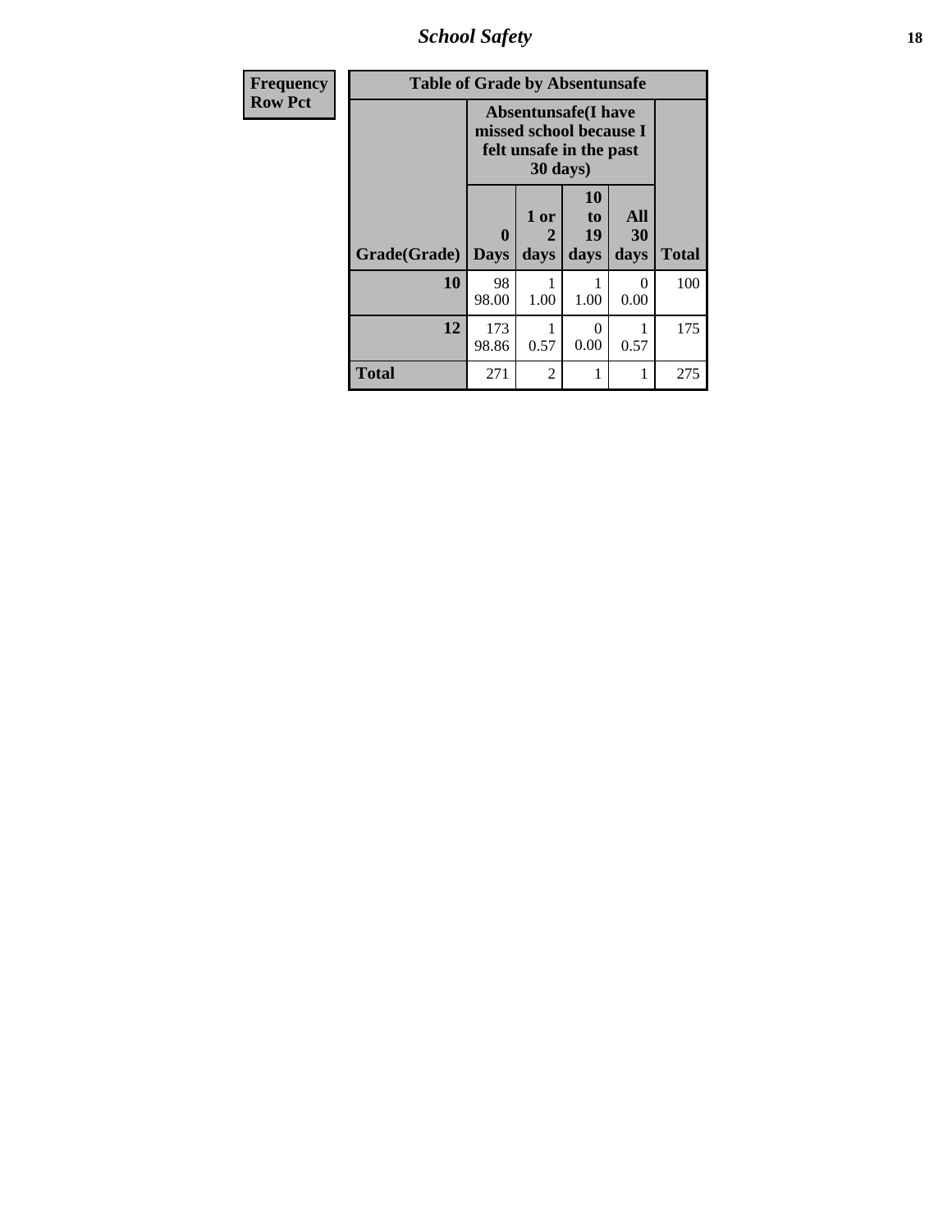| Frequency Row Pct |
|---|

**Table of Grade by Absentunsafe**

| Grade(Grade) | Absentunsafe(I have missed school because I felt unsafe in the past 30 days) | | | | Total |
|---|---|---|---|---|---|
| | 0 Days | 1 or 2 days | 10 to 19 days | All 30 days | |
| **10** | 98<br>98.00 | 1<br>1.00 | 1<br>1.00 | 0<br>0.00 | 100 |
| **12** | 173<br>98.86 | 1<br>0.57 | 0<br>0.00 | 1<br>0.57 | 175 |
| **Total** | 271 | 2 | 1 | 1 | 275 |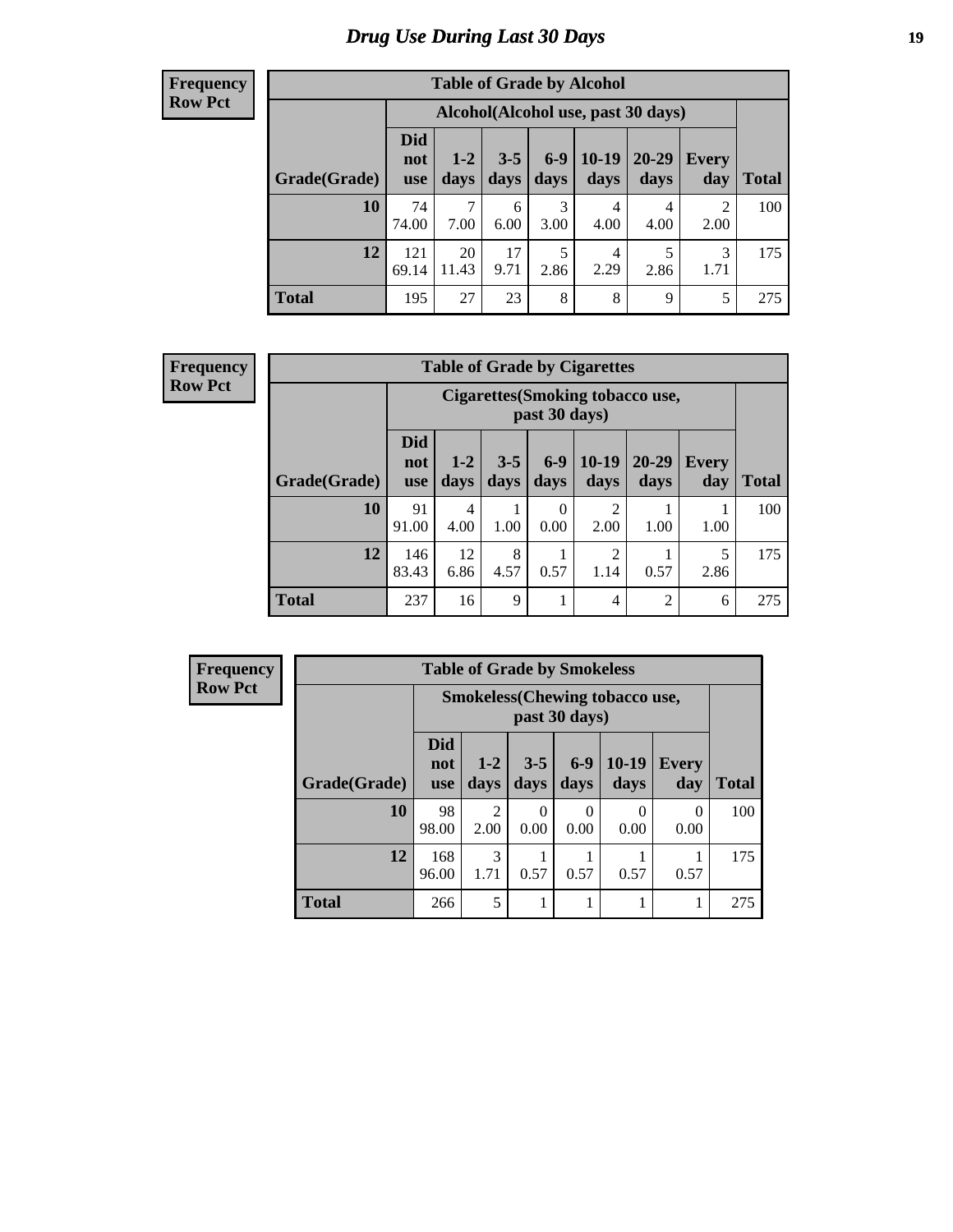# Drug Use During Last 30 Days

**Frequency**
**Row Pct**

| Table of Grade by Alcohol | | | | | | | | |
|---|---|---|---|---|---|---|---|---|
| | Alcohol(Alcohol use, past 30 days) | | | | | | | |
| Grade(Grade) | Did not use | 1-2 days | 3-5 days | 6-9 days | 10-19 days | 20-29 days | Every day | Total |
| **10** | 74<br>74.00 | 7<br>7.00 | 6<br>6.00 | 3<br>3.00 | 4<br>4.00 | 4<br>4.00 | 2<br>2.00 | 100 |
| **12** | 121<br>69.14 | 20<br>11.43 | 17<br>9.71 | 5<br>2.86 | 4<br>2.29 | 5<br>2.86 | 3<br>1.71 | 175 |
| **Total** | 195 | 27 | 23 | 8 | 8 | 9 | 5 | 275 |

**Frequency**
**Row Pct**

| Table of Grade by Cigarettes | | | | | | | | |
|---|---|---|---|---|---|---|---|---|
| | Cigarettes(Smoking tobacco use, past 30 days) | | | | | | | |
| Grade(Grade) | Did not use | 1-2 days | 3-5 days | 6-9 days | 10-19 days | 20-29 days | Every day | Total |
| **10** | 91<br>91.00 | 4<br>4.00 | 1<br>1.00 | 0<br>0.00 | 2<br>2.00 | 1<br>1.00 | 1<br>1.00 | 100 |
| **12** | 146<br>83.43 | 12<br>6.86 | 8<br>4.57 | 1<br>0.57 | 2<br>1.14 | 1<br>0.57 | 5<br>2.86 | 175 |
| **Total** | 237 | 16 | 9 | 1 | 4 | 2 | 6 | 275 |

**Frequency**
**Row Pct**

| Table of Grade by Smokeless | | | | | | | |
|---|---|---|---|---|---|---|---|
| | Smokeless(Chewing tobacco use, past 30 days) | | | | | | |
| Grade(Grade) | Did not use | 1-2 days | 3-5 days | 6-9 days | 10-19 days | Every day | Total |
| **10** | 98<br>98.00 | 2<br>2.00 | 0<br>0.00 | 0<br>0.00 | 0<br>0.00 | 0<br>0.00 | 100 |
| **12** | 168<br>96.00 | 3<br>1.71 | 1<br>0.57 | 1<br>0.57 | 1<br>0.57 | 1<br>0.57 | 175 |
| **Total** | 266 | 5 | 1 | 1 | 1 | 1 | 275 |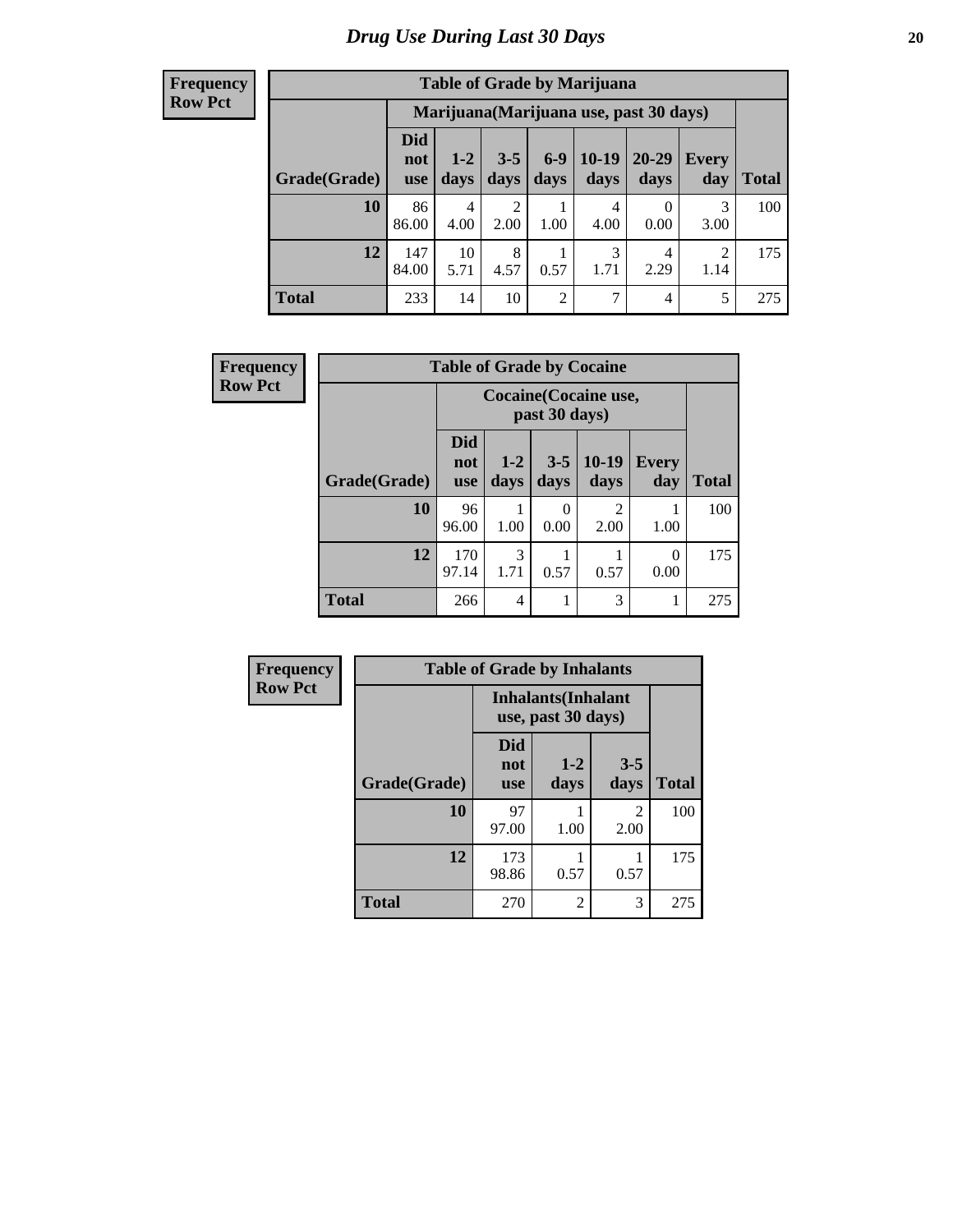# Drug Use During Last 30 Days

| Frequency<br>Row Pct | Table of Grade by Marijuana | | | | | | | |
|---|---|---|---|---|---|---|---|---|
| | Marijuana(Marijuana use, past 30 days) | | | | | | | |
| Grade(Grade) | Did not use | 1-2 days | 3-5 days | 6-9 days | 10-19 days | 20-29 days | Every day | Total |
| 10 | 86<br>86.00 | 4<br>4.00 | 2<br>2.00 | 1<br>1.00 | 4<br>4.00 | 0<br>0.00 | 3<br>3.00 | 100 |
| 12 | 147<br>84.00 | 10<br>5.71 | 8<br>4.57 | 1<br>0.57 | 3<br>1.71 | 4<br>2.29 | 2<br>1.14 | 175 |
| Total | 233 | 14 | 10 | 2 | 7 | 4 | 5 | 275 |

| Frequency<br>Row Pct | Table of Grade by Cocaine | | | | | |
|---|---|---|---|---|---|---|
| | Cocaine(Cocaine use, past 30 days) | | | | | |
| Grade(Grade) | Did not use | 1-2 days | 3-5 days | 10-19 days | Every day | Total |
| 10 | 96<br>96.00 | 1<br>1.00 | 0<br>0.00 | 2<br>2.00 | 1<br>1.00 | 100 |
| 12 | 170<br>97.14 | 3<br>1.71 | 1<br>0.57 | 1<br>0.57 | 0<br>0.00 | 175 |
| Total | 266 | 4 | 1 | 3 | 1 | 275 |

| Frequency<br>Row Pct | Table of Grade by Inhalants | | | |
|---|---|---|---|---|
| | Inhalants(Inhalant use, past 30 days) | | | |
| Grade(Grade) | Did not use | 1-2 days | 3-5 days | Total |
| 10 | 97<br>97.00 | 1<br>1.00 | 2<br>2.00 | 100 |
| 12 | 173<br>98.86 | 1<br>0.57 | 1<br>0.57 | 175 |
| Total | 270 | 2 | 3 | 275 |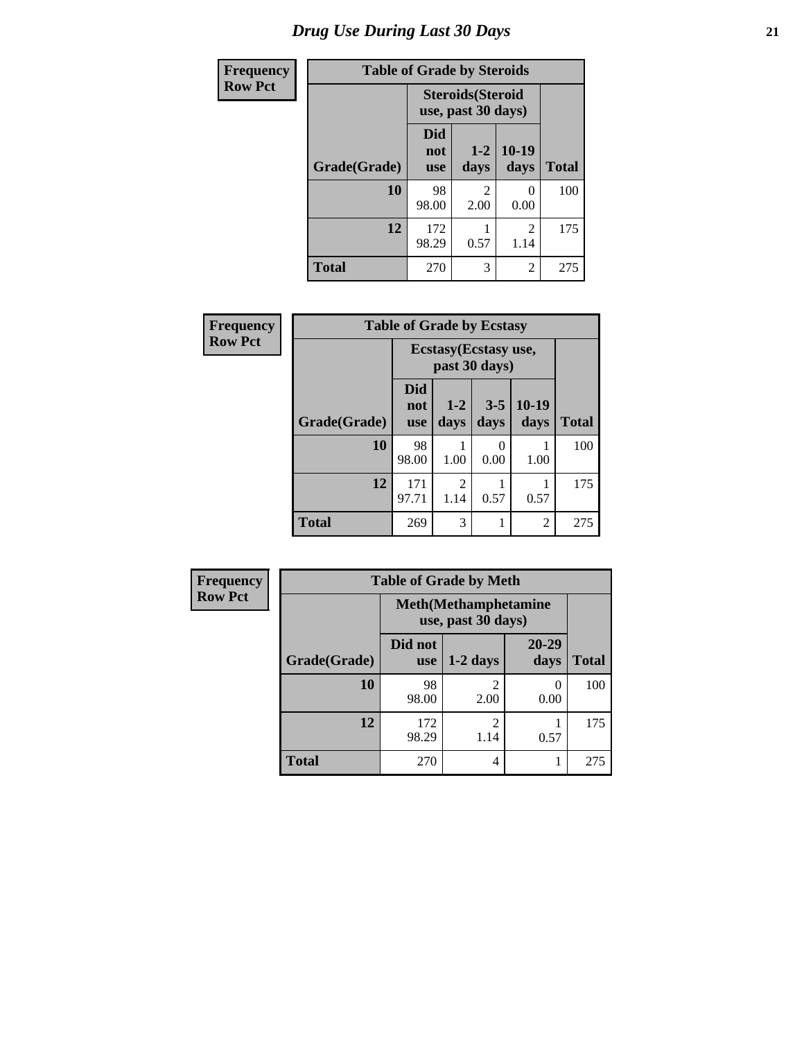# Drug Use During Last 30 Days

Frequency
Row Pct

**Table of Grade by Steroids**

| | Steroids(Steroid use, past 30 days) | | | |
|---|---|---|---|---|
| Grade(Grade) | Did not use | 1-2 days | 10-19 days | Total |
| **10** | 98<br>98.00 | 2<br>2.00 | 0<br>0.00 | 100 |
| **12** | 172<br>98.29 | 1<br>0.57 | 2<br>1.14 | 175 |
| **Total** | 270 | 3 | 2 | 275 |

Frequency
Row Pct

**Table of Grade by Ecstasy**

| | Ecstasy(Ecstasy use, past 30 days) | | | | |
|---|---|---|---|---|---|
| Grade(Grade) | Did not use | 1-2 days | 3-5 days | 10-19 days | Total |
| **10** | 98<br>98.00 | 1<br>1.00 | 0<br>0.00 | 1<br>1.00 | 100 |
| **12** | 171<br>97.71 | 2<br>1.14 | 1<br>0.57 | 1<br>0.57 | 175 |
| **Total** | 269 | 3 | 1 | 2 | 275 |

Frequency
Row Pct

**Table of Grade by Meth**

| | Meth(Methamphetamine use, past 30 days) | | | |
|---|---|---|---|---|
| Grade(Grade) | Did not use | 1-2 days | 20-29 days | Total |
| **10** | 98<br>98.00 | 2<br>2.00 | 0<br>0.00 | 100 |
| **12** | 172<br>98.29 | 2<br>1.14 | 1<br>0.57 | 175 |
| **Total** | 270 | 4 | 1 | 275 |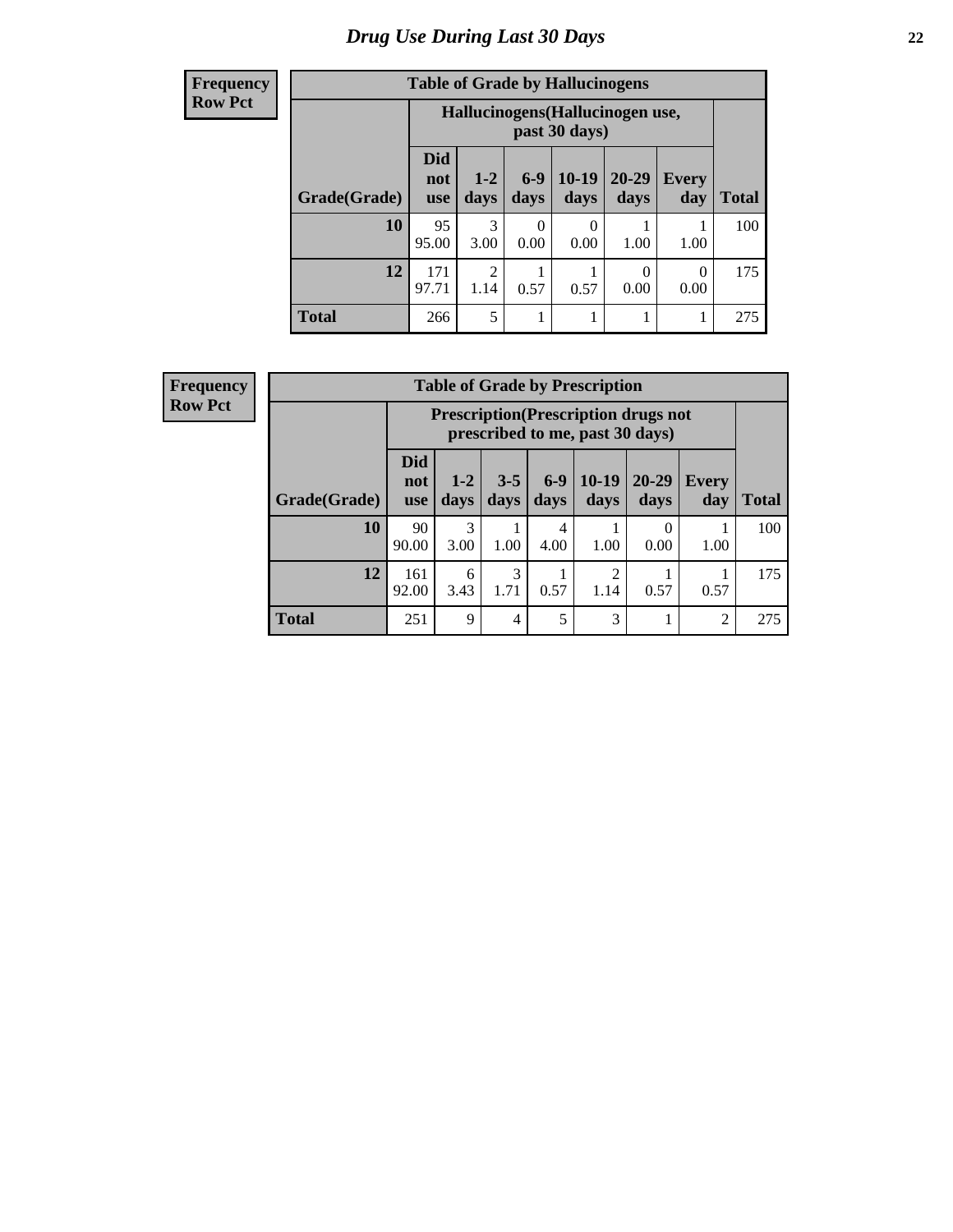# Drug Use During Last 30 Days

**Frequency**
**Row Pct**

| Table of Grade by Hallucinogens | | | | | | | |
|---|---|---|---|---|---|---|---|
| | Hallucinogens(Hallucinogen use, past 30 days) | | | | | | |
| Grade(Grade) | Did not use | 1-2 days | 6-9 days | 10-19 days | 20-29 days | Every day | Total |
| **10** | 95<br>95.00 | 3<br>3.00 | 0<br>0.00 | 0<br>0.00 | 1<br>1.00 | 1<br>1.00 | 100 |
| **12** | 171<br>97.71 | 2<br>1.14 | 1<br>0.57 | 1<br>0.57 | 0<br>0.00 | 0<br>0.00 | 175 |
| **Total** | 266 | 5 | 1 | 1 | 1 | 1 | 275 |

**Frequency**
**Row Pct**

| Table of Grade by Prescription | | | | | | | | |
|---|---|---|---|---|---|---|---|---|
| | Prescription(Prescription drugs not prescribed to me, past 30 days) | | | | | | | |
| Grade(Grade) | Did not use | 1-2 days | 3-5 days | 6-9 days | 10-19 days | 20-29 days | Every day | Total |
| **10** | 90<br>90.00 | 3<br>3.00 | 1<br>1.00 | 4<br>4.00 | 1<br>1.00 | 0<br>0.00 | 1<br>1.00 | 100 |
| **12** | 161<br>92.00 | 6<br>3.43 | 3<br>1.71 | 1<br>0.57 | 2<br>1.14 | 1<br>0.57 | 1<br>0.57 | 175 |
| **Total** | 251 | 9 | 4 | 5 | 3 | 1 | 2 | 275 |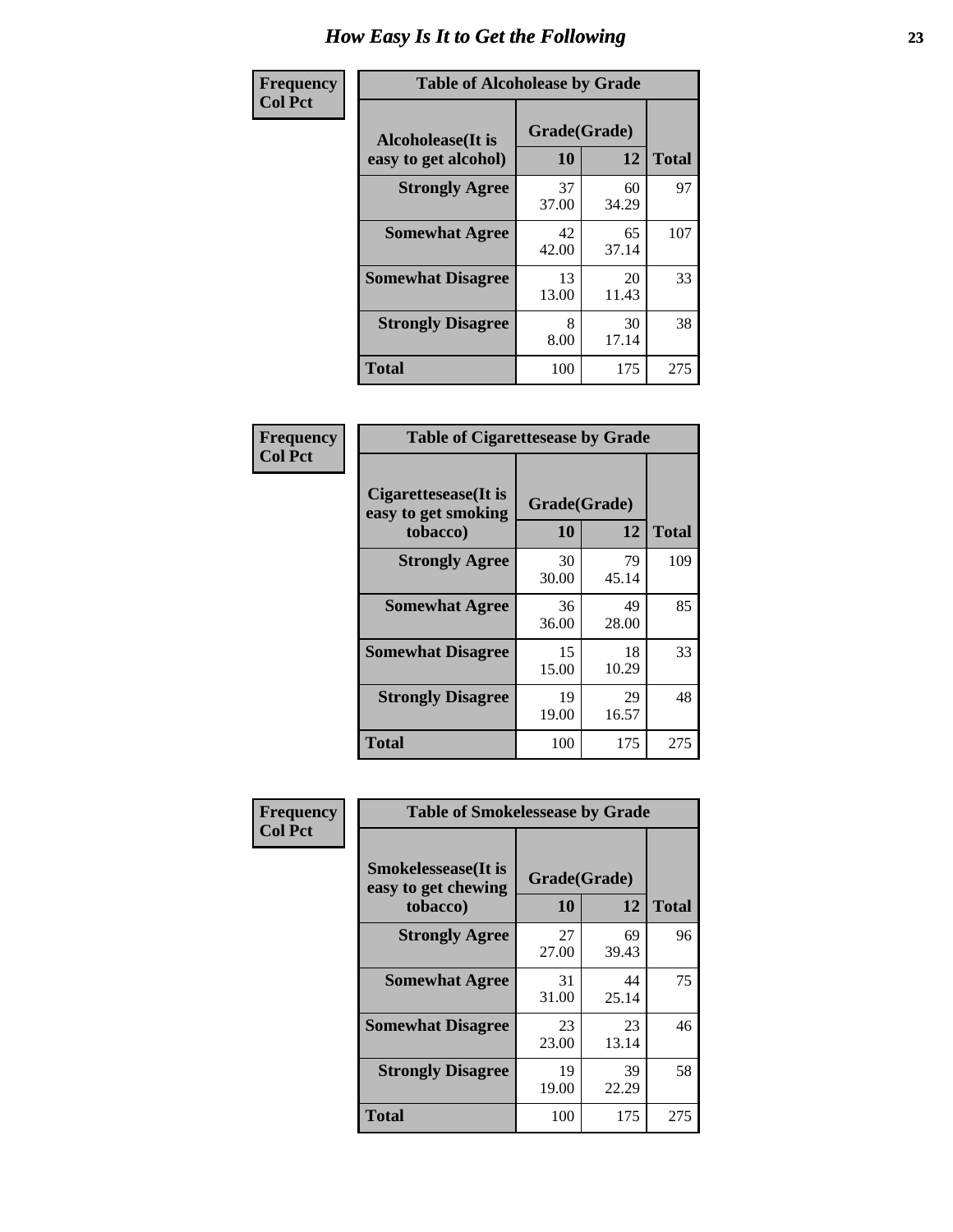# How Easy Is It to Get the Following

**Frequency**
**Col Pct**

| Table of Alcoholease by Grade | | | |
|---|---|---|---|
| Alcoholease(It is easy to get alcohol) | Grade(Grade) | | Total |
| | 10 | 12 | |
| **Strongly Agree** | 37<br>37.00 | 60<br>34.29 | 97 |
| **Somewhat Agree** | 42<br>42.00 | 65<br>37.14 | 107 |
| **Somewhat Disagree** | 13<br>13.00 | 20<br>11.43 | 33 |
| **Strongly Disagree** | 8<br>8.00 | 30<br>17.14 | 38 |
| **Total** | 100 | 175 | 275 |

**Frequency**
**Col Pct**

| Table of Cigarettesease by Grade | | | |
|---|---|---|---|
| Cigarettesease(It is easy to get smoking tobacco) | Grade(Grade) | | Total |
| | 10 | 12 | |
| **Strongly Agree** | 30<br>30.00 | 79<br>45.14 | 109 |
| **Somewhat Agree** | 36<br>36.00 | 49<br>28.00 | 85 |
| **Somewhat Disagree** | 15<br>15.00 | 18<br>10.29 | 33 |
| **Strongly Disagree** | 19<br>19.00 | 29<br>16.57 | 48 |
| **Total** | 100 | 175 | 275 |

**Frequency**
**Col Pct**

| Table of Smokelessease by Grade | | | |
|---|---|---|---|
| Smokelessease(It is easy to get chewing tobacco) | Grade(Grade) | | Total |
| | 10 | 12 | |
| **Strongly Agree** | 27<br>27.00 | 69<br>39.43 | 96 |
| **Somewhat Agree** | 31<br>31.00 | 44<br>25.14 | 75 |
| **Somewhat Disagree** | 23<br>23.00 | 23<br>13.14 | 46 |
| **Strongly Disagree** | 19<br>19.00 | 39<br>22.29 | 58 |
| **Total** | 100 | 175 | 275 |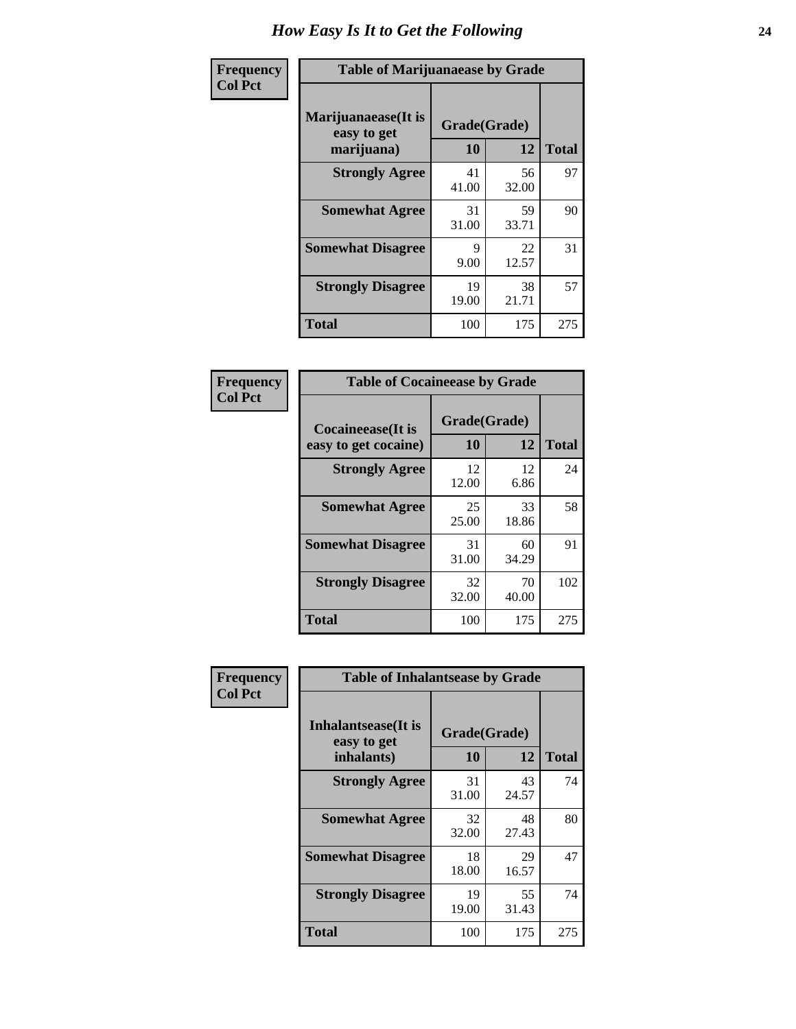# How Easy Is It to Get the Following

**Frequency**
**Col Pct**

**Table of Marijuanaease by Grade**

| Marijuanaease(It is easy to get marijuana) | Grade(Grade) | | Total |
|---|---|---|---|
| | 10 | 12 | |
| Strongly Agree | 41<br>41.00 | 56<br>32.00 | 97 |
| Somewhat Agree | 31<br>31.00 | 59<br>33.71 | 90 |
| Somewhat Disagree | 9<br>9.00 | 22<br>12.57 | 31 |
| Strongly Disagree | 19<br>19.00 | 38<br>21.71 | 57 |
| Total | 100 | 175 | 275 |

**Frequency**
**Col Pct**

**Table of Cocaineease by Grade**

| Cocaineease(It is easy to get cocaine) | Grade(Grade) | | Total |
|---|---|---|---|
| | 10 | 12 | |
| Strongly Agree | 12<br>12.00 | 12<br>6.86 | 24 |
| Somewhat Agree | 25<br>25.00 | 33<br>18.86 | 58 |
| Somewhat Disagree | 31<br>31.00 | 60<br>34.29 | 91 |
| Strongly Disagree | 32<br>32.00 | 70<br>40.00 | 102 |
| Total | 100 | 175 | 275 |

**Frequency**
**Col Pct**

**Table of Inhalantsease by Grade**

| Inhalantsease(It is easy to get inhalants) | Grade(Grade) | | Total |
|---|---|---|---|
| | 10 | 12 | |
| Strongly Agree | 31<br>31.00 | 43<br>24.57 | 74 |
| Somewhat Agree | 32<br>32.00 | 48<br>27.43 | 80 |
| Somewhat Disagree | 18<br>18.00 | 29<br>16.57 | 47 |
| Strongly Disagree | 19<br>19.00 | 55<br>31.43 | 74 |
| Total | 100 | 175 | 275 |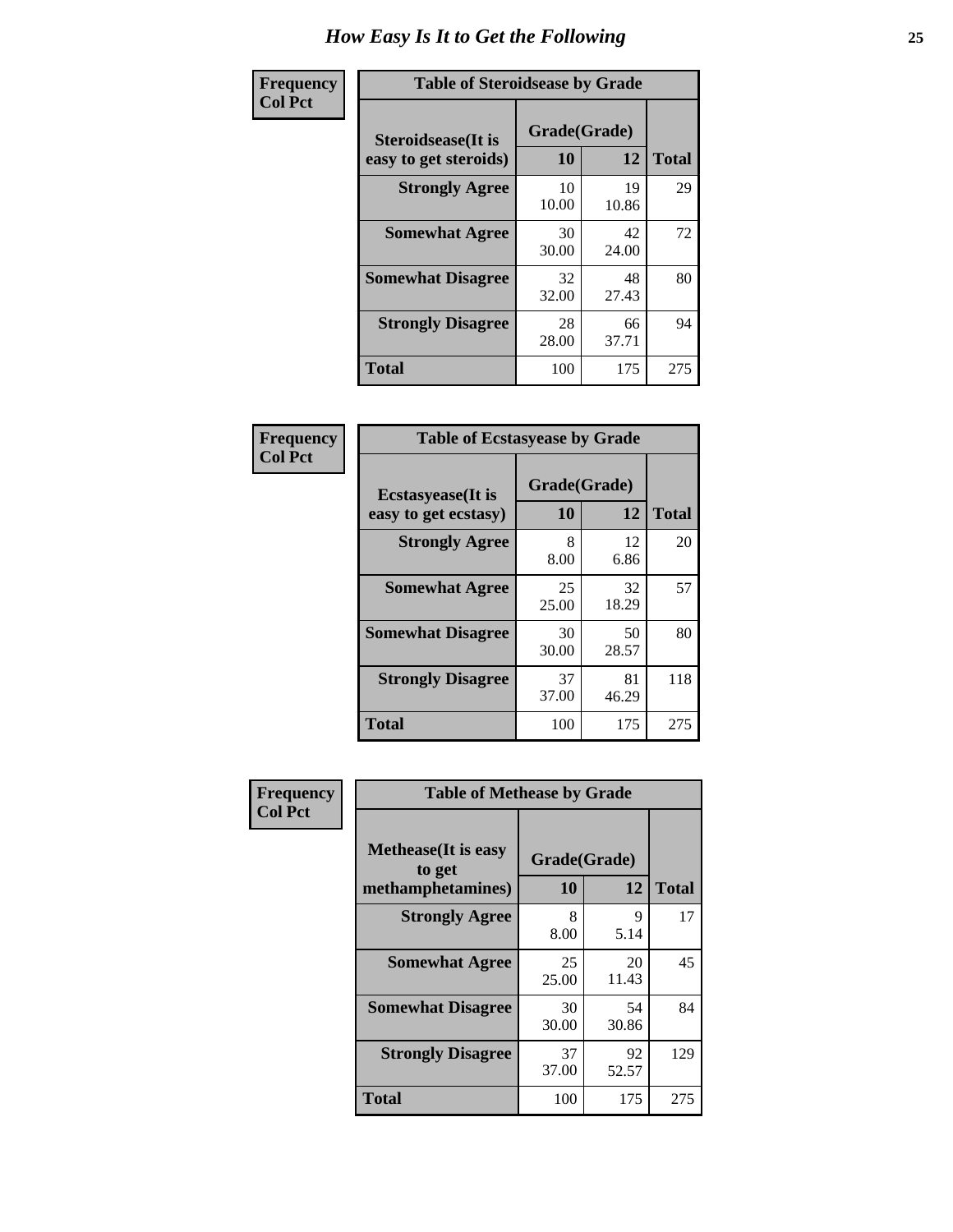# How Easy Is It to Get the Following

**Frequency**
**Col Pct**

| Table of Steroidsease by Grade | | | |
|---|---|---|---|
| **Steroidsease(It is easy to get steroids)** | **Grade(Grade)** | | **Total** |
| | **10** | **12** | |
| **Strongly Agree** | 10<br>10.00 | 19<br>10.86 | 29 |
| **Somewhat Agree** | 30<br>30.00 | 42<br>24.00 | 72 |
| **Somewhat Disagree** | 32<br>32.00 | 48<br>27.43 | 80 |
| **Strongly Disagree** | 28<br>28.00 | 66<br>37.71 | 94 |
| **Total** | 100 | 175 | 275 |

**Frequency**
**Col Pct**

| Table of Ecstasyease by Grade | | | |
|---|---|---|---|
| **Ecstasyease(It is easy to get ecstasy)** | **Grade(Grade)** | | **Total** |
| | **10** | **12** | |
| **Strongly Agree** | 8<br>8.00 | 12<br>6.86 | 20 |
| **Somewhat Agree** | 25<br>25.00 | 32<br>18.29 | 57 |
| **Somewhat Disagree** | 30<br>30.00 | 50<br>28.57 | 80 |
| **Strongly Disagree** | 37<br>37.00 | 81<br>46.29 | 118 |
| **Total** | 100 | 175 | 275 |

**Frequency**
**Col Pct**

| Table of Methease by Grade | | | |
|---|---|---|---|
| **Methease(It is easy to get methamphetamines)** | **Grade(Grade)** | | **Total** |
| | **10** | **12** | |
| **Strongly Agree** | 8<br>8.00 | 9<br>5.14 | 17 |
| **Somewhat Agree** | 25<br>25.00 | 20<br>11.43 | 45 |
| **Somewhat Disagree** | 30<br>30.00 | 54<br>30.86 | 84 |
| **Strongly Disagree** | 37<br>37.00 | 92<br>52.57 | 129 |
| **Total** | 100 | 175 | 275 |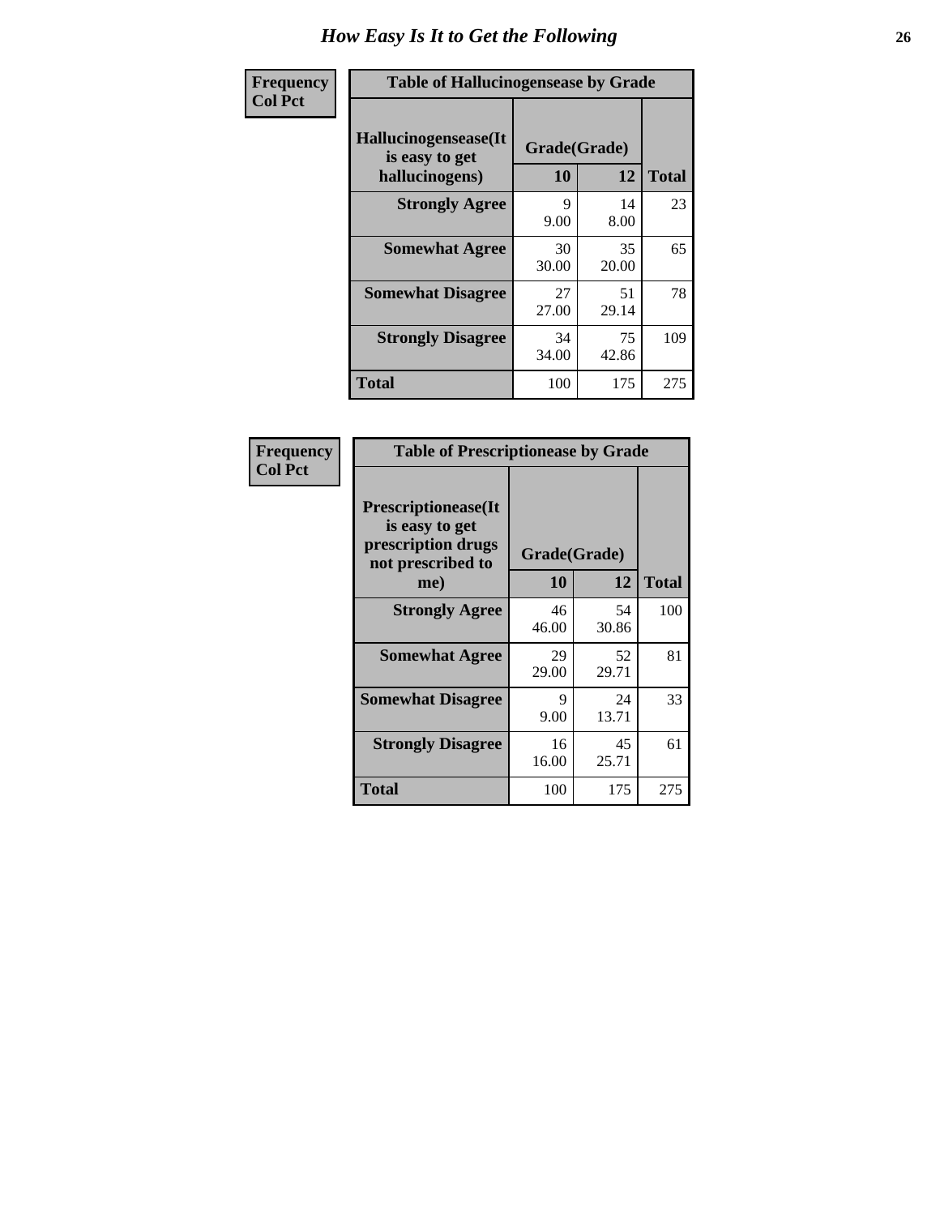# How Easy Is It to Get the Following

Frequency
Col Pct

| Table of Hallucinogensease by Grade | | | |
|---|---|---|---|
| Hallucinogensease(It is easy to get hallucinogens) | Grade(Grade) | | Total |
| | 10 | 12 | |
| **Strongly Agree** | 9<br>9.00 | 14<br>8.00 | 23 |
| **Somewhat Agree** | 30<br>30.00 | 35<br>20.00 | 65 |
| **Somewhat Disagree** | 27<br>27.00 | 51<br>29.14 | 78 |
| **Strongly Disagree** | 34<br>34.00 | 75<br>42.86 | 109 |
| **Total** | 100 | 175 | 275 |

Frequency
Col Pct

| Table of Prescriptionease by Grade | | | |
|---|---|---|---|
| Prescriptionease(It is easy to get prescription drugs not prescribed to me) | Grade(Grade) | | Total |
| | 10 | 12 | |
| **Strongly Agree** | 46<br>46.00 | 54<br>30.86 | 100 |
| **Somewhat Agree** | 29<br>29.00 | 52<br>29.71 | 81 |
| **Somewhat Disagree** | 9<br>9.00 | 24<br>13.71 | 33 |
| **Strongly Disagree** | 16<br>16.00 | 45<br>25.71 | 61 |
| **Total** | 100 | 175 | 275 |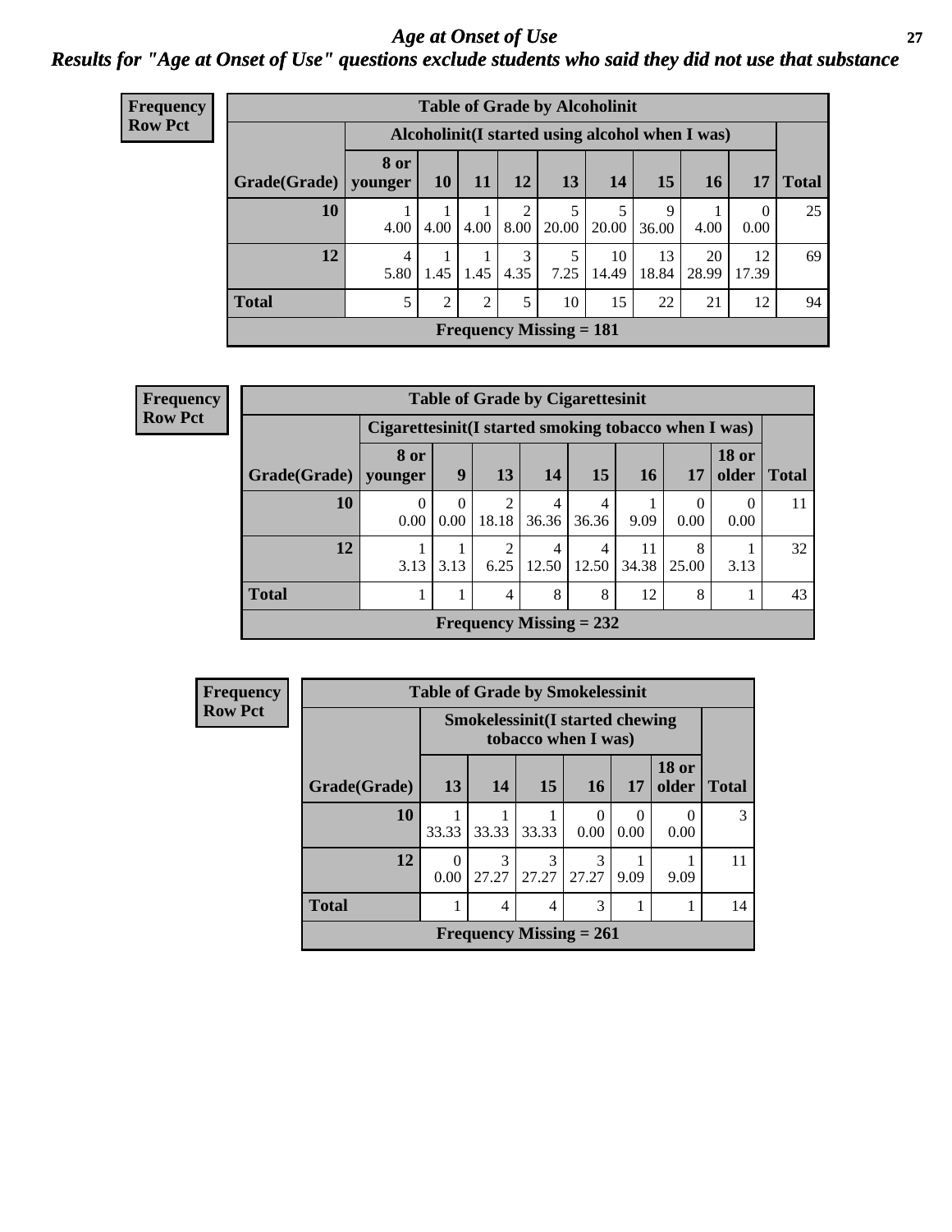# Age at Onset of Use

## Results for "Age at Onset of Use" questions exclude students who said they did not use that substance

**Frequency**
**Row Pct**

**Table of Grade by Alcoholinit**

| Grade(Grade) | Alcoholinit(I started using alcohol when I was) | | | | | | | | | Total |
|---|---|---|---|---|---|---|---|---|---|---|
| | 8 or younger | 10 | 11 | 12 | 13 | 14 | 15 | 16 | 17 | |
| 10 | 1<br>4.00 | 1<br>4.00 | 1<br>4.00 | 2<br>8.00 | 5<br>20.00 | 5<br>20.00 | 9<br>36.00 | 1<br>4.00 | 0<br>0.00 | 25 |
| 12 | 4<br>5.80 | 1<br>1.45 | 1<br>1.45 | 3<br>4.35 | 5<br>7.25 | 10<br>14.49 | 13<br>18.84 | 20<br>28.99 | 12<br>17.39 | 69 |
| Total | 5 | 2 | 2 | 5 | 10 | 15 | 22 | 21 | 12 | 94 |
| Frequency Missing = 181 | | | | | | | | | | |

**Frequency**
**Row Pct**

**Table of Grade by Cigarettesinit**

| Grade(Grade) | Cigarettesinit(I started smoking tobacco when I was) | | | | | | | | Total |
|---|---|---|---|---|---|---|---|---|---|
| | 8 or younger | 9 | 13 | 14 | 15 | 16 | 17 | 18 or older | |
| 10 | 0<br>0.00 | 0<br>0.00 | 2<br>18.18 | 4<br>36.36 | 4<br>36.36 | 1<br>9.09 | 0<br>0.00 | 0<br>0.00 | 11 |
| 12 | 1<br>3.13 | 1<br>3.13 | 2<br>6.25 | 4<br>12.50 | 4<br>12.50 | 11<br>34.38 | 8<br>25.00 | 1<br>3.13 | 32 |
| Total | 1 | 1 | 4 | 8 | 8 | 12 | 8 | 1 | 43 |
| Frequency Missing = 232 | | | | | | | | | |

**Frequency**
**Row Pct**

**Table of Grade by Smokelessinit**

| Grade(Grade) | Smokelessinit(I started chewing tobacco when I was) | | | | | | Total |
|---|---|---|---|---|---|---|---|
| | 13 | 14 | 15 | 16 | 17 | 18 or older | |
| 10 | 1<br>33.33 | 1<br>33.33 | 1<br>33.33 | 0<br>0.00 | 0<br>0.00 | 0<br>0.00 | 3 |
| 12 | 0<br>0.00 | 3<br>27.27 | 3<br>27.27 | 3<br>27.27 | 1<br>9.09 | 1<br>9.09 | 11 |
| Total | 1 | 4 | 4 | 3 | 1 | 1 | 14 |
| Frequency Missing = 261 | | | | | | | |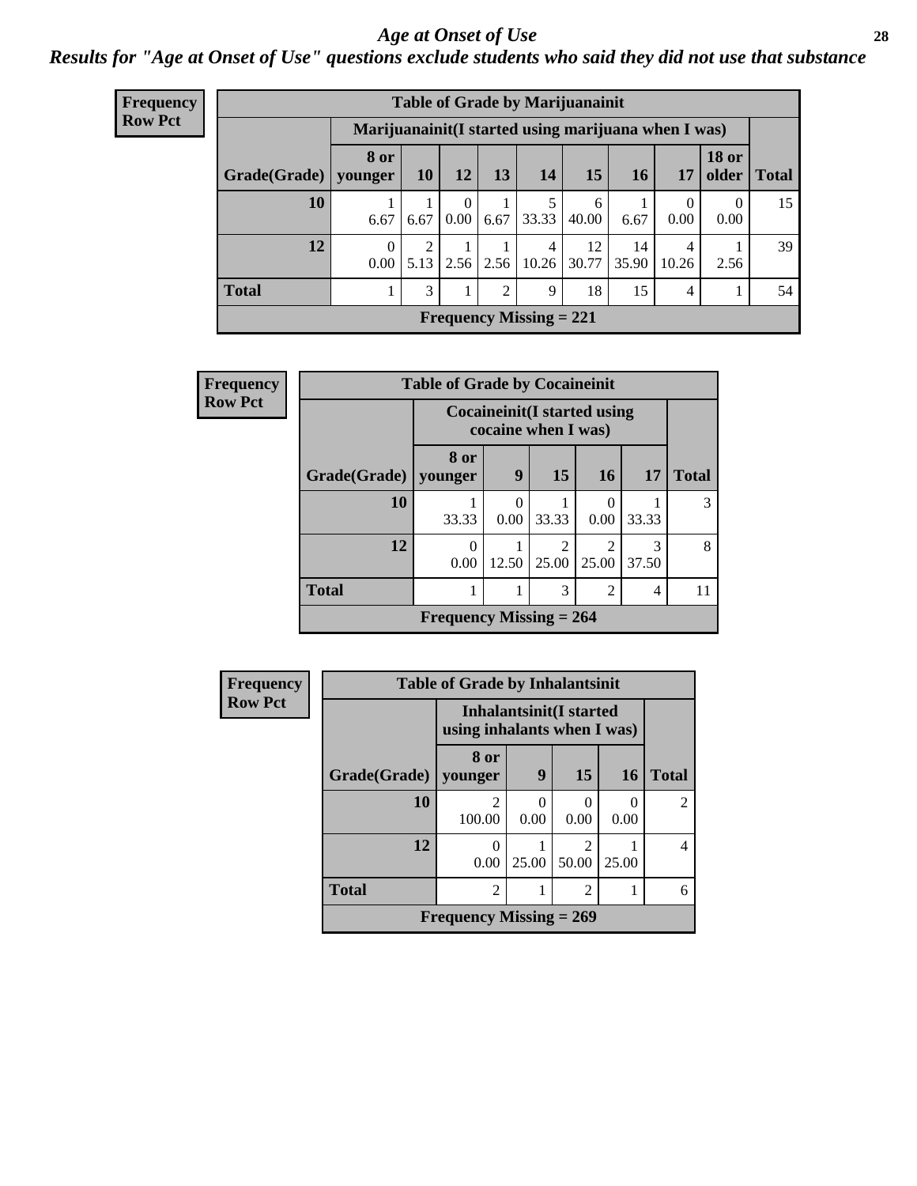# Age at Onset of Use

## Results for "Age at Onset of Use" questions exclude students who said they did not use that substance

**Frequency**
**Row Pct**

**Table of Grade by Marijuanainit**

| Grade(Grade) | Marijuanainit(I started using marijuana when I was) | | | | | | | | | Total |
|---|---|---|---|---|---|---|---|---|---|---|
| | 8 or younger | 10 | 12 | 13 | 14 | 15 | 16 | 17 | 18 or older | |
| 10 | 1<br>6.67 | 1<br>6.67 | 0<br>0.00 | 1<br>6.67 | 5<br>33.33 | 6<br>40.00 | 1<br>6.67 | 0<br>0.00 | 0<br>0.00 | 15 |
| 12 | 0<br>0.00 | 2<br>5.13 | 1<br>2.56 | 1<br>2.56 | 4<br>10.26 | 12<br>30.77 | 14<br>35.90 | 4<br>10.26 | 1<br>2.56 | 39 |
| Total | 1 | 3 | 1 | 2 | 9 | 18 | 15 | 4 | 1 | 54 |
| Frequency Missing = 221 | | | | | | | | | | |

**Frequency**
**Row Pct**

**Table of Grade by Cocaineinit**

| Grade(Grade) | Cocaineinit(I started using cocaine when I was) | | | | | Total |
|---|---|---|---|---|---|---|
| | 8 or younger | 9 | 15 | 16 | 17 | |
| 10 | 1<br>33.33 | 0<br>0.00 | 1<br>33.33 | 0<br>0.00 | 1<br>33.33 | 3 |
| 12 | 0<br>0.00 | 1<br>12.50 | 2<br>25.00 | 2<br>25.00 | 3<br>37.50 | 8 |
| Total | 1 | 1 | 3 | 2 | 4 | 11 |
| Frequency Missing = 264 | | | | | | |

**Frequency**
**Row Pct**

**Table of Grade by Inhalantsinit**

| Grade(Grade) | Inhalantsinit(I started using inhalants when I was) | | | | Total |
|---|---|---|---|---|---|
| | 8 or younger | 9 | 15 | 16 | |
| 10 | 2<br>100.00 | 0<br>0.00 | 0<br>0.00 | 0<br>0.00 | 2 |
| 12 | 0<br>0.00 | 1<br>25.00 | 2<br>50.00 | 1<br>25.00 | 4 |
| Total | 2 | 1 | 2 | 1 | 6 |
| Frequency Missing = 269 | | | | | |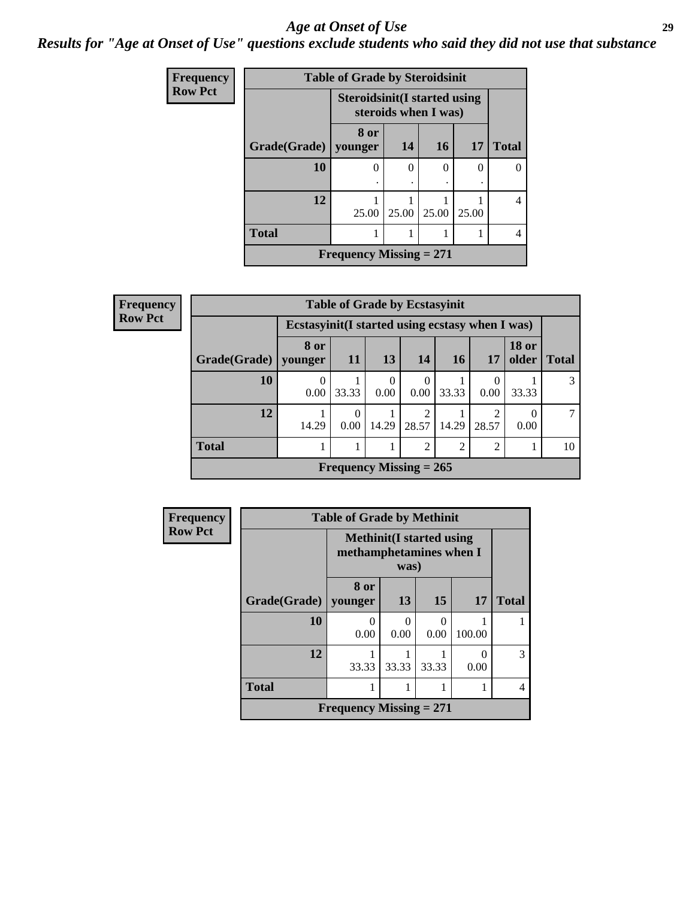# Age at Onset of Use

## Results for "Age at Onset of Use" questions exclude students who said they did not use that substance

**Frequency**
**Row Pct**

| Table of Grade by Steroidsinit | | | | | |
|---|---|---|---|---|---|
| | Steroidsinit(I started using steroids when I was) | | | | |
| Grade(Grade) | 8 or younger | 14 | 16 | 17 | Total |
| **10** | 0<br>. | 0<br>. | 0<br>. | 0<br>. | 0 |
| **12** | 1<br>25.00 | 1<br>25.00 | 1<br>25.00 | 1<br>25.00 | 4 |
| **Total** | 1 | 1 | 1 | 1 | 4 |
| **Frequency Missing = 271** | | | | | |

**Frequency**
**Row Pct**

| Table of Grade by Ecstasyinit | | | | | | | | |
|---|---|---|---|---|---|---|---|---|
| | Ecstasyinit(I started using ecstasy when I was) | | | | | | | |
| Grade(Grade) | 8 or younger | 11 | 13 | 14 | 16 | 17 | 18 or older | Total |
| **10** | 0<br>0.00 | 1<br>33.33 | 0<br>0.00 | 0<br>0.00 | 1<br>33.33 | 0<br>0.00 | 1<br>33.33 | 3 |
| **12** | 1<br>14.29 | 0<br>0.00 | 1<br>14.29 | 2<br>28.57 | 1<br>14.29 | 2<br>28.57 | 0<br>0.00 | 7 |
| **Total** | 1 | 1 | 1 | 2 | 2 | 2 | 1 | 10 |
| **Frequency Missing = 265** | | | | | | | | |

**Frequency**
**Row Pct**

| Table of Grade by Methinit | | | | | |
|---|---|---|---|---|---|
| | Methinit(I started using methamphetamines when I was) | | | | |
| Grade(Grade) | 8 or younger | 13 | 15 | 17 | Total |
| **10** | 0<br>0.00 | 0<br>0.00 | 0<br>0.00 | 1<br>100.00 | 1 |
| **12** | 1<br>33.33 | 1<br>33.33 | 1<br>33.33 | 0<br>0.00 | 3 |
| **Total** | 1 | 1 | 1 | 1 | 4 |
| **Frequency Missing = 271** | | | | | |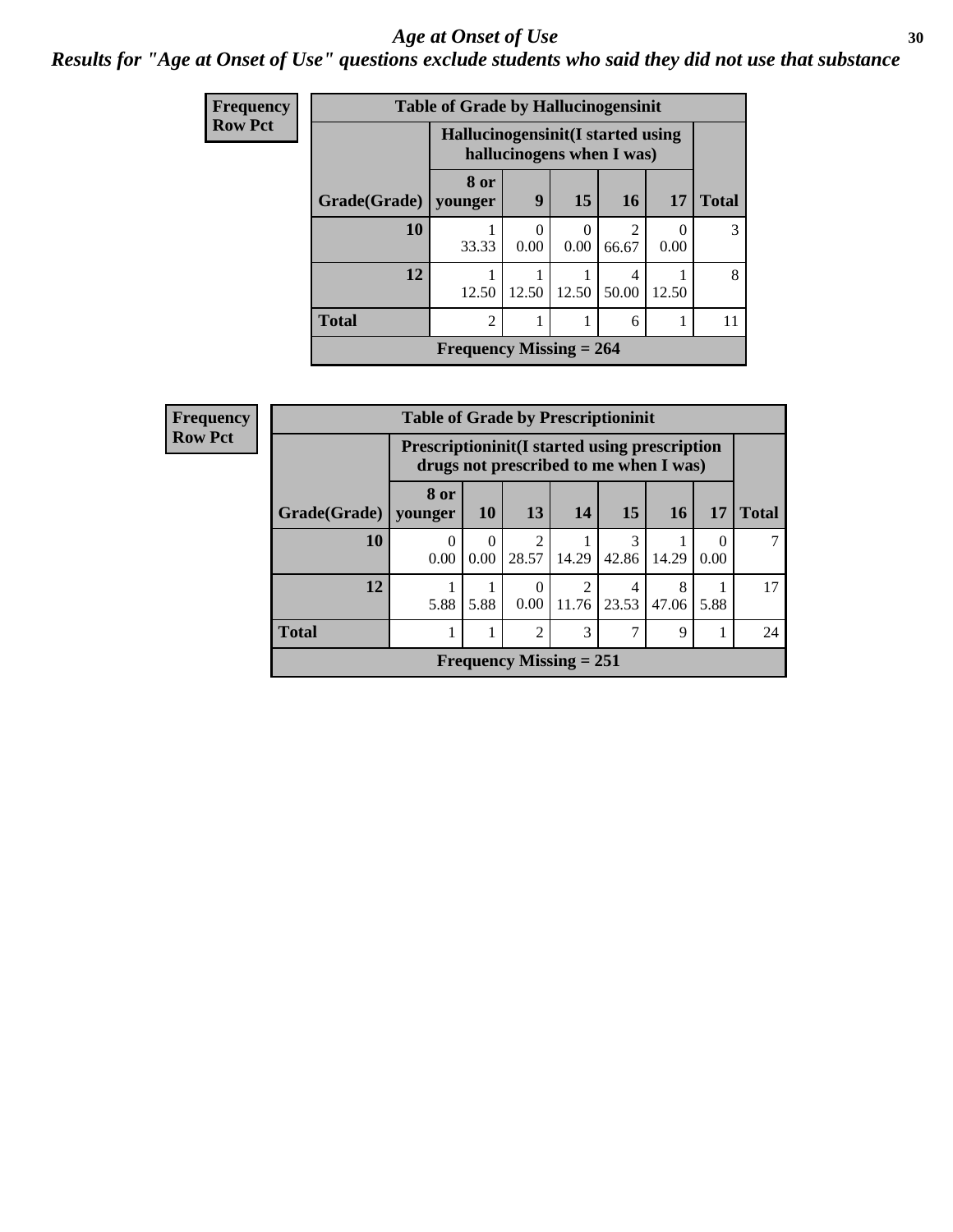# Age at Onset of Use

***Results for "Age at Onset of Use" questions exclude students who said they did not use that substance***

**Frequency**
**Row Pct**

| Table of Grade by Hallucinogensinit | | | | | | |
|---|---|---|---|---|---|---|
| | Hallucinogensinit(I started using hallucinogens when I was) | | | | | |
| Grade(Grade) | 8 or younger | 9 | 15 | 16 | 17 | Total |
| 10 | 1<br>33.33 | 0<br>0.00 | 0<br>0.00 | 2<br>66.67 | 0<br>0.00 | 3 |
| 12 | 1<br>12.50 | 1<br>12.50 | 1<br>12.50 | 4<br>50.00 | 1<br>12.50 | 8 |
| Total | 2 | 1 | 1 | 6 | 1 | 11 |
| Frequency Missing = 264 | | | | | | |

**Frequency**
**Row Pct**

| Table of Grade by Prescriptioninit | | | | | | | | |
|---|---|---|---|---|---|---|---|---|
| | Prescriptioninit(I started using prescription drugs not prescribed to me when I was) | | | | | | | |
| Grade(Grade) | 8 or younger | 10 | 13 | 14 | 15 | 16 | 17 | Total |
| 10 | 0<br>0.00 | 0<br>0.00 | 2<br>28.57 | 1<br>14.29 | 3<br>42.86 | 1<br>14.29 | 0<br>0.00 | 7 |
| 12 | 1<br>5.88 | 1<br>5.88 | 0<br>0.00 | 2<br>11.76 | 4<br>23.53 | 8<br>47.06 | 1<br>5.88 | 17 |
| Total | 1 | 1 | 2 | 3 | 7 | 9 | 1 | 24 |
| Frequency Missing = 251 | | | | | | | | |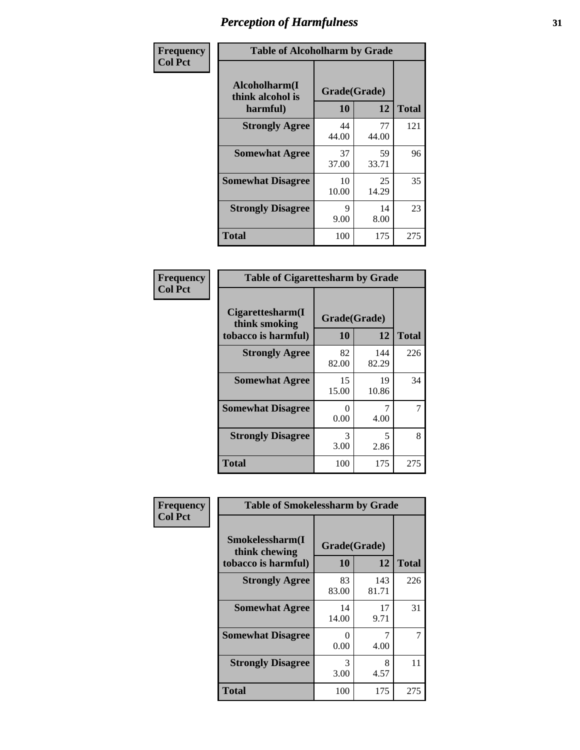# Perception of Harmfulness

**Frequency**
**Col Pct**

| Table of Alcoholharm by Grade | | | |
|---|---|---|---|
| Alcoholharm(I think alcohol is harmful) | Grade(Grade) | | Total |
| | 10 | 12 | |
| Strongly Agree | 44<br>44.00 | 77<br>44.00 | 121 |
| Somewhat Agree | 37<br>37.00 | 59<br>33.71 | 96 |
| Somewhat Disagree | 10<br>10.00 | 25<br>14.29 | 35 |
| Strongly Disagree | 9<br>9.00 | 14<br>8.00 | 23 |
| Total | 100 | 175 | 275 |

**Frequency**
**Col Pct**

| Table of Cigarettesharm by Grade | | | |
|---|---|---|---|
| Cigarettesharm(I think smoking tobacco is harmful) | Grade(Grade) | | Total |
| | 10 | 12 | |
| Strongly Agree | 82<br>82.00 | 144<br>82.29 | 226 |
| Somewhat Agree | 15<br>15.00 | 19<br>10.86 | 34 |
| Somewhat Disagree | 0<br>0.00 | 7<br>4.00 | 7 |
| Strongly Disagree | 3<br>3.00 | 5<br>2.86 | 8 |
| Total | 100 | 175 | 275 |

**Frequency**
**Col Pct**

| Table of Smokelessharm by Grade | | | |
|---|---|---|---|
| Smokelessharm(I think chewing tobacco is harmful) | Grade(Grade) | | Total |
| | 10 | 12 | |
| Strongly Agree | 83<br>83.00 | 143<br>81.71 | 226 |
| Somewhat Agree | 14<br>14.00 | 17<br>9.71 | 31 |
| Somewhat Disagree | 0<br>0.00 | 7<br>4.00 | 7 |
| Strongly Disagree | 3<br>3.00 | 8<br>4.57 | 11 |
| Total | 100 | 175 | 275 |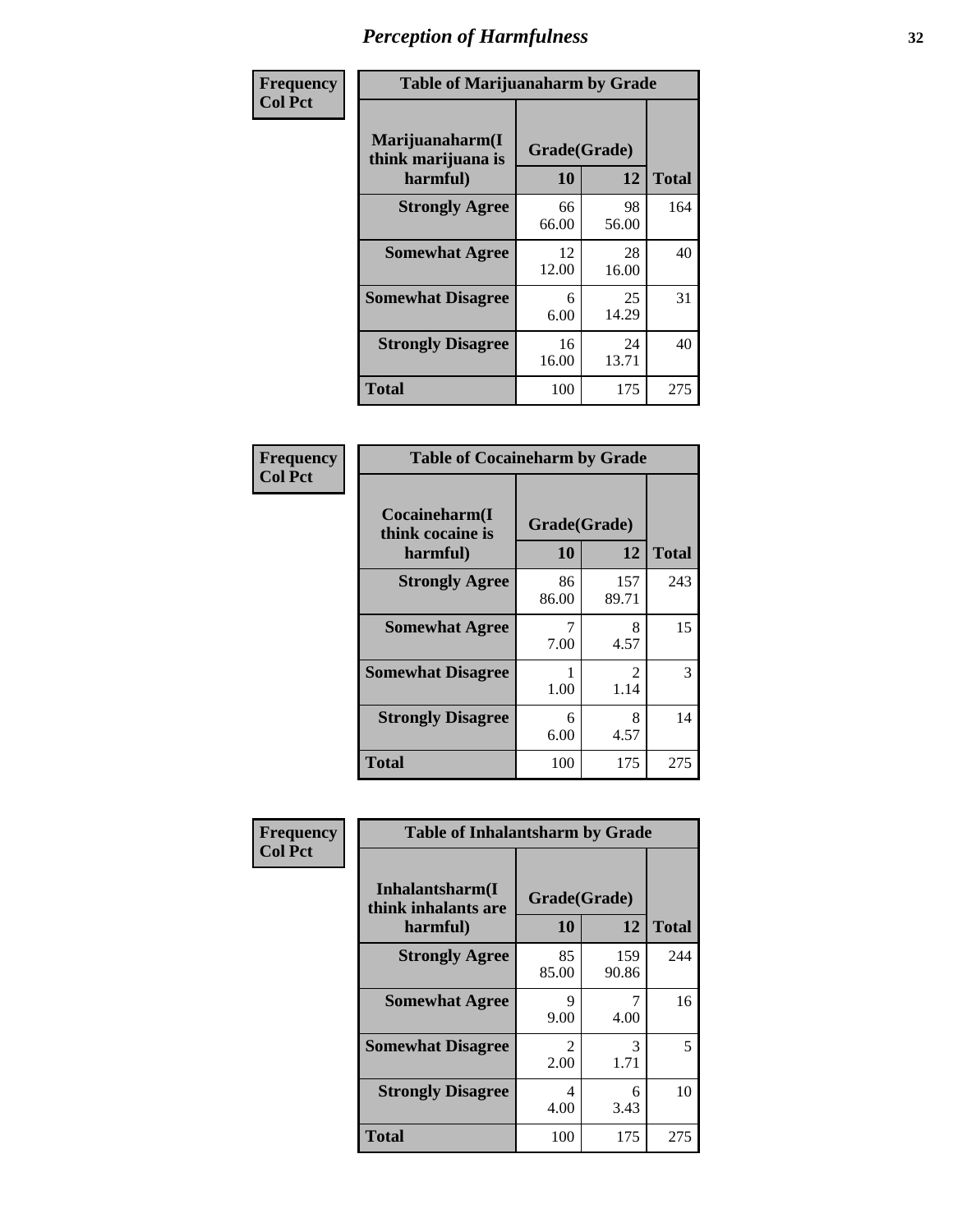# Perception of Harmfulness

| Frequency Col Pct | Table of Marijuanaharm by Grade | | |
|---|---|---|---|
| Marijuanaharm(I think marijuana is harmful) | Grade(Grade) | | |
| | 10 | 12 | Total |
| Strongly Agree | 66 66.00 | 98 56.00 | 164 |
| Somewhat Agree | 12 12.00 | 28 16.00 | 40 |
| Somewhat Disagree | 6 6.00 | 25 14.29 | 31 |
| Strongly Disagree | 16 16.00 | 24 13.71 | 40 |
| Total | 100 | 175 | 275 |

| Frequency Col Pct | Table of Cocaineharm by Grade | | |
|---|---|---|---|
| Cocaineharm(I think cocaine is harmful) | Grade(Grade) | | |
| | 10 | 12 | Total |
| Strongly Agree | 86 86.00 | 157 89.71 | 243 |
| Somewhat Agree | 7 7.00 | 8 4.57 | 15 |
| Somewhat Disagree | 1 1.00 | 2 1.14 | 3 |
| Strongly Disagree | 6 6.00 | 8 4.57 | 14 |
| Total | 100 | 175 | 275 |

| Frequency Col Pct | Table of Inhalantsharm by Grade | | |
|---|---|---|---|
| Inhalantsharm(I think inhalants are harmful) | Grade(Grade) | | |
| | 10 | 12 | Total |
| Strongly Agree | 85 85.00 | 159 90.86 | 244 |
| Somewhat Agree | 9 9.00 | 7 4.00 | 16 |
| Somewhat Disagree | 2 2.00 | 3 1.71 | 5 |
| Strongly Disagree | 4 4.00 | 6 3.43 | 10 |
| Total | 100 | 175 | 275 |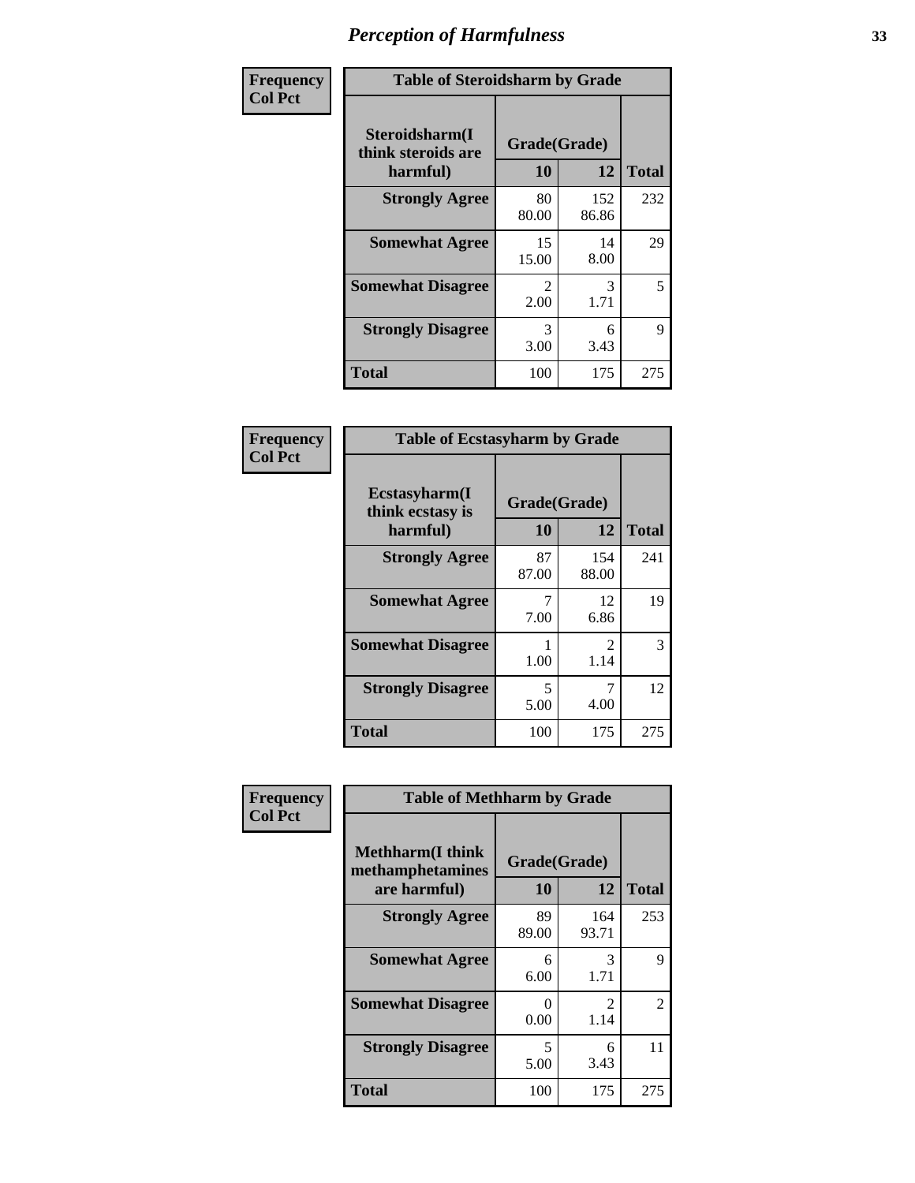# Perception of Harmfulness

| Frequency<br>Col Pct |
|---|

**Table of Steroidsharm by Grade**

| Steroidsharm(I think steroids are harmful) | Grade(Grade) 10 | 12 | Total |
|---|---|---|---|
| Strongly Agree | 80<br>80.00 | 152<br>86.86 | 232 |
| Somewhat Agree | 15<br>15.00 | 14<br>8.00 | 29 |
| Somewhat Disagree | 2<br>2.00 | 3<br>1.71 | 5 |
| Strongly Disagree | 3<br>3.00 | 6<br>3.43 | 9 |
| Total | 100 | 175 | 275 |

| Frequency<br>Col Pct |
|---|

**Table of Ecstasyharm by Grade**

| Ecstasyharm(I think ecstasy is harmful) | Grade(Grade) 10 | 12 | Total |
|---|---|---|---|
| Strongly Agree | 87<br>87.00 | 154<br>88.00 | 241 |
| Somewhat Agree | 7<br>7.00 | 12<br>6.86 | 19 |
| Somewhat Disagree | 1<br>1.00 | 2<br>1.14 | 3 |
| Strongly Disagree | 5<br>5.00 | 7<br>4.00 | 12 |
| Total | 100 | 175 | 275 |

| Frequency<br>Col Pct |
|---|

**Table of Methharm by Grade**

| Methharm(I think methamphetamines are harmful) | Grade(Grade) 10 | 12 | Total |
|---|---|---|---|
| Strongly Agree | 89<br>89.00 | 164<br>93.71 | 253 |
| Somewhat Agree | 6<br>6.00 | 3<br>1.71 | 9 |
| Somewhat Disagree | 0<br>0.00 | 2<br>1.14 | 2 |
| Strongly Disagree | 5<br>5.00 | 6<br>3.43 | 11 |
| Total | 100 | 175 | 275 |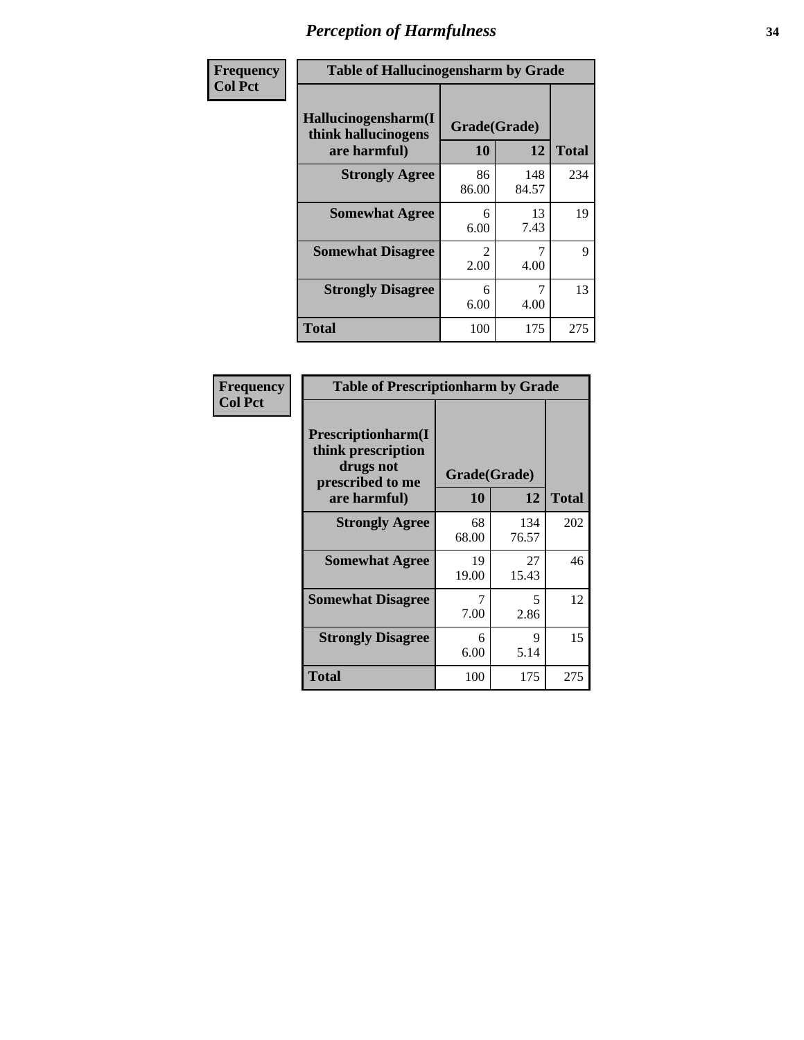# Perception of Harmfulness

| Frequency<br>Col Pct | Table of Hallucinogensharm by Grade | | |
|---|---|---|---|
| Hallucinogensharm(I think hallucinogens are harmful) | Grade(Grade) | | |
| | 10 | 12 | Total |
| Strongly Agree | 86<br>86.00 | 148<br>84.57 | 234 |
| Somewhat Agree | 6<br>6.00 | 13<br>7.43 | 19 |
| Somewhat Disagree | 2<br>2.00 | 7<br>4.00 | 9 |
| Strongly Disagree | 6<br>6.00 | 7<br>4.00 | 13 |
| Total | 100 | 175 | 275 |

| Frequency<br>Col Pct | Table of Prescriptionharm by Grade | | |
|---|---|---|---|
| Prescriptionharm(I think prescription drugs not prescribed to me are harmful) | Grade(Grade) | | |
| | 10 | 12 | Total |
| Strongly Agree | 68<br>68.00 | 134<br>76.57 | 202 |
| Somewhat Agree | 19<br>19.00 | 27<br>15.43 | 46 |
| Somewhat Disagree | 7<br>7.00 | 5<br>2.86 | 12 |
| Strongly Disagree | 6<br>6.00 | 9<br>5.14 | 15 |
| Total | 100 | 175 | 275 |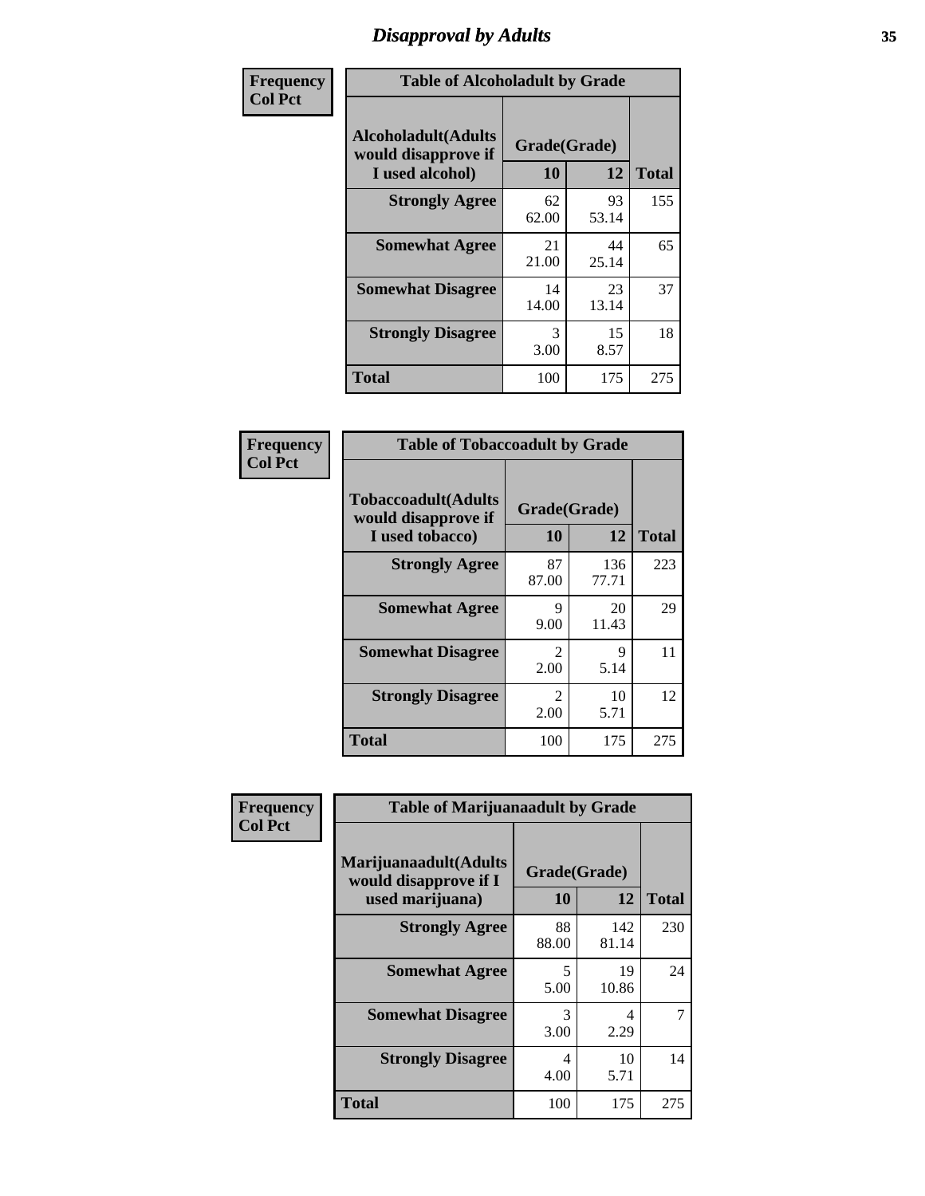# Disapproval by Adults

**Frequency / Col Pct**

**Table of Alcoholadult by Grade**

| Alcoholadult(Adults would disapprove if I used alcohol) | Grade(Grade) 10 | 12 | Total |
|---|---|---|---|
| **Strongly Agree** | 62<br>62.00 | 93<br>53.14 | 155 |
| **Somewhat Agree** | 21<br>21.00 | 44<br>25.14 | 65 |
| **Somewhat Disagree** | 14<br>14.00 | 23<br>13.14 | 37 |
| **Strongly Disagree** | 3<br>3.00 | 15<br>8.57 | 18 |
| **Total** | 100 | 175 | 275 |

**Frequency / Col Pct**

**Table of Tobaccoadult by Grade**

| Tobaccoadult(Adults would disapprove if I used tobacco) | Grade(Grade) 10 | 12 | Total |
|---|---|---|---|
| **Strongly Agree** | 87<br>87.00 | 136<br>77.71 | 223 |
| **Somewhat Agree** | 9<br>9.00 | 20<br>11.43 | 29 |
| **Somewhat Disagree** | 2<br>2.00 | 9<br>5.14 | 11 |
| **Strongly Disagree** | 2<br>2.00 | 10<br>5.71 | 12 |
| **Total** | 100 | 175 | 275 |

**Frequency / Col Pct**

**Table of Marijuanaadult by Grade**

| Marijuanaadult(Adults would disapprove if I used marijuana) | Grade(Grade) 10 | 12 | Total |
|---|---|---|---|
| **Strongly Agree** | 88<br>88.00 | 142<br>81.14 | 230 |
| **Somewhat Agree** | 5<br>5.00 | 19<br>10.86 | 24 |
| **Somewhat Disagree** | 3<br>3.00 | 4<br>2.29 | 7 |
| **Strongly Disagree** | 4<br>4.00 | 10<br>5.71 | 14 |
| **Total** | 100 | 175 | 275 |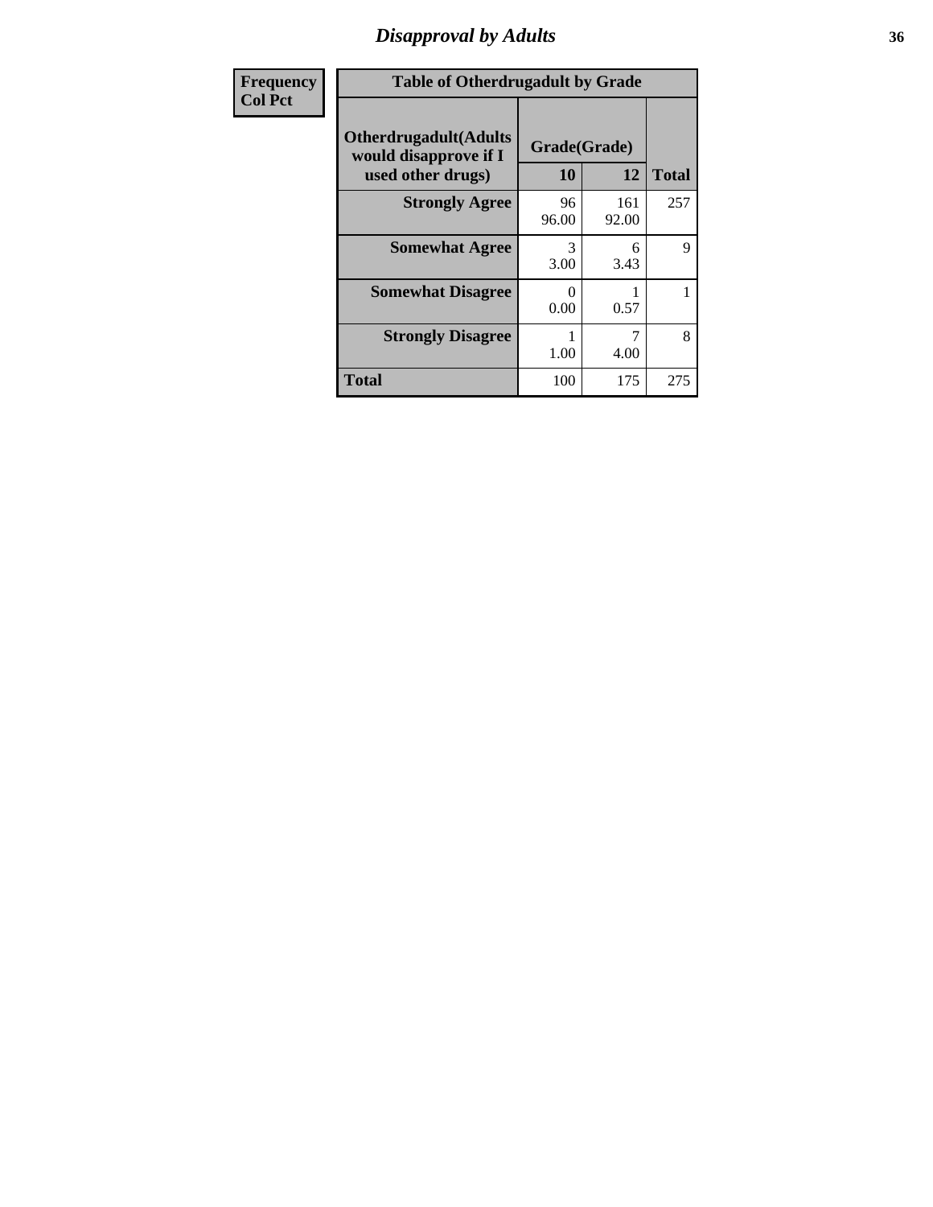# Disapproval by Adults

| Frequency<br>Col Pct | | | |
|---|---|---|---|

**Table of Otherdrugadult by Grade**

| Otherdrugadult(Adults would disapprove if I used other drugs) | Grade(Grade) | | |
|---|---|---|---|
| | 10 | 12 | Total |
| Strongly Agree | 96<br>96.00 | 161<br>92.00 | 257 |
| Somewhat Agree | 3<br>3.00 | 6<br>3.43 | 9 |
| Somewhat Disagree | 0<br>0.00 | 1<br>0.57 | 1 |
| Strongly Disagree | 1<br>1.00 | 7<br>4.00 | 8 |
| Total | 100 | 175 | 275 |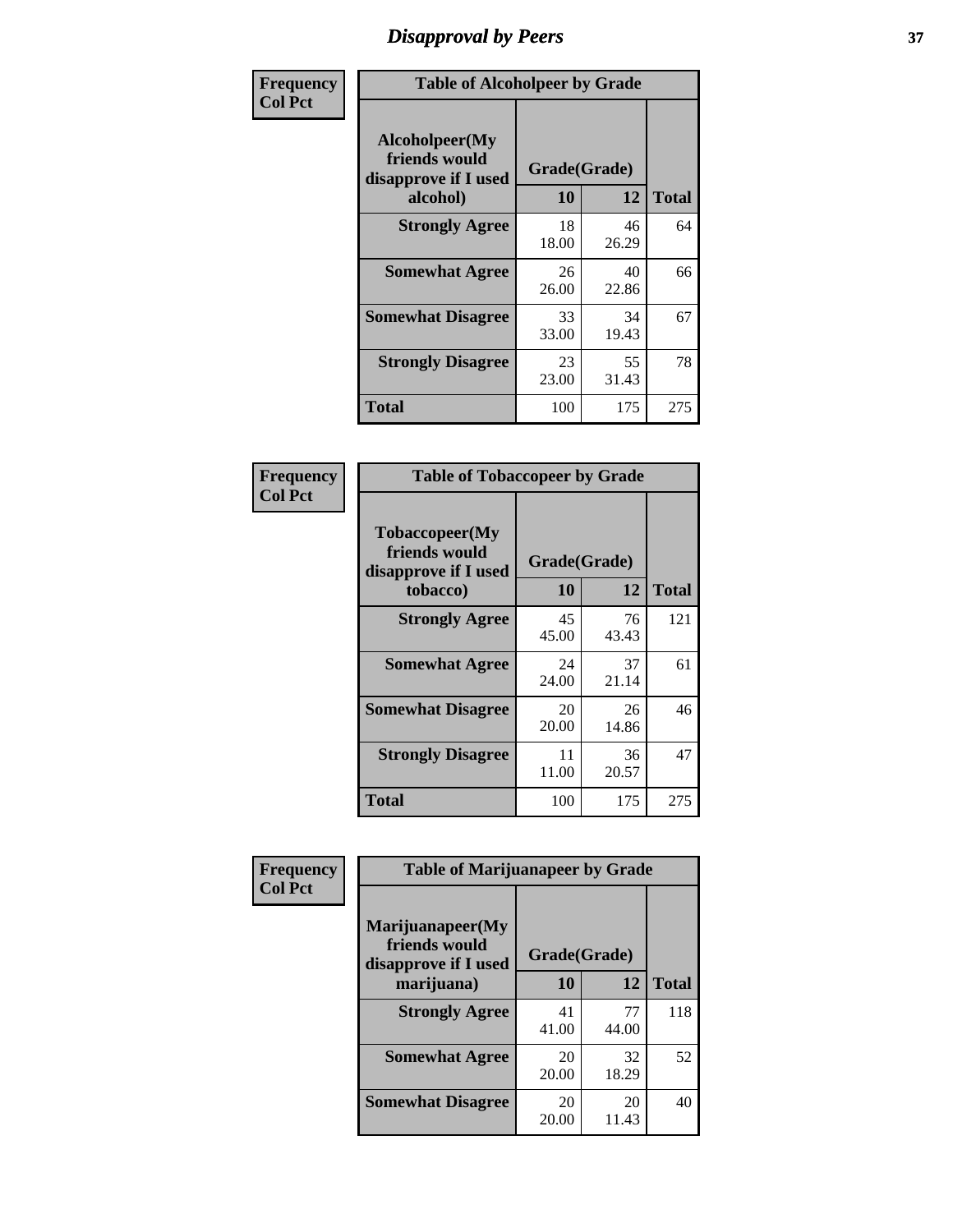# Disapproval by Peers

| Frequency<br>Col Pct | Table of Alcoholpeer by Grade | | |
|---|---|---|---|
| **Alcoholpeer(My friends would disapprove if I used alcohol)** | **Grade(Grade)** | | |
| | **10** | **12** | **Total** |
| **Strongly Agree** | 18<br>18.00 | 46<br>26.29 | 64 |
| **Somewhat Agree** | 26<br>26.00 | 40<br>22.86 | 66 |
| **Somewhat Disagree** | 33<br>33.00 | 34<br>19.43 | 67 |
| **Strongly Disagree** | 23<br>23.00 | 55<br>31.43 | 78 |
| **Total** | 100 | 175 | 275 |

| Frequency<br>Col Pct | Table of Tobaccopeer by Grade | | |
|---|---|---|---|
| **Tobaccopeer(My friends would disapprove if I used tobacco)** | **Grade(Grade)** | | |
| | **10** | **12** | **Total** |
| **Strongly Agree** | 45<br>45.00 | 76<br>43.43 | 121 |
| **Somewhat Agree** | 24<br>24.00 | 37<br>21.14 | 61 |
| **Somewhat Disagree** | 20<br>20.00 | 26<br>14.86 | 46 |
| **Strongly Disagree** | 11<br>11.00 | 36<br>20.57 | 47 |
| **Total** | 100 | 175 | 275 |

| Frequency<br>Col Pct | Table of Marijuanapeer by Grade | | |
|---|---|---|---|
| **Marijuanapeer(My friends would disapprove if I used marijuana)** | **Grade(Grade)** | | |
| | **10** | **12** | **Total** |
| **Strongly Agree** | 41<br>41.00 | 77<br>44.00 | 118 |
| **Somewhat Agree** | 20<br>20.00 | 32<br>18.29 | 52 |
| **Somewhat Disagree** | 20<br>20.00 | 20<br>11.43 | 40 |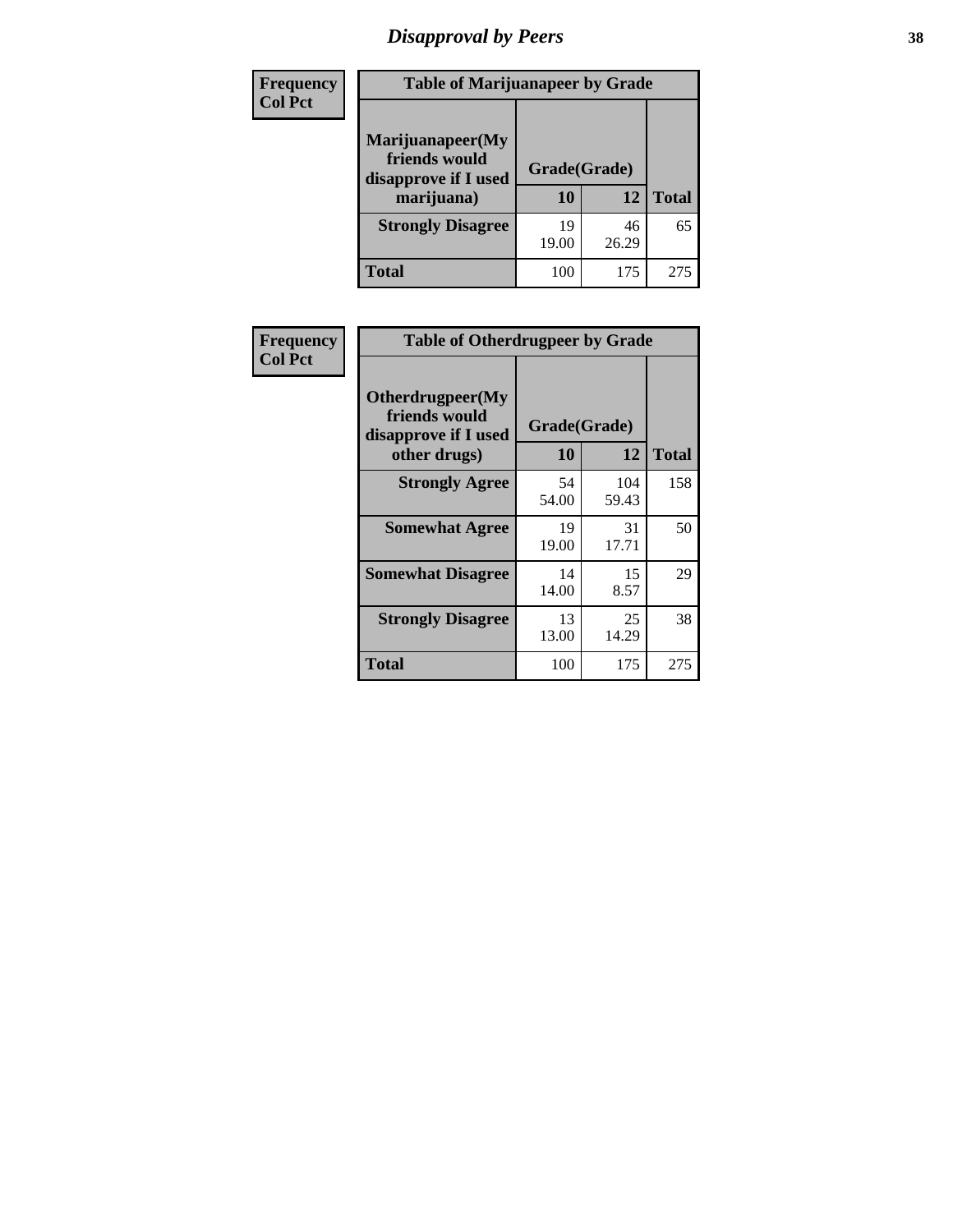# Disapproval by Peers

Frequency
Col Pct

**Table of Marijuanapeer by Grade**

| Marijuanapeer(My friends would disapprove if I used marijuana) | Grade(Grade) | | Total |
|---|---|---|---|
| | 10 | 12 | |
| **Strongly Disagree** | 19<br>19.00 | 46<br>26.29 | 65 |
| **Total** | 100 | 175 | 275 |

Frequency
Col Pct

**Table of Otherdrugpeer by Grade**

| Otherdrugpeer(My friends would disapprove if I used other drugs) | Grade(Grade) | | Total |
|---|---|---|---|
| | 10 | 12 | |
| **Strongly Agree** | 54<br>54.00 | 104<br>59.43 | 158 |
| **Somewhat Agree** | 19<br>19.00 | 31<br>17.71 | 50 |
| **Somewhat Disagree** | 14<br>14.00 | 15<br>8.57 | 29 |
| **Strongly Disagree** | 13<br>13.00 | 25<br>14.29 | 38 |
| **Total** | 100 | 175 | 275 |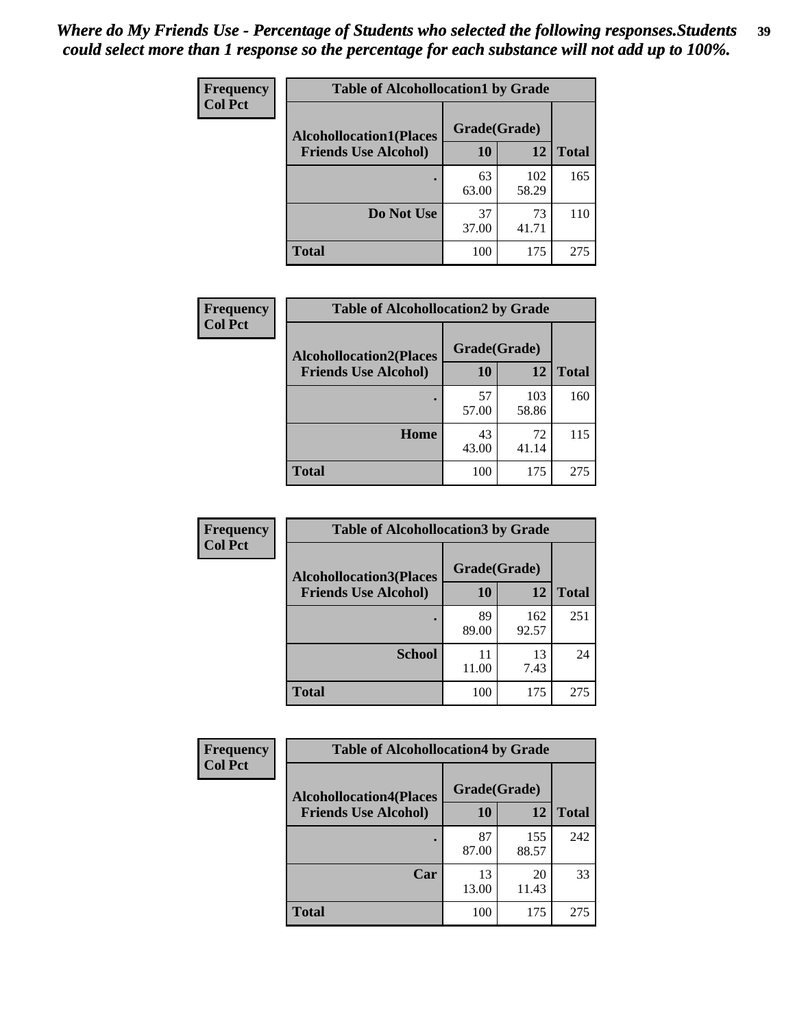*Where do My Friends Use - Percentage of Students who selected the following responses.Students could select more than 1 response so the percentage for each substance will not add up to 100%.*

**Frequency**
**Col Pct**

| Table of Alcohollocation1 by Grade | | | |
|---|---|---|---|
| **Alcohollocation1(Places Friends Use Alcohol)** | **Grade(Grade)** | | |
| | **10** | **12** | **Total** |
| **.** | 63<br>63.00 | 102<br>58.29 | 165 |
| **Do Not Use** | 37<br>37.00 | 73<br>41.71 | 110 |
| **Total** | 100 | 175 | 275 |

**Frequency**
**Col Pct**

| Table of Alcohollocation2 by Grade | | | |
|---|---|---|---|
| **Alcohollocation2(Places Friends Use Alcohol)** | **Grade(Grade)** | | |
| | **10** | **12** | **Total** |
| **.** | 57<br>57.00 | 103<br>58.86 | 160 |
| **Home** | 43<br>43.00 | 72<br>41.14 | 115 |
| **Total** | 100 | 175 | 275 |

**Frequency**
**Col Pct**

| Table of Alcohollocation3 by Grade | | | |
|---|---|---|---|
| **Alcohollocation3(Places Friends Use Alcohol)** | **Grade(Grade)** | | |
| | **10** | **12** | **Total** |
| **.** | 89<br>89.00 | 162<br>92.57 | 251 |
| **School** | 11<br>11.00 | 13<br>7.43 | 24 |
| **Total** | 100 | 175 | 275 |

**Frequency**
**Col Pct**

| Table of Alcohollocation4 by Grade | | | |
|---|---|---|---|
| **Alcohollocation4(Places Friends Use Alcohol)** | **Grade(Grade)** | | |
| | **10** | **12** | **Total** |
| **.** | 87<br>87.00 | 155<br>88.57 | 242 |
| **Car** | 13<br>13.00 | 20<br>11.43 | 33 |
| **Total** | 100 | 175 | 275 |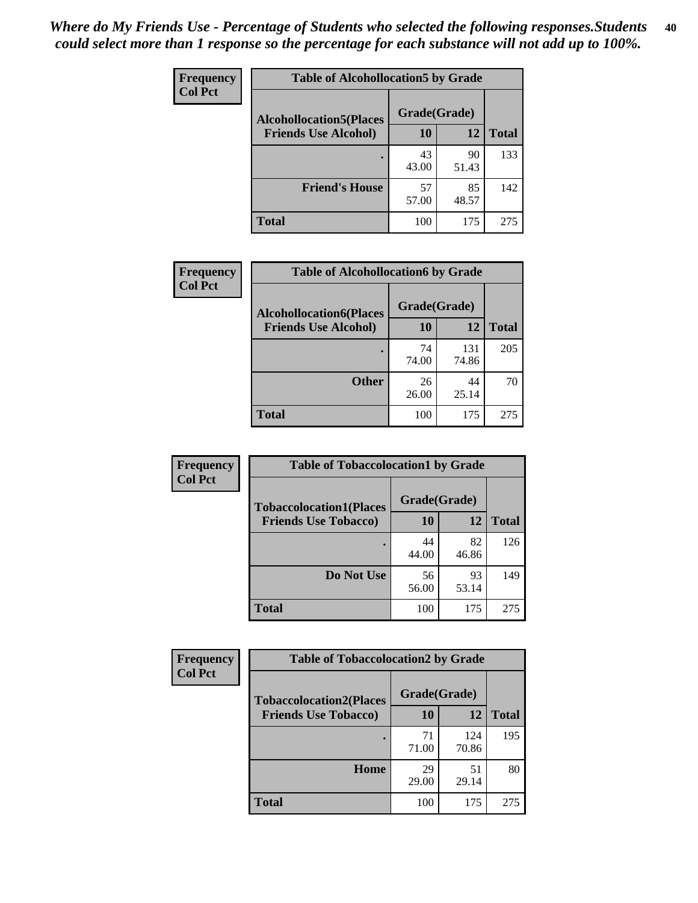*Where do My Friends Use - Percentage of Students who selected the following responses.Students could select more than 1 response so the percentage for each substance will not add up to 100%.*

**Frequency**
**Col Pct**

| Table of Alcohollocation5 by Grade | | | |
|---|---|---|---|
| **Alcohollocation5(Places Friends Use Alcohol)** | **Grade(Grade)** | | **Total** |
| | **10** | **12** | |
| **.** | 43<br>43.00 | 90<br>51.43 | 133 |
| **Friend's House** | 57<br>57.00 | 85<br>48.57 | 142 |
| **Total** | 100 | 175 | 275 |

**Frequency**
**Col Pct**

| Table of Alcohollocation6 by Grade | | | |
|---|---|---|---|
| **Alcohollocation6(Places Friends Use Alcohol)** | **Grade(Grade)** | | **Total** |
| | **10** | **12** | |
| **.** | 74<br>74.00 | 131<br>74.86 | 205 |
| **Other** | 26<br>26.00 | 44<br>25.14 | 70 |
| **Total** | 100 | 175 | 275 |

**Frequency**
**Col Pct**

| Table of Tobaccolocation1 by Grade | | | |
|---|---|---|---|
| **Tobaccolocation1(Places Friends Use Tobacco)** | **Grade(Grade)** | | **Total** |
| | **10** | **12** | |
| **.** | 44<br>44.00 | 82<br>46.86 | 126 |
| **Do Not Use** | 56<br>56.00 | 93<br>53.14 | 149 |
| **Total** | 100 | 175 | 275 |

**Frequency**
**Col Pct**

| Table of Tobaccolocation2 by Grade | | | |
|---|---|---|---|
| **Tobaccolocation2(Places Friends Use Tobacco)** | **Grade(Grade)** | | **Total** |
| | **10** | **12** | |
| **.** | 71<br>71.00 | 124<br>70.86 | 195 |
| **Home** | 29<br>29.00 | 51<br>29.14 | 80 |
| **Total** | 100 | 175 | 275 |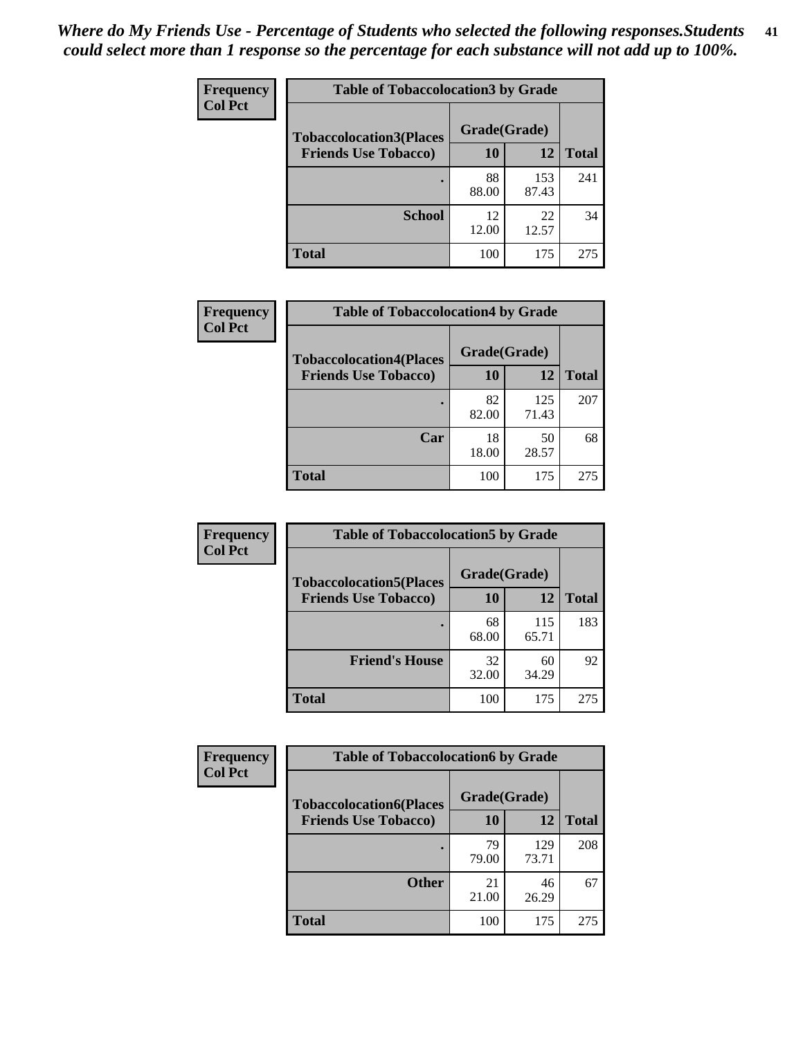*Where do My Friends Use - Percentage of Students who selected the following responses.Students could select more than 1 response so the percentage for each substance will not add up to 100%.*

**Frequency**
**Col Pct**

| Table of Tobaccolocation3 by Grade | | | |
|---|---|---|---|
| **Tobaccolocation3(Places Friends Use Tobacco)** | **Grade(Grade)** | | **Total** |
| | **10** | **12** | |
| **.** | 88<br>88.00 | 153<br>87.43 | 241 |
| **School** | 12<br>12.00 | 22<br>12.57 | 34 |
| **Total** | 100 | 175 | 275 |

**Frequency**
**Col Pct**

| Table of Tobaccolocation4 by Grade | | | |
|---|---|---|---|
| **Tobaccolocation4(Places Friends Use Tobacco)** | **Grade(Grade)** | | **Total** |
| | **10** | **12** | |
| **.** | 82<br>82.00 | 125<br>71.43 | 207 |
| **Car** | 18<br>18.00 | 50<br>28.57 | 68 |
| **Total** | 100 | 175 | 275 |

**Frequency**
**Col Pct**

| Table of Tobaccolocation5 by Grade | | | |
|---|---|---|---|
| **Tobaccolocation5(Places Friends Use Tobacco)** | **Grade(Grade)** | | **Total** |
| | **10** | **12** | |
| **.** | 68<br>68.00 | 115<br>65.71 | 183 |
| **Friend's House** | 32<br>32.00 | 60<br>34.29 | 92 |
| **Total** | 100 | 175 | 275 |

**Frequency**
**Col Pct**

| Table of Tobaccolocation6 by Grade | | | |
|---|---|---|---|
| **Tobaccolocation6(Places Friends Use Tobacco)** | **Grade(Grade)** | | **Total** |
| | **10** | **12** | |
| **.** | 79<br>79.00 | 129<br>73.71 | 208 |
| **Other** | 21<br>21.00 | 46<br>26.29 | 67 |
| **Total** | 100 | 175 | 275 |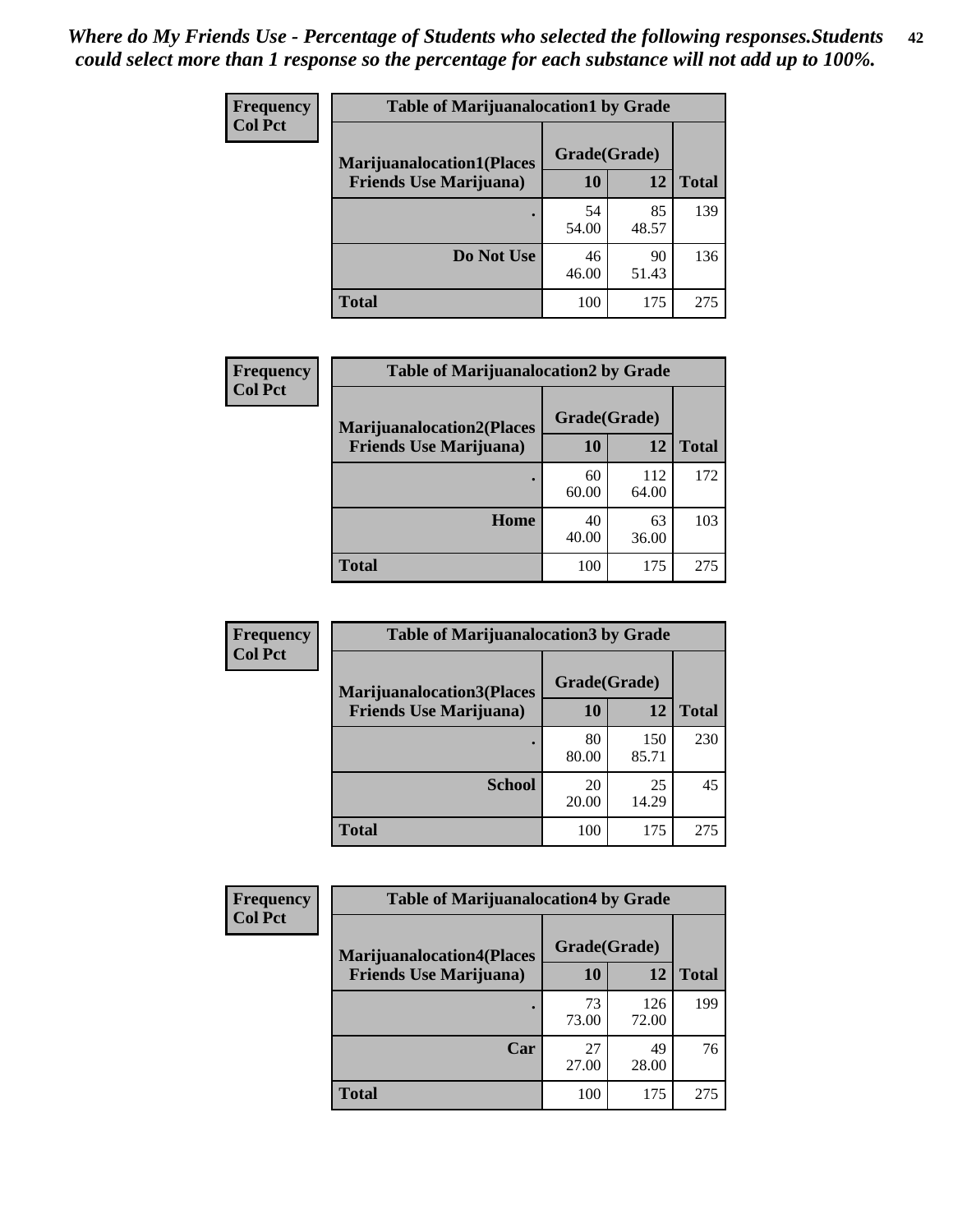*Where do My Friends Use - Percentage of Students who selected the following responses.Students could select more than 1 response so the percentage for each substance will not add up to 100%.*

**Frequency**
**Col Pct**

| Table of Marijuanalocation1 by Grade | | | |
|---|---|---|---|
| **Marijuanalocation1(Places Friends Use Marijuana)** | **Grade(Grade)** | | |
| | **10** | **12** | **Total** |
| **.** | 54<br>54.00 | 85<br>48.57 | 139 |
| **Do Not Use** | 46<br>46.00 | 90<br>51.43 | 136 |
| **Total** | 100 | 175 | 275 |

**Frequency**
**Col Pct**

| Table of Marijuanalocation2 by Grade | | | |
|---|---|---|---|
| **Marijuanalocation2(Places Friends Use Marijuana)** | **Grade(Grade)** | | |
| | **10** | **12** | **Total** |
| **.** | 60<br>60.00 | 112<br>64.00 | 172 |
| **Home** | 40<br>40.00 | 63<br>36.00 | 103 |
| **Total** | 100 | 175 | 275 |

**Frequency**
**Col Pct**

| Table of Marijuanalocation3 by Grade | | | |
|---|---|---|---|
| **Marijuanalocation3(Places Friends Use Marijuana)** | **Grade(Grade)** | | |
| | **10** | **12** | **Total** |
| **.** | 80<br>80.00 | 150<br>85.71 | 230 |
| **School** | 20<br>20.00 | 25<br>14.29 | 45 |
| **Total** | 100 | 175 | 275 |

**Frequency**
**Col Pct**

| Table of Marijuanalocation4 by Grade | | | |
|---|---|---|---|
| **Marijuanalocation4(Places Friends Use Marijuana)** | **Grade(Grade)** | | |
| | **10** | **12** | **Total** |
| **.** | 73<br>73.00 | 126<br>72.00 | 199 |
| **Car** | 27<br>27.00 | 49<br>28.00 | 76 |
| **Total** | 100 | 175 | 275 |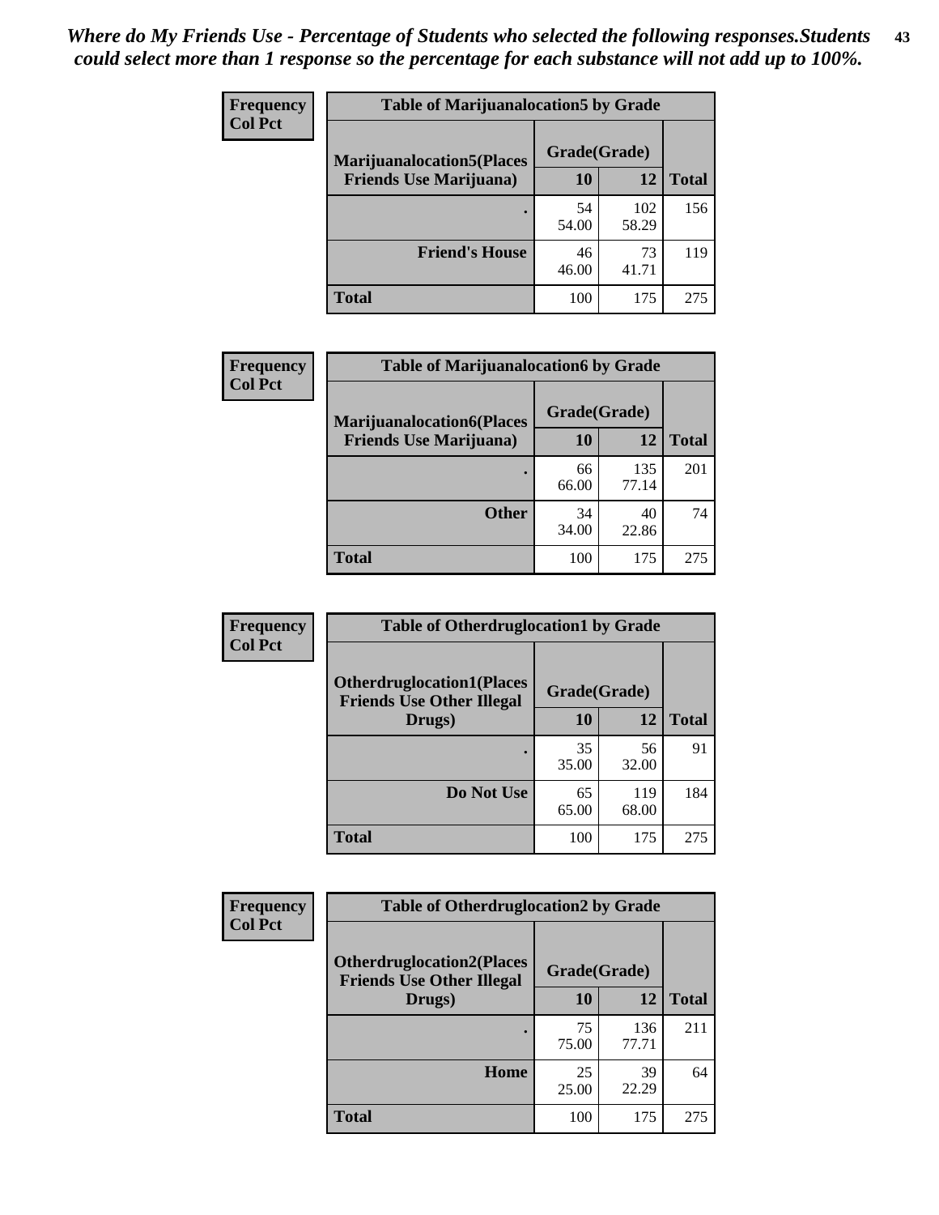*Where do My Friends Use - Percentage of Students who selected the following responses.Students could select more than 1 response so the percentage for each substance will not add up to 100%.*

**Frequency**
**Col Pct**

| Table of Marijuanalocation5 by Grade | | | |
|---|---|---|---|
| **Marijuanalocation5(Places Friends Use Marijuana)** | **Grade(Grade)** | | **Total** |
| | **10** | **12** | |
| **.** | 54<br>54.00 | 102<br>58.29 | 156 |
| **Friend's House** | 46<br>46.00 | 73<br>41.71 | 119 |
| **Total** | 100 | 175 | 275 |

**Frequency**
**Col Pct**

| Table of Marijuanalocation6 by Grade | | | |
|---|---|---|---|
| **Marijuanalocation6(Places Friends Use Marijuana)** | **Grade(Grade)** | | **Total** |
| | **10** | **12** | |
| **.** | 66<br>66.00 | 135<br>77.14 | 201 |
| **Other** | 34<br>34.00 | 40<br>22.86 | 74 |
| **Total** | 100 | 175 | 275 |

**Frequency**
**Col Pct**

| Table of Otherdruglocation1 by Grade | | | |
|---|---|---|---|
| **Otherdruglocation1(Places Friends Use Other Illegal Drugs)** | **Grade(Grade)** | | **Total** |
| | **10** | **12** | |
| **.** | 35<br>35.00 | 56<br>32.00 | 91 |
| **Do Not Use** | 65<br>65.00 | 119<br>68.00 | 184 |
| **Total** | 100 | 175 | 275 |

**Frequency**
**Col Pct**

| Table of Otherdruglocation2 by Grade | | | |
|---|---|---|---|
| **Otherdruglocation2(Places Friends Use Other Illegal Drugs)** | **Grade(Grade)** | | **Total** |
| | **10** | **12** | |
| **.** | 75<br>75.00 | 136<br>77.71 | 211 |
| **Home** | 25<br>25.00 | 39<br>22.29 | 64 |
| **Total** | 100 | 175 | 275 |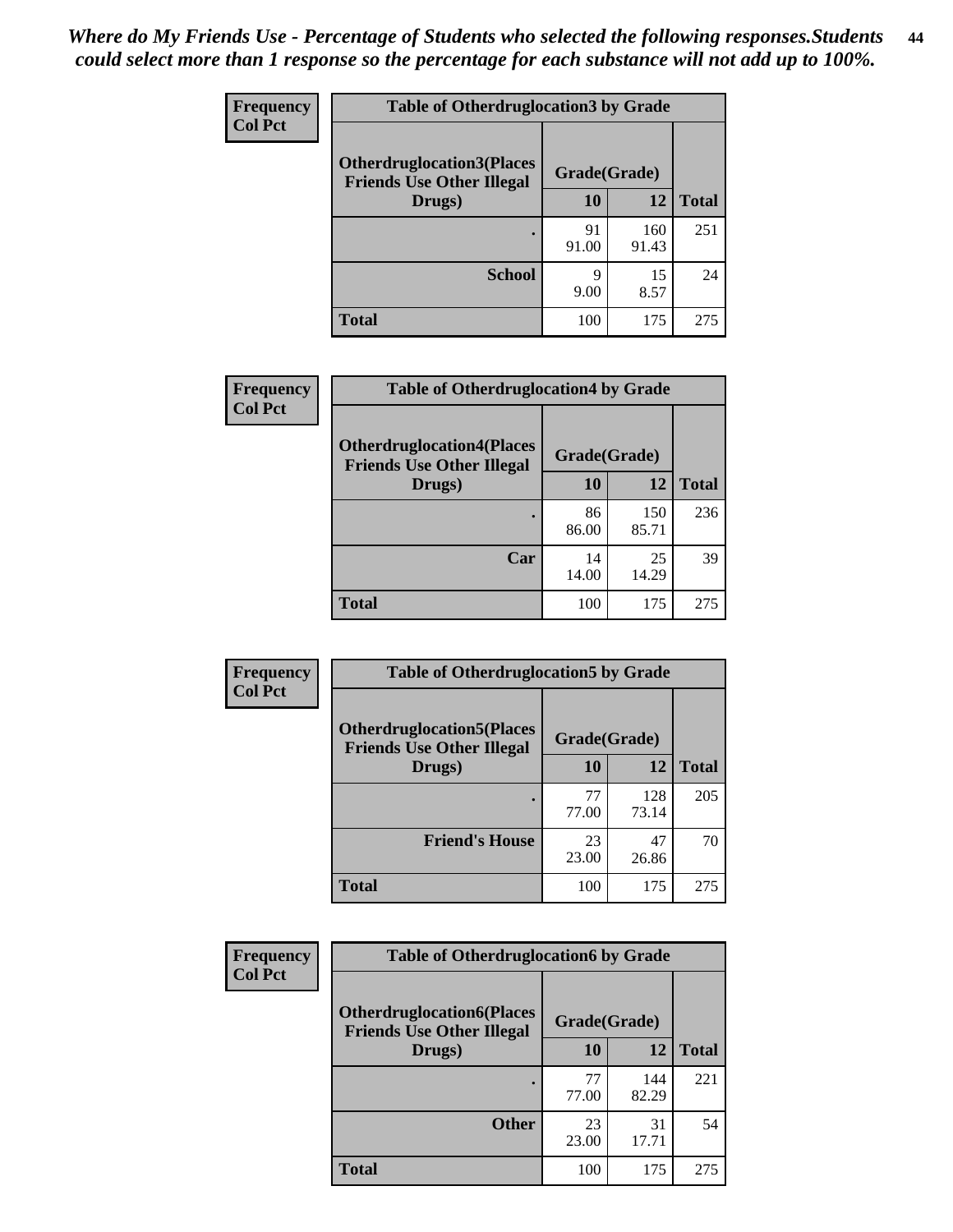*Where do My Friends Use - Percentage of Students who selected the following responses.Students could select more than 1 response so the percentage for each substance will not add up to 100%.*

| Frequency Col Pct | Table of Otherdruglocation3 by Grade | | |
|---|---|---|---|
| Otherdruglocation3(Places Friends Use Other Illegal Drugs) | Grade(Grade) | | |
| | 10 | 12 | Total |
| . | 91<br>91.00 | 160<br>91.43 | 251 |
| School | 9<br>9.00 | 15<br>8.57 | 24 |
| Total | 100 | 175 | 275 |

| Frequency Col Pct | Table of Otherdruglocation4 by Grade | | |
|---|---|---|---|
| Otherdruglocation4(Places Friends Use Other Illegal Drugs) | Grade(Grade) | | |
| | 10 | 12 | Total |
| . | 86<br>86.00 | 150<br>85.71 | 236 |
| Car | 14<br>14.00 | 25<br>14.29 | 39 |
| Total | 100 | 175 | 275 |

| Frequency Col Pct | Table of Otherdruglocation5 by Grade | | |
|---|---|---|---|
| Otherdruglocation5(Places Friends Use Other Illegal Drugs) | Grade(Grade) | | |
| | 10 | 12 | Total |
| . | 77<br>77.00 | 128<br>73.14 | 205 |
| Friend's House | 23<br>23.00 | 47<br>26.86 | 70 |
| Total | 100 | 175 | 275 |

| Frequency Col Pct | Table of Otherdruglocation6 by Grade | | |
|---|---|---|---|
| Otherdruglocation6(Places Friends Use Other Illegal Drugs) | Grade(Grade) | | |
| | 10 | 12 | Total |
| . | 77<br>77.00 | 144<br>82.29 | 221 |
| Other | 23<br>23.00 | 31<br>17.71 | 54 |
| Total | 100 | 175 | 275 |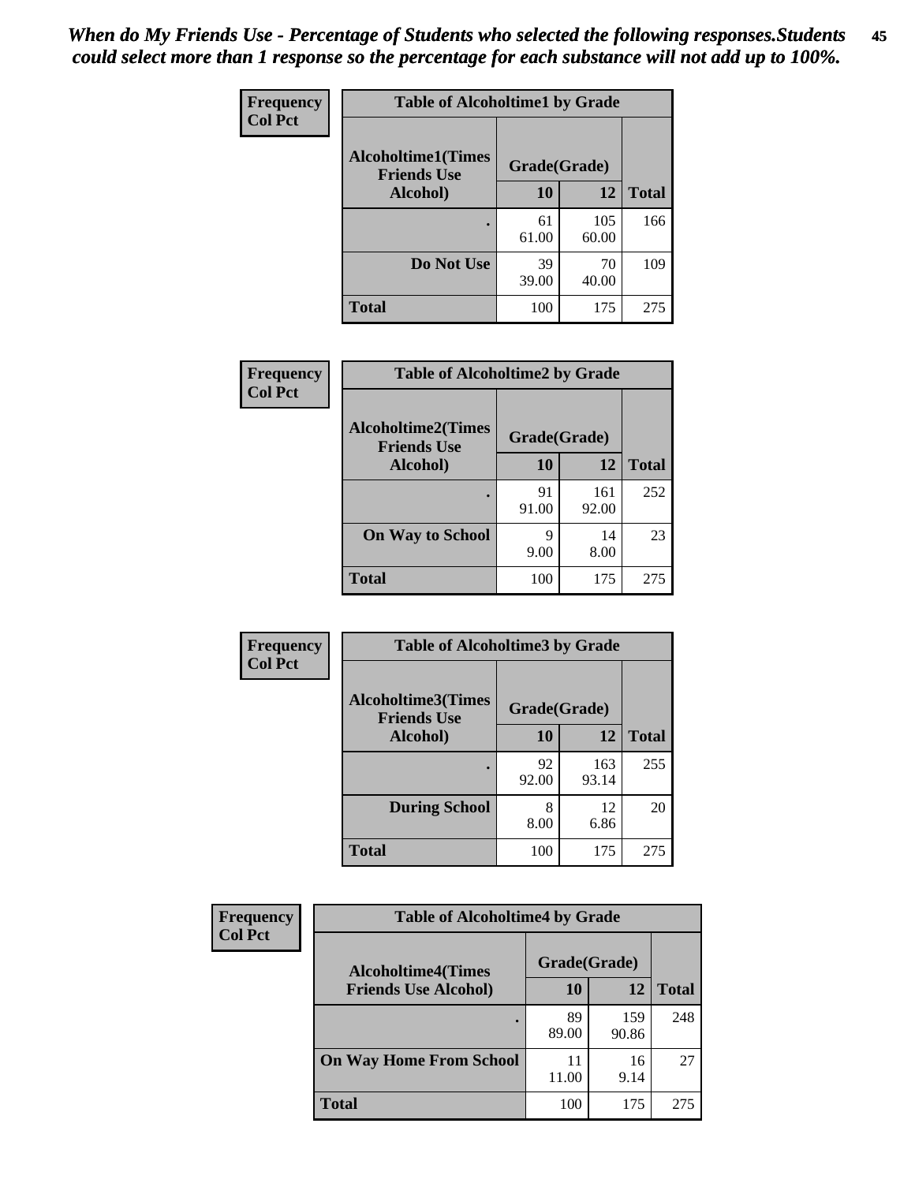*When do My Friends Use - Percentage of Students who selected the following responses.Students could select more than 1 response so the percentage for each substance will not add up to 100%.*

**Frequency**
**Col Pct**

| Table of Alcoholtime1 by Grade | | | |
|---|---|---|---|
| **Alcoholtime1(Times Friends Use Alcohol)** | **Grade(Grade)** | | |
| | **10** | **12** | **Total** |
| **.** | 61<br>61.00 | 105<br>60.00 | 166 |
| **Do Not Use** | 39<br>39.00 | 70<br>40.00 | 109 |
| **Total** | 100 | 175 | 275 |

**Frequency**
**Col Pct**

| Table of Alcoholtime2 by Grade | | | |
|---|---|---|---|
| **Alcoholtime2(Times Friends Use Alcohol)** | **Grade(Grade)** | | |
| | **10** | **12** | **Total** |
| **.** | 91<br>91.00 | 161<br>92.00 | 252 |
| **On Way to School** | 9<br>9.00 | 14<br>8.00 | 23 |
| **Total** | 100 | 175 | 275 |

**Frequency**
**Col Pct**

| Table of Alcoholtime3 by Grade | | | |
|---|---|---|---|
| **Alcoholtime3(Times Friends Use Alcohol)** | **Grade(Grade)** | | |
| | **10** | **12** | **Total** |
| **.** | 92<br>92.00 | 163<br>93.14 | 255 |
| **During School** | 8<br>8.00 | 12<br>6.86 | 20 |
| **Total** | 100 | 175 | 275 |

**Frequency**
**Col Pct**

| Table of Alcoholtime4 by Grade | | | |
|---|---|---|---|
| **Alcoholtime4(Times Friends Use Alcohol)** | **Grade(Grade)** | | |
| | **10** | **12** | **Total** |
| **.** | 89<br>89.00 | 159<br>90.86 | 248 |
| **On Way Home From School** | 11<br>11.00 | 16<br>9.14 | 27 |
| **Total** | 100 | 175 | 275 |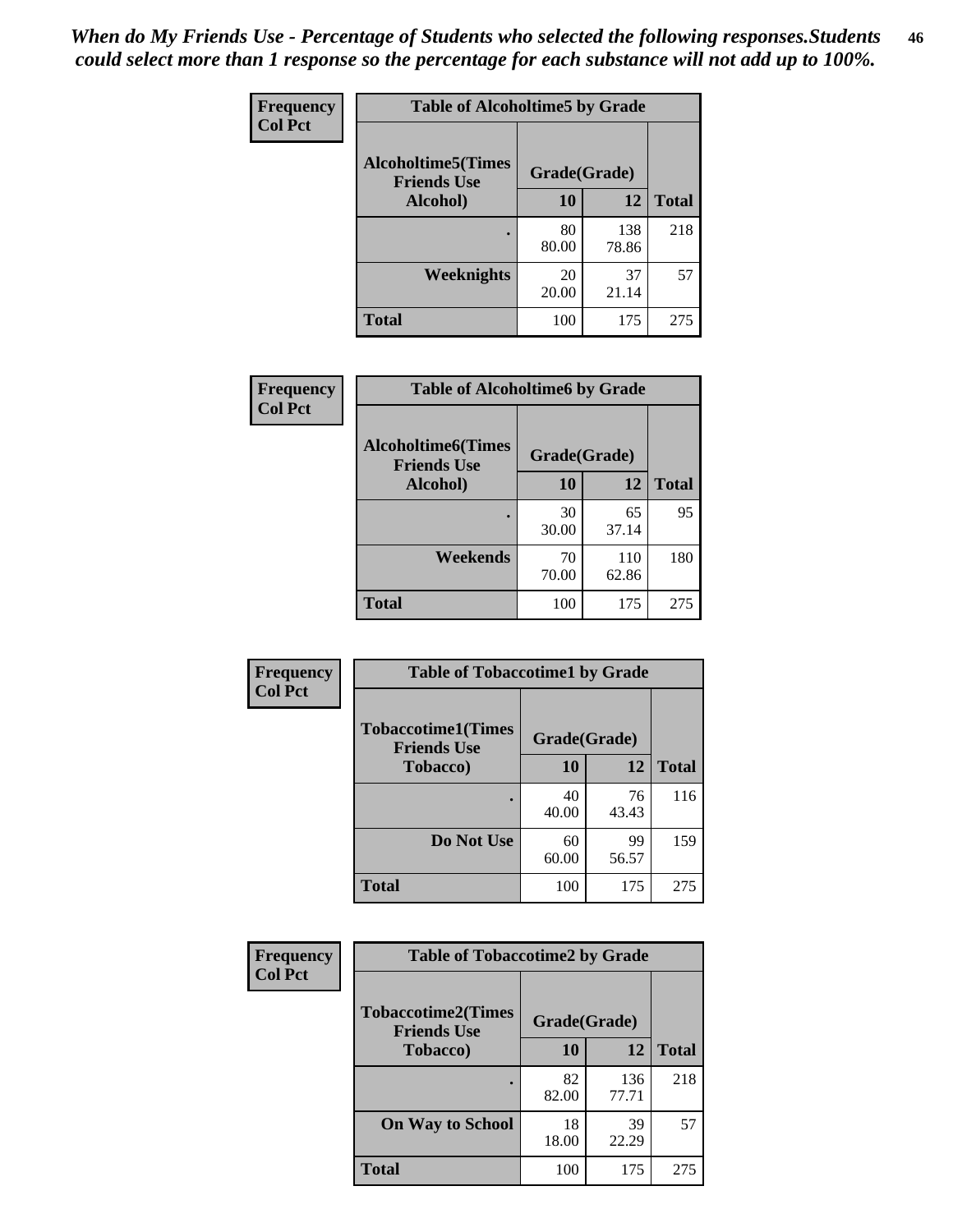*When do My Friends Use - Percentage of Students who selected the following responses.Students could select more than 1 response so the percentage for each substance will not add up to 100%.*

**Frequency**
**Col Pct**

**Table of Alcoholtime5 by Grade**

| Alcoholtime5(Times Friends Use Alcohol) | Grade(Grade) | | Total |
|---|---|---|---|
| | 10 | 12 | |
| . | 80<br>80.00 | 138<br>78.86 | 218 |
| Weeknights | 20<br>20.00 | 37<br>21.14 | 57 |
| Total | 100 | 175 | 275 |

**Frequency**
**Col Pct**

**Table of Alcoholtime6 by Grade**

| Alcoholtime6(Times Friends Use Alcohol) | Grade(Grade) | | Total |
|---|---|---|---|
| | 10 | 12 | |
| . | 30<br>30.00 | 65<br>37.14 | 95 |
| Weekends | 70<br>70.00 | 110<br>62.86 | 180 |
| Total | 100 | 175 | 275 |

**Frequency**
**Col Pct**

**Table of Tobaccotime1 by Grade**

| Tobaccotime1(Times Friends Use Tobacco) | Grade(Grade) | | Total |
|---|---|---|---|
| | 10 | 12 | |
| . | 40<br>40.00 | 76<br>43.43 | 116 |
| Do Not Use | 60<br>60.00 | 99<br>56.57 | 159 |
| Total | 100 | 175 | 275 |

**Frequency**
**Col Pct**

**Table of Tobaccotime2 by Grade**

| Tobaccotime2(Times Friends Use Tobacco) | Grade(Grade) | | Total |
|---|---|---|---|
| | 10 | 12 | |
| . | 82<br>82.00 | 136<br>77.71 | 218 |
| On Way to School | 18<br>18.00 | 39<br>22.29 | 57 |
| Total | 100 | 175 | 275 |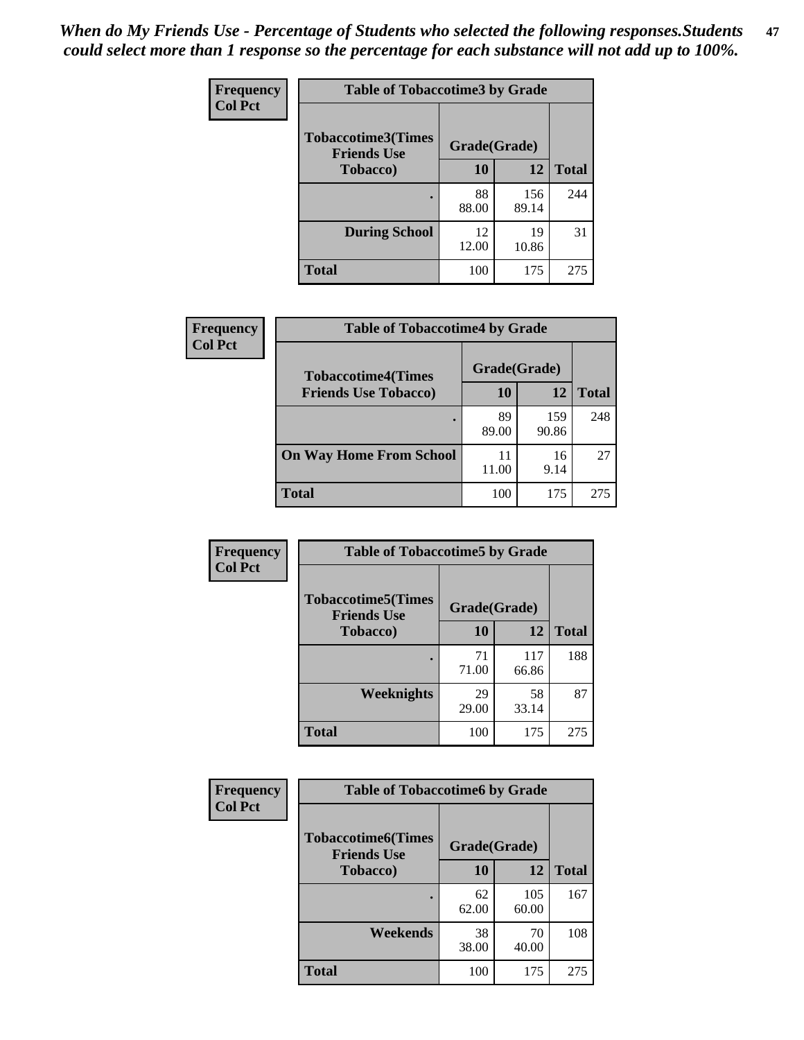*When do My Friends Use - Percentage of Students who selected the following responses.Students could select more than 1 response so the percentage for each substance will not add up to 100%.*

**Frequency**
**Col Pct**

| Table of Tobaccotime3 by Grade | | | |
|---|---|---|---|
| **Tobaccotime3(Times Friends Use Tobacco)** | **Grade(Grade)** | | |
| | **10** | **12** | **Total** |
| **.** | 88<br>88.00 | 156<br>89.14 | 244 |
| **During School** | 12<br>12.00 | 19<br>10.86 | 31 |
| **Total** | 100 | 175 | 275 |

**Frequency**
**Col Pct**

| Table of Tobaccotime4 by Grade | | | |
|---|---|---|---|
| **Tobaccotime4(Times Friends Use Tobacco)** | **Grade(Grade)** | | |
| | **10** | **12** | **Total** |
| **.** | 89<br>89.00 | 159<br>90.86 | 248 |
| **On Way Home From School** | 11<br>11.00 | 16<br>9.14 | 27 |
| **Total** | 100 | 175 | 275 |

**Frequency**
**Col Pct**

| Table of Tobaccotime5 by Grade | | | |
|---|---|---|---|
| **Tobaccotime5(Times Friends Use Tobacco)** | **Grade(Grade)** | | |
| | **10** | **12** | **Total** |
| **.** | 71<br>71.00 | 117<br>66.86 | 188 |
| **Weeknights** | 29<br>29.00 | 58<br>33.14 | 87 |
| **Total** | 100 | 175 | 275 |

**Frequency**
**Col Pct**

| Table of Tobaccotime6 by Grade | | | |
|---|---|---|---|
| **Tobaccotime6(Times Friends Use Tobacco)** | **Grade(Grade)** | | |
| | **10** | **12** | **Total** |
| **.** | 62<br>62.00 | 105<br>60.00 | 167 |
| **Weekends** | 38<br>38.00 | 70<br>40.00 | 108 |
| **Total** | 100 | 175 | 275 |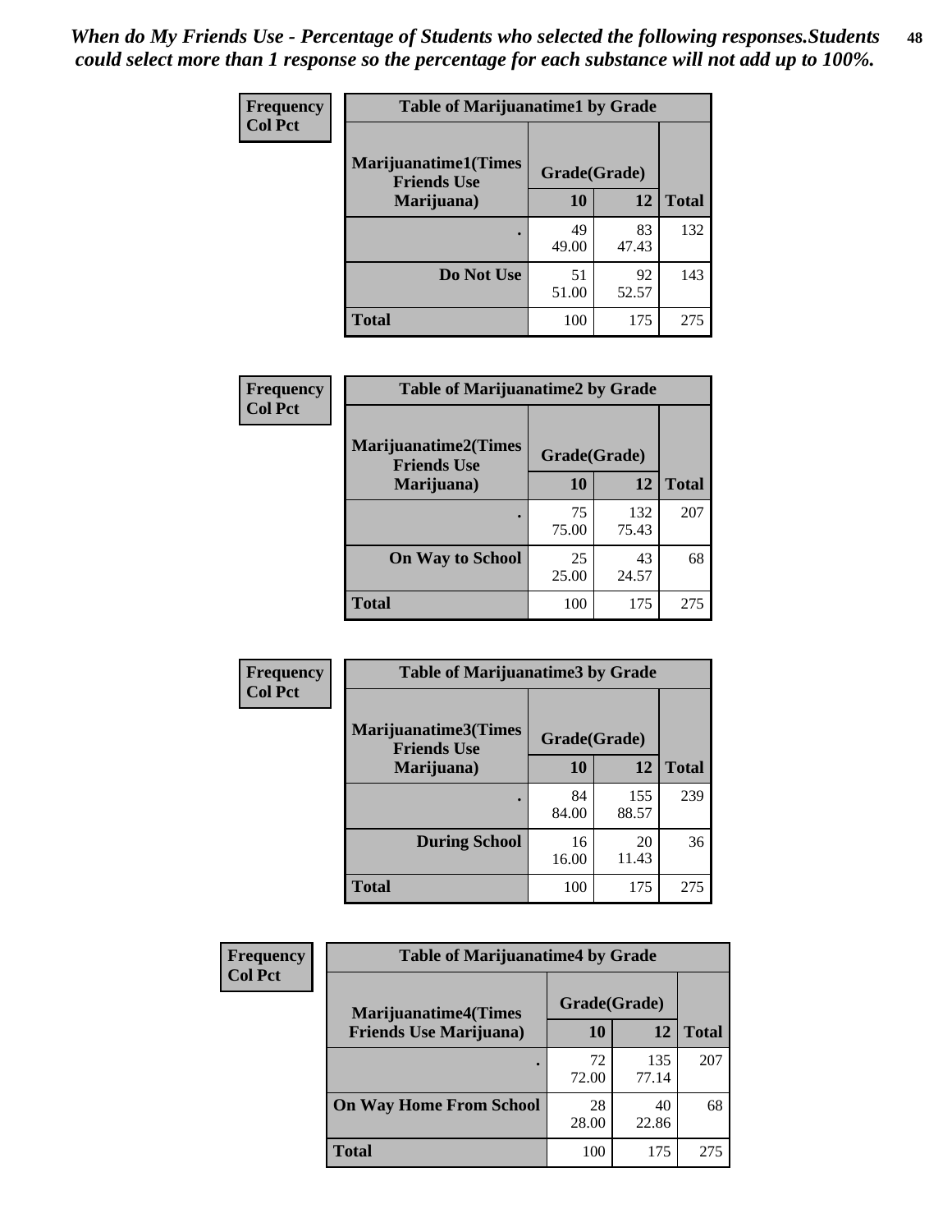*When do My Friends Use - Percentage of Students who selected the following responses.Students could select more than 1 response so the percentage for each substance will not add up to 100%.*

**Frequency**
**Col Pct**

| Table of Marijuanatime1 by Grade | | | |
|---|---|---|---|
| **Marijuanatime1(Times Friends Use Marijuana)** | **Grade(Grade)** | | |
| | **10** | **12** | **Total** |
| . | 49<br>49.00 | 83<br>47.43 | 132 |
| **Do Not Use** | 51<br>51.00 | 92<br>52.57 | 143 |
| **Total** | 100 | 175 | 275 |

**Frequency**
**Col Pct**

| Table of Marijuanatime2 by Grade | | | |
|---|---|---|---|
| **Marijuanatime2(Times Friends Use Marijuana)** | **Grade(Grade)** | | |
| | **10** | **12** | **Total** |
| . | 75<br>75.00 | 132<br>75.43 | 207 |
| **On Way to School** | 25<br>25.00 | 43<br>24.57 | 68 |
| **Total** | 100 | 175 | 275 |

**Frequency**
**Col Pct**

| Table of Marijuanatime3 by Grade | | | |
|---|---|---|---|
| **Marijuanatime3(Times Friends Use Marijuana)** | **Grade(Grade)** | | |
| | **10** | **12** | **Total** |
| . | 84<br>84.00 | 155<br>88.57 | 239 |
| **During School** | 16<br>16.00 | 20<br>11.43 | 36 |
| **Total** | 100 | 175 | 275 |

**Frequency**
**Col Pct**

| Table of Marijuanatime4 by Grade | | | |
|---|---|---|---|
| **Marijuanatime4(Times Friends Use Marijuana)** | **Grade(Grade)** | | |
| | **10** | **12** | **Total** |
| . | 72<br>72.00 | 135<br>77.14 | 207 |
| **On Way Home From School** | 28<br>28.00 | 40<br>22.86 | 68 |
| **Total** | 100 | 175 | 275 |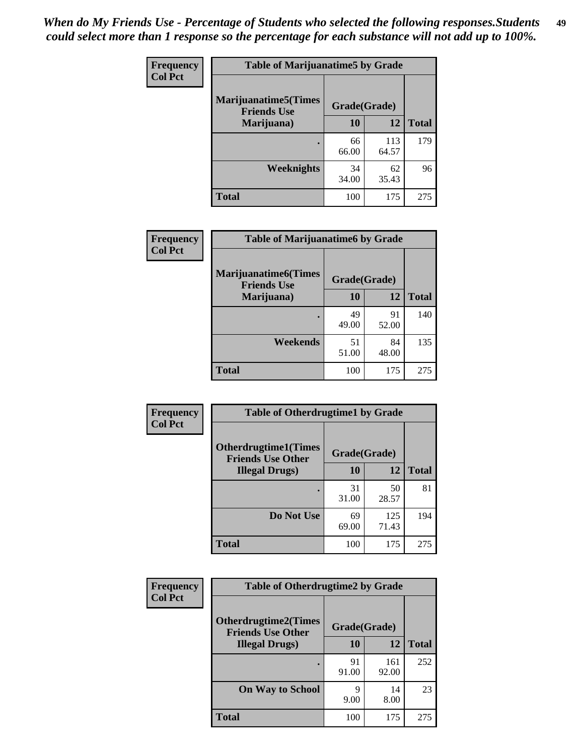*When do My Friends Use - Percentage of Students who selected the following responses.Students could select more than 1 response so the percentage for each substance will not add up to 100%.*

**Frequency**
**Col Pct**

| Table of Marijuanatime5 by Grade | | | |
|---|---|---|---|
| **Marijuanatime5(Times Friends Use Marijuana)** | **Grade(Grade)** | | **Total** |
| | **10** | **12** | |
| **.** | 66<br>66.00 | 113<br>64.57 | 179 |
| **Weeknights** | 34<br>34.00 | 62<br>35.43 | 96 |
| **Total** | 100 | 175 | 275 |

**Frequency**
**Col Pct**

| Table of Marijuanatime6 by Grade | | | |
|---|---|---|---|
| **Marijuanatime6(Times Friends Use Marijuana)** | **Grade(Grade)** | | **Total** |
| | **10** | **12** | |
| **.** | 49<br>49.00 | 91<br>52.00 | 140 |
| **Weekends** | 51<br>51.00 | 84<br>48.00 | 135 |
| **Total** | 100 | 175 | 275 |

**Frequency**
**Col Pct**

| Table of Otherdrugtime1 by Grade | | | |
|---|---|---|---|
| **Otherdrugtime1(Times Friends Use Other Illegal Drugs)** | **Grade(Grade)** | | **Total** |
| | **10** | **12** | |
| **.** | 31<br>31.00 | 50<br>28.57 | 81 |
| **Do Not Use** | 69<br>69.00 | 125<br>71.43 | 194 |
| **Total** | 100 | 175 | 275 |

**Frequency**
**Col Pct**

| Table of Otherdrugtime2 by Grade | | | |
|---|---|---|---|
| **Otherdrugtime2(Times Friends Use Other Illegal Drugs)** | **Grade(Grade)** | | **Total** |
| | **10** | **12** | |
| **.** | 91<br>91.00 | 161<br>92.00 | 252 |
| **On Way to School** | 9<br>9.00 | 14<br>8.00 | 23 |
| **Total** | 100 | 175 | 275 |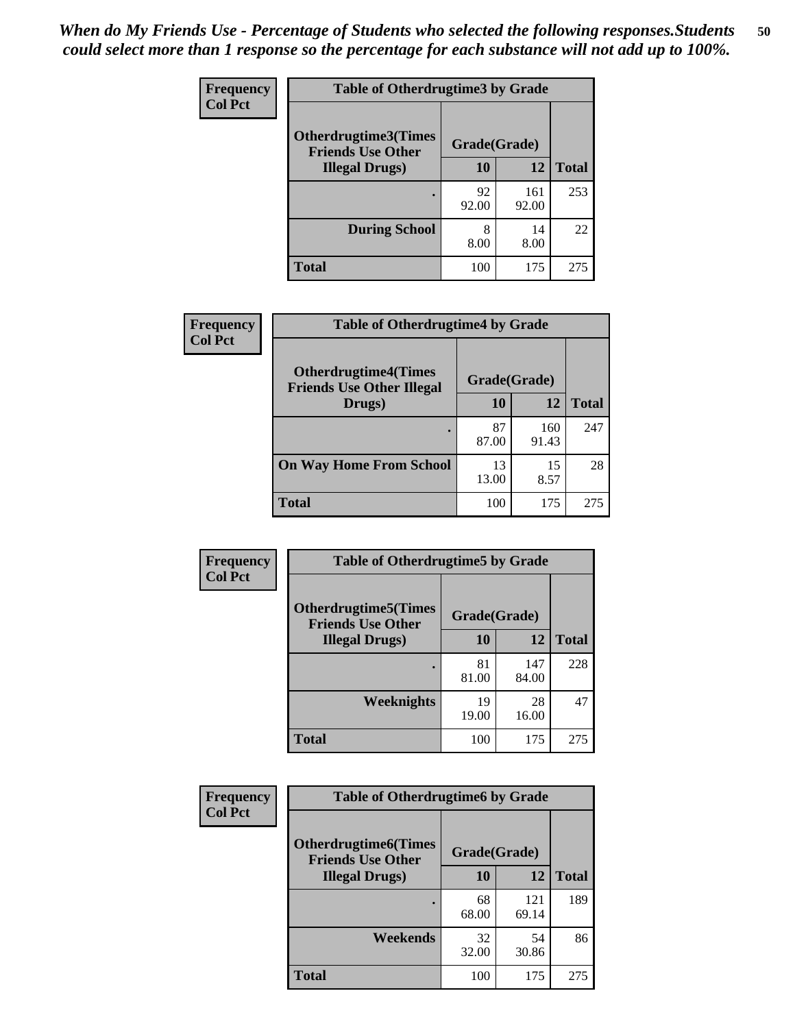*When do My Friends Use - Percentage of Students who selected the following responses.Students could select more than 1 response so the percentage for each substance will not add up to 100%.*

| Frequency Col Pct | Table of Otherdrugtime3 by Grade | | |
|---|---|---|---|
| Otherdrugtime3(Times Friends Use Other Illegal Drugs) | Grade(Grade) | | |
| | 10 | 12 | Total |
| . | 92<br>92.00 | 161<br>92.00 | 253 |
| During School | 8<br>8.00 | 14<br>8.00 | 22 |
| Total | 100 | 175 | 275 |

| Frequency Col Pct | Table of Otherdrugtime4 by Grade | | |
|---|---|---|---|
| Otherdrugtime4(Times Friends Use Other Illegal Drugs) | Grade(Grade) | | |
| | 10 | 12 | Total |
| . | 87<br>87.00 | 160<br>91.43 | 247 |
| On Way Home From School | 13<br>13.00 | 15<br>8.57 | 28 |
| Total | 100 | 175 | 275 |

| Frequency Col Pct | Table of Otherdrugtime5 by Grade | | |
|---|---|---|---|
| Otherdrugtime5(Times Friends Use Other Illegal Drugs) | Grade(Grade) | | |
| | 10 | 12 | Total |
| . | 81<br>81.00 | 147<br>84.00 | 228 |
| Weeknights | 19<br>19.00 | 28<br>16.00 | 47 |
| Total | 100 | 175 | 275 |

| Frequency Col Pct | Table of Otherdrugtime6 by Grade | | |
|---|---|---|---|
| Otherdrugtime6(Times Friends Use Other Illegal Drugs) | Grade(Grade) | | |
| | 10 | 12 | Total |
| . | 68<br>68.00 | 121<br>69.14 | 189 |
| Weekends | 32<br>32.00 | 54<br>30.86 | 86 |
| Total | 100 | 175 | 275 |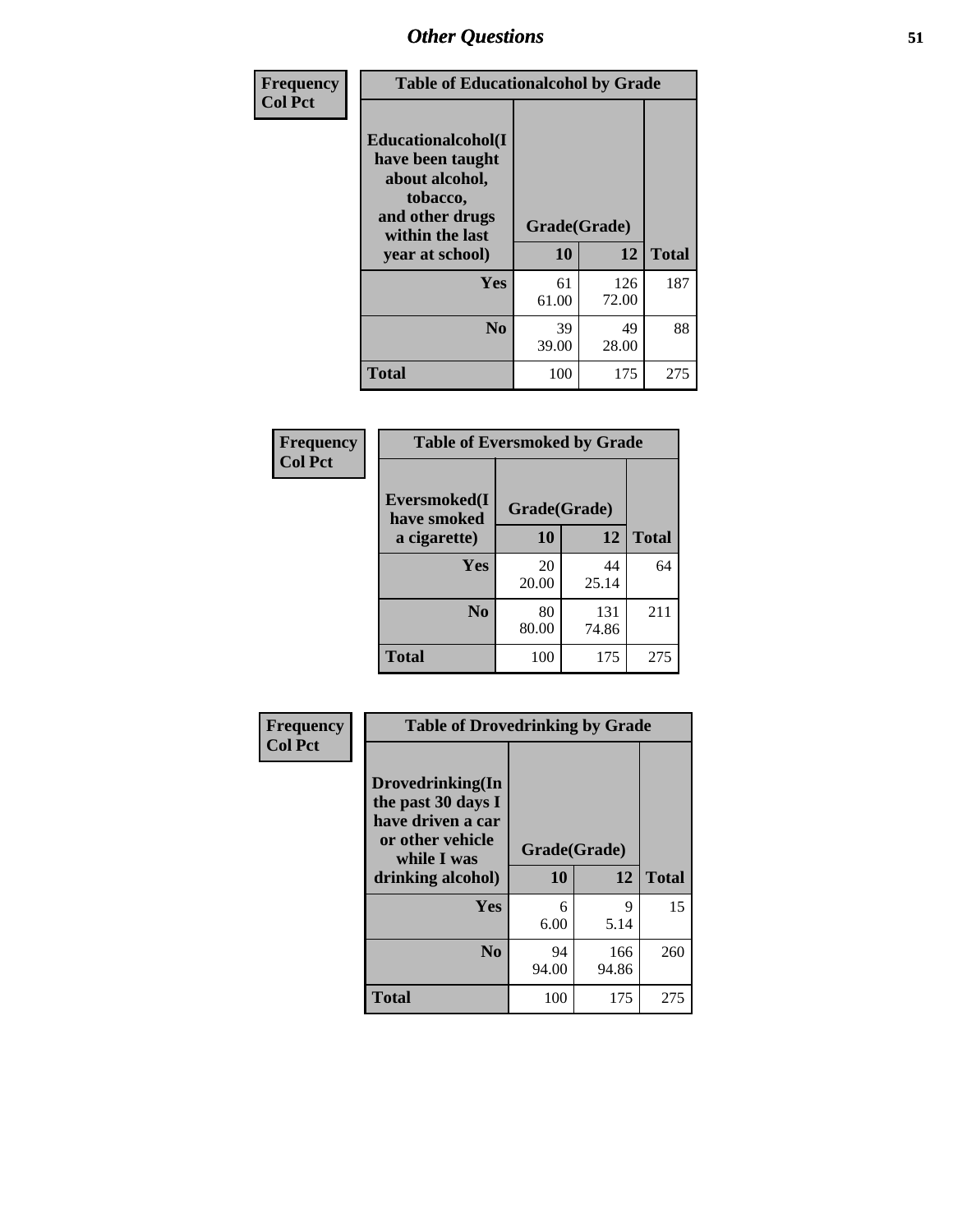## Other Questions

Frequency
Col Pct

| Table of Educationalcohol by Grade | | | |
|---|---|---|---|
| Educationalcohol(I have been taught about alcohol, tobacco, and other drugs within the last year at school) | Grade(Grade) | | |
| | 10 | 12 | Total |
| Yes | 61<br>61.00 | 126<br>72.00 | 187 |
| No | 39<br>39.00 | 49<br>28.00 | 88 |
| Total | 100 | 175 | 275 |

Frequency
Col Pct

| Table of Eversmoked by Grade | | | |
|---|---|---|---|
| Eversmoked(I have smoked a cigarette) | Grade(Grade) | | |
| | 10 | 12 | Total |
| Yes | 20<br>20.00 | 44<br>25.14 | 64 |
| No | 80<br>80.00 | 131<br>74.86 | 211 |
| Total | 100 | 175 | 275 |

Frequency
Col Pct

| Table of Drovedrinking by Grade | | | |
|---|---|---|---|
| Drovedrinking(In the past 30 days I have driven a car or other vehicle while I was drinking alcohol) | Grade(Grade) | | |
| | 10 | 12 | Total |
| Yes | 6<br>6.00 | 9<br>5.14 | 15 |
| No | 94<br>94.00 | 166<br>94.86 | 260 |
| Total | 100 | 175 | 275 |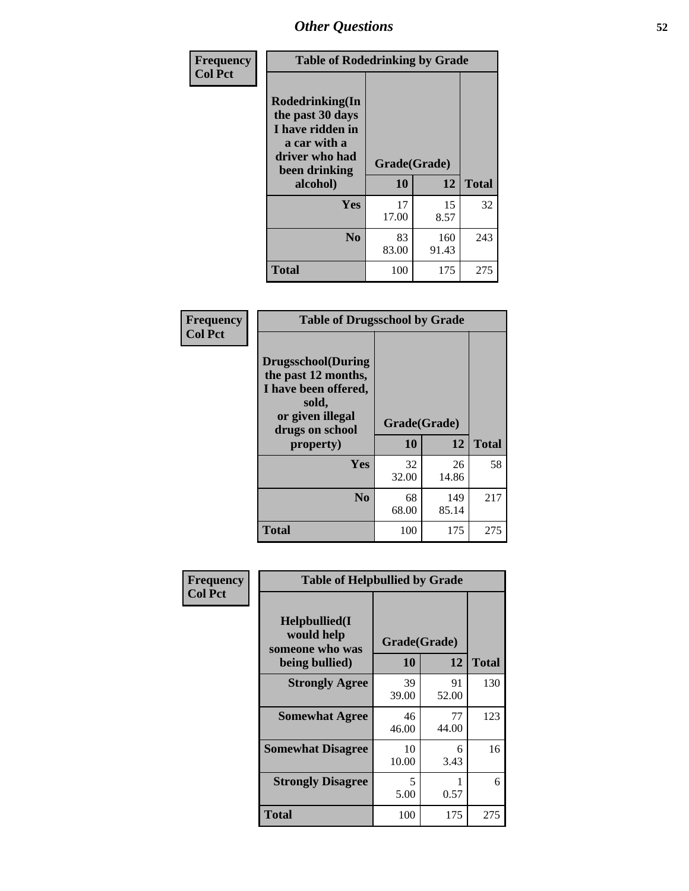## Other Questions

**Frequency**
**Col Pct**

| Table of Rodedrinking by Grade | | | |
|---|---|---|---|
| Rodedrinking(In the past 30 days I have ridden in a car with a driver who had been drinking alcohol) | Grade(Grade) | | |
| | 10 | 12 | Total |
| Yes | 17<br>17.00 | 15<br>8.57 | 32 |
| No | 83<br>83.00 | 160<br>91.43 | 243 |
| Total | 100 | 175 | 275 |

**Frequency**
**Col Pct**

| Table of Drugsschool by Grade | | | |
|---|---|---|---|
| Drugsschool(During the past 12 months, I have been offered, sold, or given illegal drugs on school property) | Grade(Grade) | | |
| | 10 | 12 | Total |
| Yes | 32<br>32.00 | 26<br>14.86 | 58 |
| No | 68<br>68.00 | 149<br>85.14 | 217 |
| Total | 100 | 175 | 275 |

**Frequency**
**Col Pct**

| Table of Helpbullied by Grade | | | |
|---|---|---|---|
| Helpbullied(I would help someone who was being bullied) | Grade(Grade) | | |
| | 10 | 12 | Total |
| Strongly Agree | 39<br>39.00 | 91<br>52.00 | 130 |
| Somewhat Agree | 46<br>46.00 | 77<br>44.00 | 123 |
| Somewhat Disagree | 10<br>10.00 | 6<br>3.43 | 16 |
| Strongly Disagree | 5<br>5.00 | 1<br>0.57 | 6 |
| Total | 100 | 175 | 275 |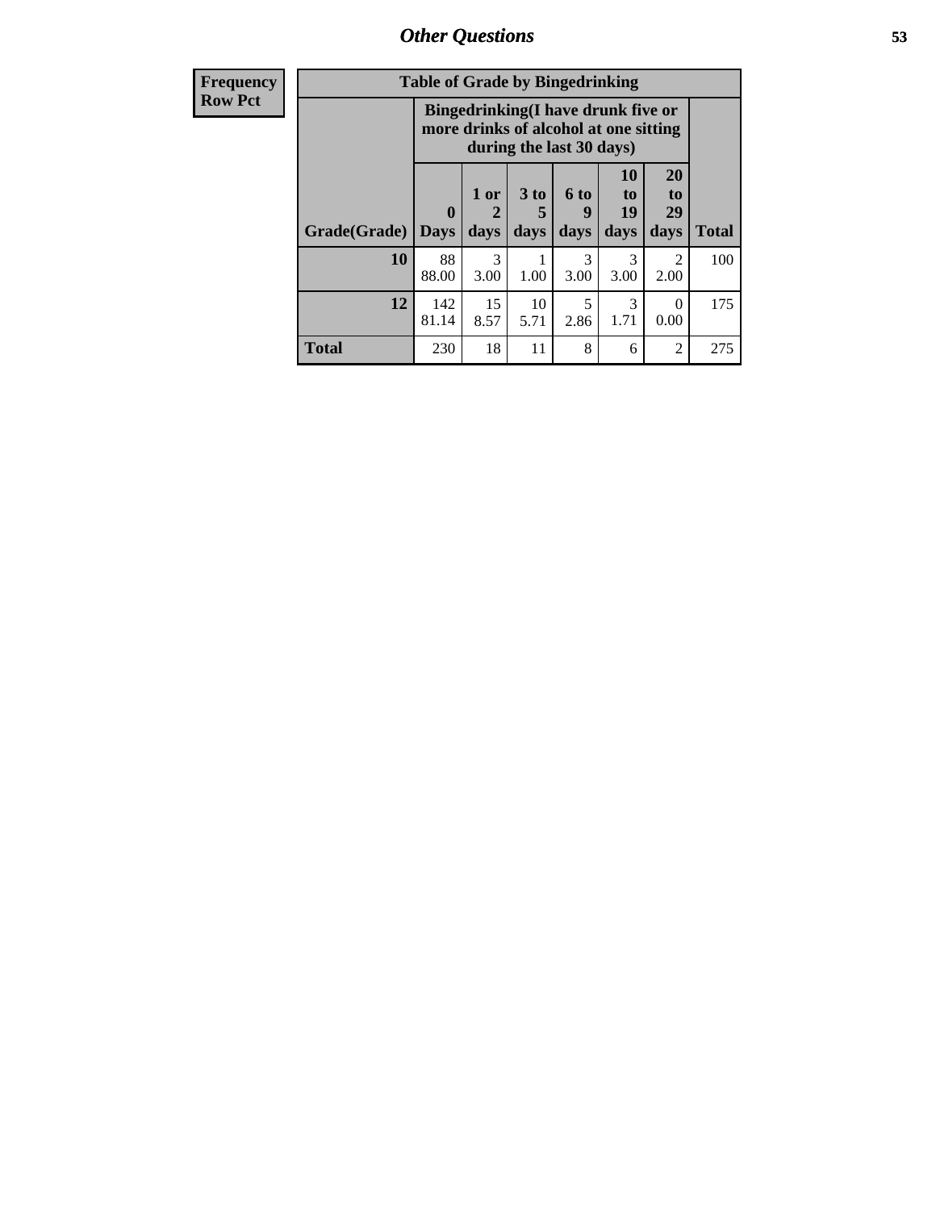| Frequency<br>Row Pct |
|---|

**Table of Grade by Bingedrinking**

| Grade(Grade) | Bingedrinking(I have drunk five or more drinks of alcohol at one sitting during the last 30 days) | | | | | | Total |
|---|---|---|---|---|---|---|---|
| | 0 Days | 1 or 2 days | 3 to 5 days | 6 to 9 days | 10 to 19 days | 20 to 29 days | |
| 10 | 88<br>88.00 | 3<br>3.00 | 1<br>1.00 | 3<br>3.00 | 3<br>3.00 | 2<br>2.00 | 100 |
| 12 | 142<br>81.14 | 15<br>8.57 | 10<br>5.71 | 5<br>2.86 | 3<br>1.71 | 0<br>0.00 | 175 |
| Total | 230 | 18 | 11 | 8 | 6 | 2 | 275 |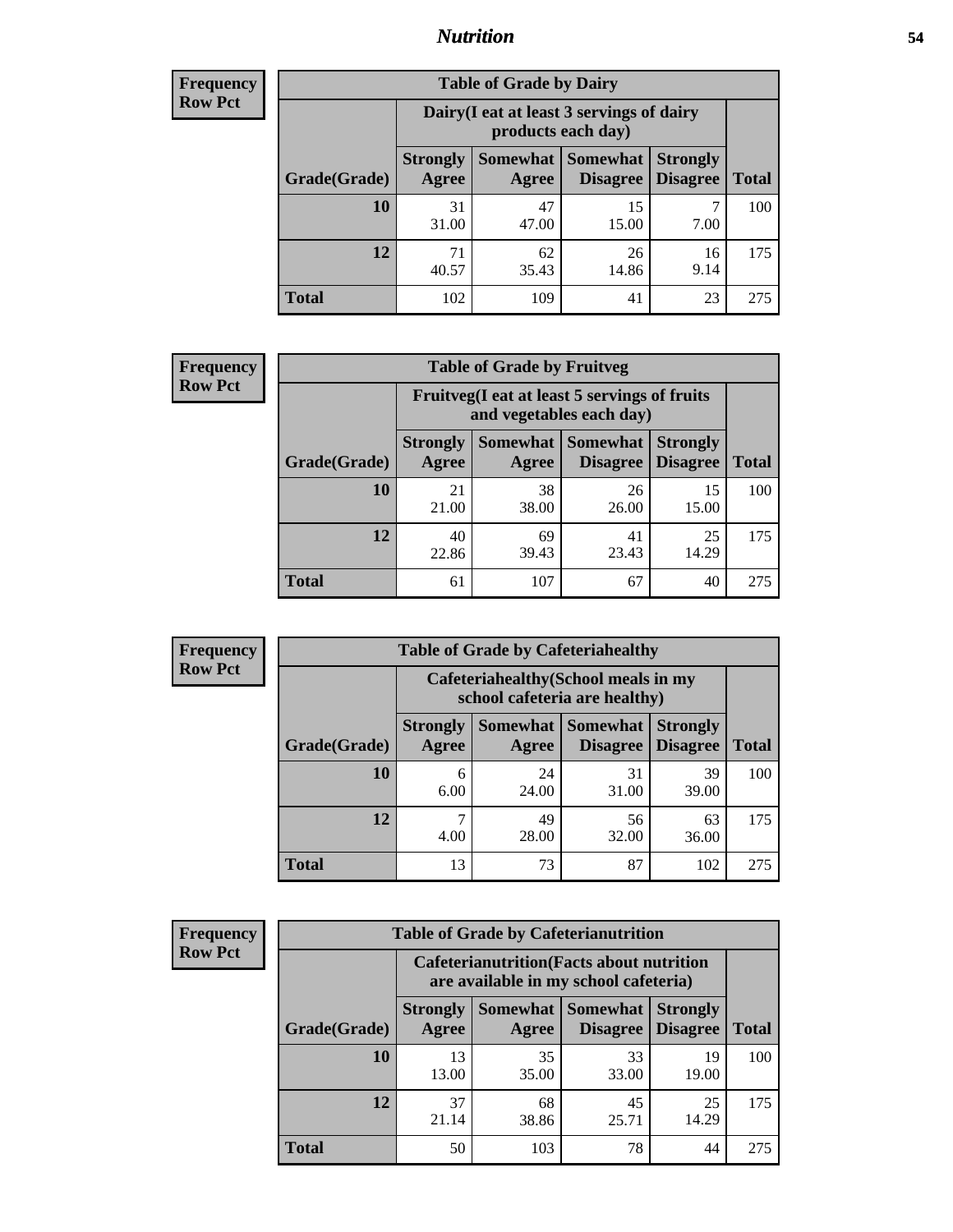## Nutrition

**Frequency**
**Row Pct**

| Table of Grade by Dairy | | | | | |
|---|---|---|---|---|---|
| | Dairy(I eat at least 3 servings of dairy products each day) | | | | |
| Grade(Grade) | Strongly Agree | Somewhat Agree | Somewhat Disagree | Strongly Disagree | Total |
| 10 | 31<br>31.00 | 47<br>47.00 | 15<br>15.00 | 7<br>7.00 | 100 |
| 12 | 71<br>40.57 | 62<br>35.43 | 26<br>14.86 | 16<br>9.14 | 175 |
| Total | 102 | 109 | 41 | 23 | 275 |

**Frequency**
**Row Pct**

| Table of Grade by Fruitveg | | | | | |
|---|---|---|---|---|---|
| | Fruitveg(I eat at least 5 servings of fruits and vegetables each day) | | | | |
| Grade(Grade) | Strongly Agree | Somewhat Agree | Somewhat Disagree | Strongly Disagree | Total |
| 10 | 21<br>21.00 | 38<br>38.00 | 26<br>26.00 | 15<br>15.00 | 100 |
| 12 | 40<br>22.86 | 69<br>39.43 | 41<br>23.43 | 25<br>14.29 | 175 |
| Total | 61 | 107 | 67 | 40 | 275 |

**Frequency**
**Row Pct**

| Table of Grade by Cafeteriahealthy | | | | | |
|---|---|---|---|---|---|
| | Cafeteriahealthy(School meals in my school cafeteria are healthy) | | | | |
| Grade(Grade) | Strongly Agree | Somewhat Agree | Somewhat Disagree | Strongly Disagree | Total |
| 10 | 6<br>6.00 | 24<br>24.00 | 31<br>31.00 | 39<br>39.00 | 100 |
| 12 | 7<br>4.00 | 49<br>28.00 | 56<br>32.00 | 63<br>36.00 | 175 |
| Total | 13 | 73 | 87 | 102 | 275 |

**Frequency**
**Row Pct**

| Table of Grade by Cafeterianutrition | | | | | |
|---|---|---|---|---|---|
| | Cafeterianutrition(Facts about nutrition are available in my school cafeteria) | | | | |
| Grade(Grade) | Strongly Agree | Somewhat Agree | Somewhat Disagree | Strongly Disagree | Total |
| 10 | 13<br>13.00 | 35<br>35.00 | 33<br>33.00 | 19<br>19.00 | 100 |
| 12 | 37<br>21.14 | 68<br>38.86 | 45<br>25.71 | 25<br>14.29 | 175 |
| Total | 50 | 103 | 78 | 44 | 275 |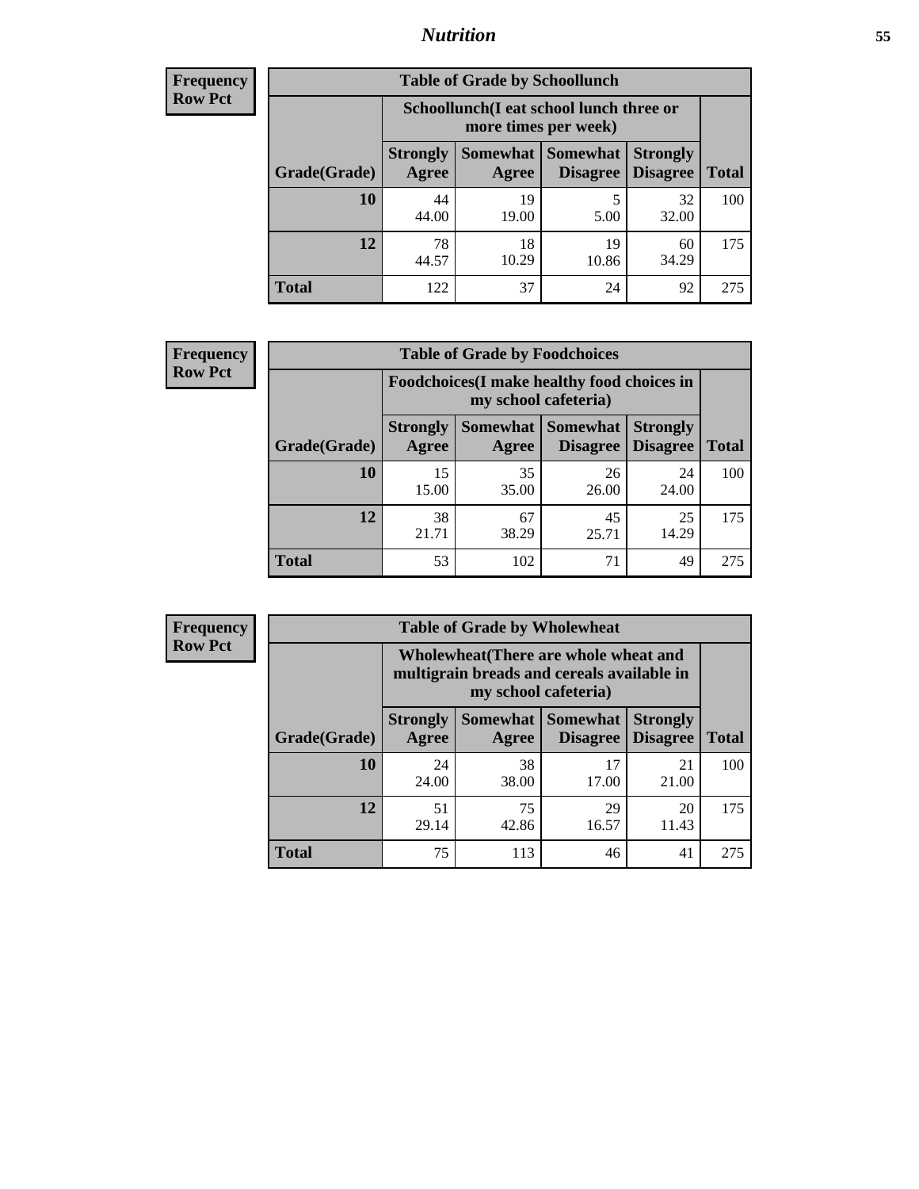**Frequency**
**Row Pct**

**Table of Grade by Schoollunch**

| Grade(Grade) | Schoollunch(I eat school lunch three or more times per week) | | | | Total |
|---|---|---|---|---|---|
| | Strongly Agree | Somewhat Agree | Somewhat Disagree | Strongly Disagree | |
| 10 | 44<br>44.00 | 19<br>19.00 | 5<br>5.00 | 32<br>32.00 | 100 |
| 12 | 78<br>44.57 | 18<br>10.29 | 19<br>10.86 | 60<br>34.29 | 175 |
| Total | 122 | 37 | 24 | 92 | 275 |

**Frequency**
**Row Pct**

**Table of Grade by Foodchoices**

| Grade(Grade) | Foodchoices(I make healthy food choices in my school cafeteria) | | | | Total |
|---|---|---|---|---|---|
| | Strongly Agree | Somewhat Agree | Somewhat Disagree | Strongly Disagree | |
| 10 | 15<br>15.00 | 35<br>35.00 | 26<br>26.00 | 24<br>24.00 | 100 |
| 12 | 38<br>21.71 | 67<br>38.29 | 45<br>25.71 | 25<br>14.29 | 175 |
| Total | 53 | 102 | 71 | 49 | 275 |

**Frequency**
**Row Pct**

**Table of Grade by Wholewheat**

| Grade(Grade) | Wholewheat(There are whole wheat and multigrain breads and cereals available in my school cafeteria) | | | | Total |
|---|---|---|---|---|---|
| | Strongly Agree | Somewhat Agree | Somewhat Disagree | Strongly Disagree | |
| 10 | 24<br>24.00 | 38<br>38.00 | 17<br>17.00 | 21<br>21.00 | 100 |
| 12 | 51<br>29.14 | 75<br>42.86 | 29<br>16.57 | 20<br>11.43 | 175 |
| Total | 75 | 113 | 46 | 41 | 275 |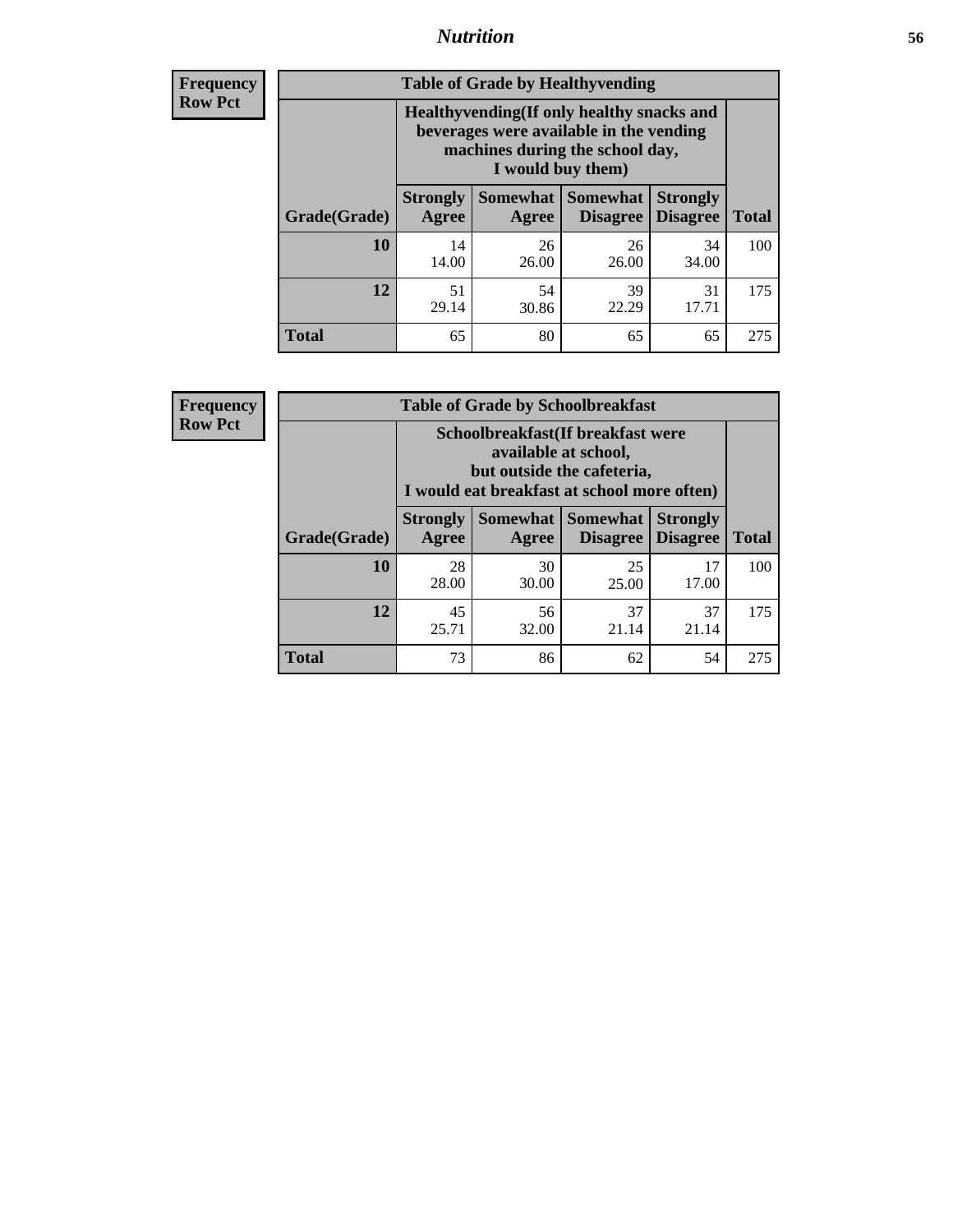# Nutrition

**Frequency**
**Row Pct**

**Table of Grade by Healthyvending**

| Grade(Grade) | Healthyvending(If only healthy snacks and beverages were available in the vending machines during the school day, I would buy them) | | | | Total |
|---|---|---|---|---|---|
| | Strongly Agree | Somewhat Agree | Somewhat Disagree | Strongly Disagree | |
| **10** | 14<br>14.00 | 26<br>26.00 | 26<br>26.00 | 34<br>34.00 | 100 |
| **12** | 51<br>29.14 | 54<br>30.86 | 39<br>22.29 | 31<br>17.71 | 175 |
| **Total** | 65 | 80 | 65 | 65 | 275 |

**Frequency**
**Row Pct**

**Table of Grade by Schoolbreakfast**

| Grade(Grade) | Schoolbreakfast(If breakfast were available at school, but outside the cafeteria, I would eat breakfast at school more often) | | | | Total |
|---|---|---|---|---|---|
| | Strongly Agree | Somewhat Agree | Somewhat Disagree | Strongly Disagree | |
| **10** | 28<br>28.00 | 30<br>30.00 | 25<br>25.00 | 17<br>17.00 | 100 |
| **12** | 45<br>25.71 | 56<br>32.00 | 37<br>21.14 | 37<br>21.14 | 175 |
| **Total** | 73 | 86 | 62 | 54 | 275 |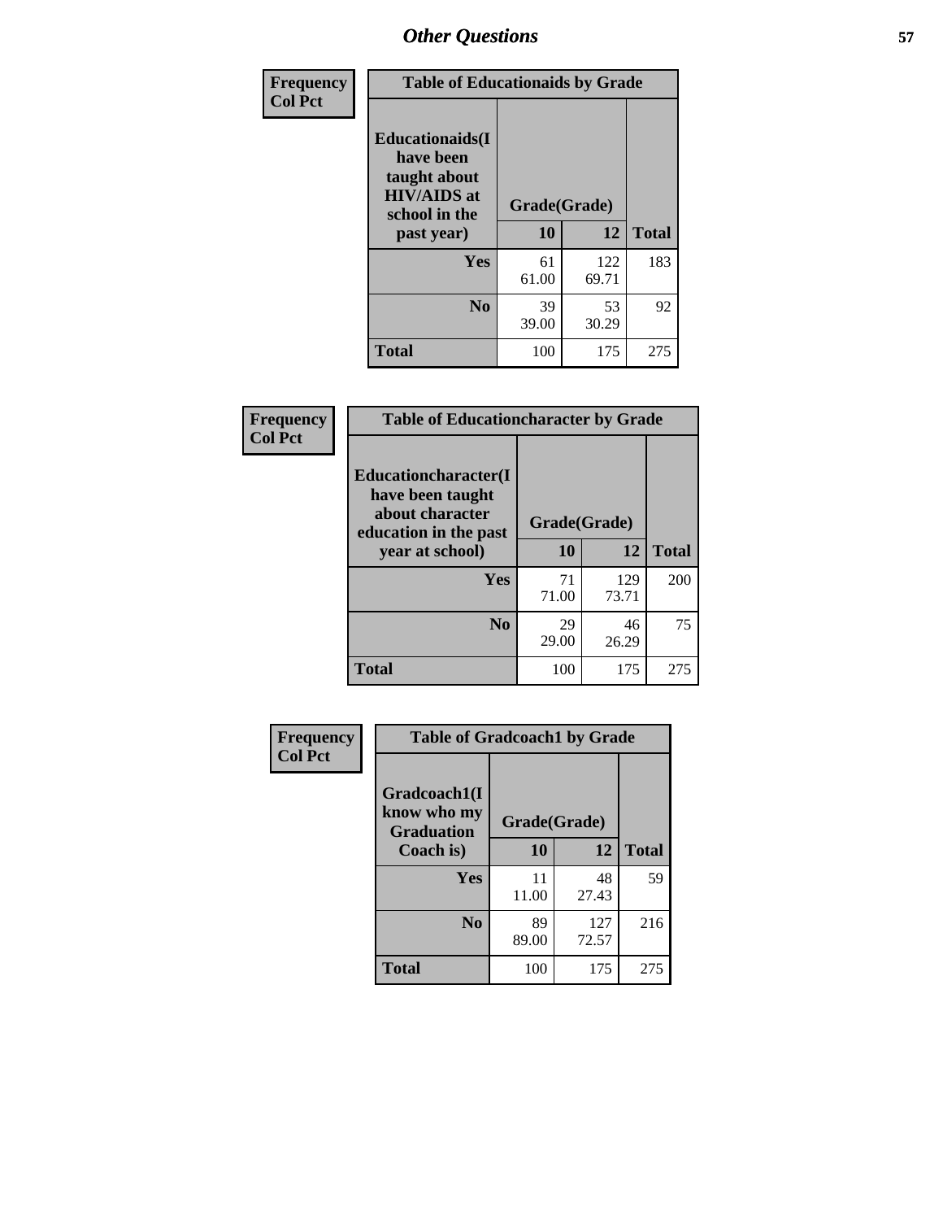| Frequency<br>Col Pct | Table of Educationaids by Grade | | |
|---|---|---|---|
| Educationaids(I have been taught about HIV/AIDS at school in the past year) | Grade(Grade) | | |
| | 10 | 12 | Total |
| Yes | 61<br>61.00 | 122<br>69.71 | 183 |
| No | 39<br>39.00 | 53<br>30.29 | 92 |
| Total | 100 | 175 | 275 |

| Frequency<br>Col Pct | Table of Educationcharacter by Grade | | |
|---|---|---|---|
| Educationcharacter(I have been taught about character education in the past year at school) | Grade(Grade) | | |
| | 10 | 12 | Total |
| Yes | 71<br>71.00 | 129<br>73.71 | 200 |
| No | 29<br>29.00 | 46<br>26.29 | 75 |
| Total | 100 | 175 | 275 |

| Frequency<br>Col Pct | Table of Gradcoach1 by Grade | | |
|---|---|---|---|
| Gradcoach1(I know who my Graduation Coach is) | Grade(Grade) | | |
| | 10 | 12 | Total |
| Yes | 11<br>11.00 | 48<br>27.43 | 59 |
| No | 89<br>89.00 | 127<br>72.57 | 216 |
| Total | 100 | 175 | 275 |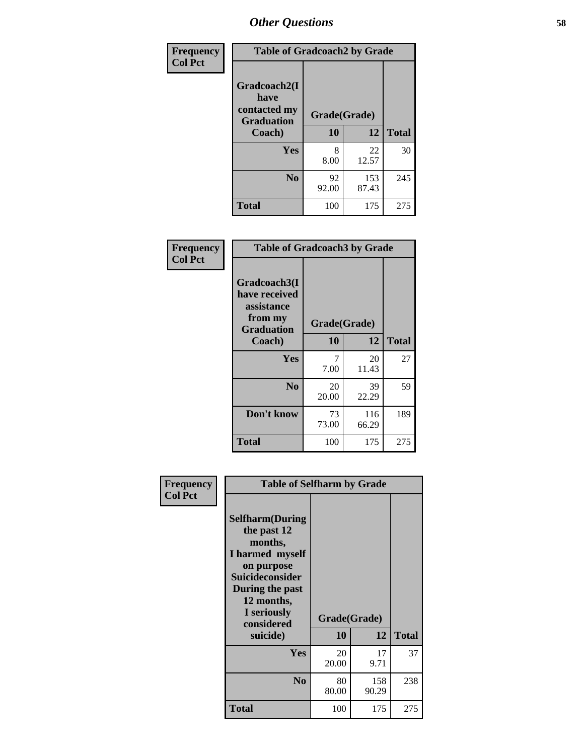# Other Questions

**Frequency**
**Col Pct**

**Table of Gradcoach2 by Grade**

| Gradcoach2(I have contacted my Graduation Coach) | Grade(Grade) | | Total |
|---|---|---|---|
| | 10 | 12 | |
| Yes | 8<br>8.00 | 22<br>12.57 | 30 |
| No | 92<br>92.00 | 153<br>87.43 | 245 |
| Total | 100 | 175 | 275 |

**Frequency**
**Col Pct**

**Table of Gradcoach3 by Grade**

| Gradcoach3(I have received assistance from my Graduation Coach) | Grade(Grade) | | Total |
|---|---|---|---|
| | 10 | 12 | |
| Yes | 7<br>7.00 | 20<br>11.43 | 27 |
| No | 20<br>20.00 | 39<br>22.29 | 59 |
| Don't know | 73<br>73.00 | 116<br>66.29 | 189 |
| Total | 100 | 175 | 275 |

**Frequency**
**Col Pct**

**Table of Selfharm by Grade**

| Selfharm(During the past 12 months, I harmed myself on purpose Suicideconsider During the past 12 months, I seriously considered suicide) | Grade(Grade) | | Total |
|---|---|---|---|
| | 10 | 12 | |
| Yes | 20<br>20.00 | 17<br>9.71 | 37 |
| No | 80<br>80.00 | 158<br>90.29 | 238 |
| Total | 100 | 175 | 275 |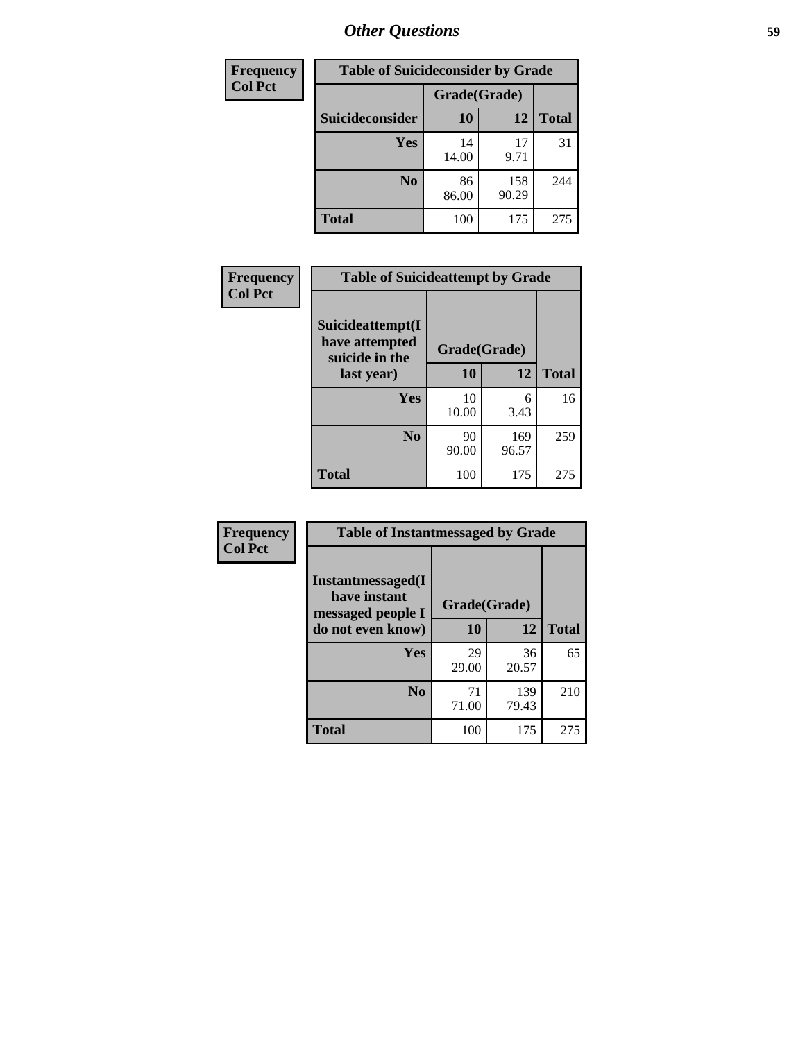| Frequency<br>Col Pct |
|---|

**Table of Suicideconsider by Grade**

| Suicideconsider | Grade(Grade) 10 | 12 | Total |
|---|---|---|---|
| Yes | 14<br>14.00 | 17<br>9.71 | 31 |
| No | 86<br>86.00 | 158<br>90.29 | 244 |
| Total | 100 | 175 | 275 |

| Frequency<br>Col Pct |
|---|

**Table of Suicideattempt by Grade**

| Suicideattempt(I have attempted suicide in the last year) | Grade(Grade) 10 | 12 | Total |
|---|---|---|---|
| Yes | 10<br>10.00 | 6<br>3.43 | 16 |
| No | 90<br>90.00 | 169<br>96.57 | 259 |
| Total | 100 | 175 | 275 |

| Frequency<br>Col Pct |
|---|

**Table of Instantmessaged by Grade**

| Instantmessaged(I have instant messaged people I do not even know) | Grade(Grade) 10 | 12 | Total |
|---|---|---|---|
| Yes | 29<br>29.00 | 36<br>20.57 | 65 |
| No | 71<br>71.00 | 139<br>79.43 | 210 |
| Total | 100 | 175 | 275 |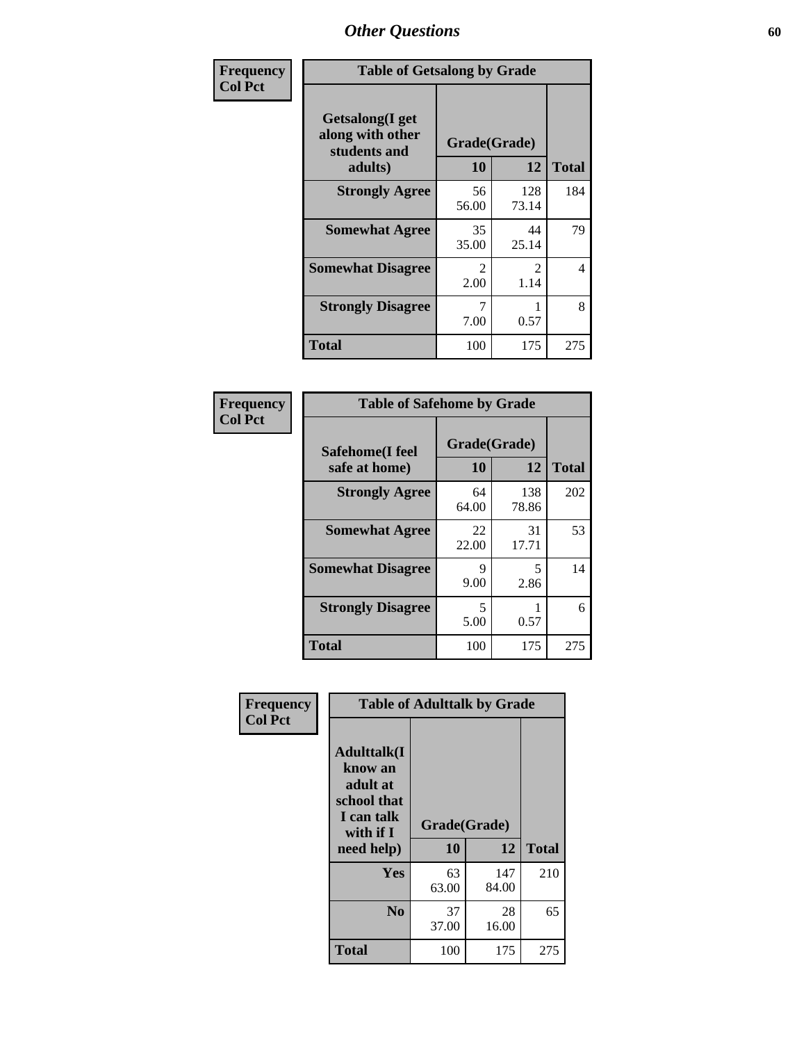# Other Questions

**Frequency**
**Col Pct**

| Table of Getsalong by Grade | | | |
|---|---|---|---|
| **Getsalong(I get along with other students and adults)** | **Grade(Grade)** | | |
| | **10** | **12** | **Total** |
| **Strongly Agree** | 56<br>56.00 | 128<br>73.14 | 184 |
| **Somewhat Agree** | 35<br>35.00 | 44<br>25.14 | 79 |
| **Somewhat Disagree** | 2<br>2.00 | 2<br>1.14 | 4 |
| **Strongly Disagree** | 7<br>7.00 | 1<br>0.57 | 8 |
| **Total** | 100 | 175 | 275 |

**Frequency**
**Col Pct**

| Table of Safehome by Grade | | | |
|---|---|---|---|
| **Safehome(I feel safe at home)** | **Grade(Grade)** | | |
| | **10** | **12** | **Total** |
| **Strongly Agree** | 64<br>64.00 | 138<br>78.86 | 202 |
| **Somewhat Agree** | 22<br>22.00 | 31<br>17.71 | 53 |
| **Somewhat Disagree** | 9<br>9.00 | 5<br>2.86 | 14 |
| **Strongly Disagree** | 5<br>5.00 | 1<br>0.57 | 6 |
| **Total** | 100 | 175 | 275 |

**Frequency**
**Col Pct**

| Table of Adulttalk by Grade | | | |
|---|---|---|---|
| **Adulttalk(I know an adult at school that I can talk with if I need help)** | **Grade(Grade)** | | |
| | **10** | **12** | **Total** |
| **Yes** | 63<br>63.00 | 147<br>84.00 | 210 |
| **No** | 37<br>37.00 | 28<br>16.00 | 65 |
| **Total** | 100 | 175 | 275 |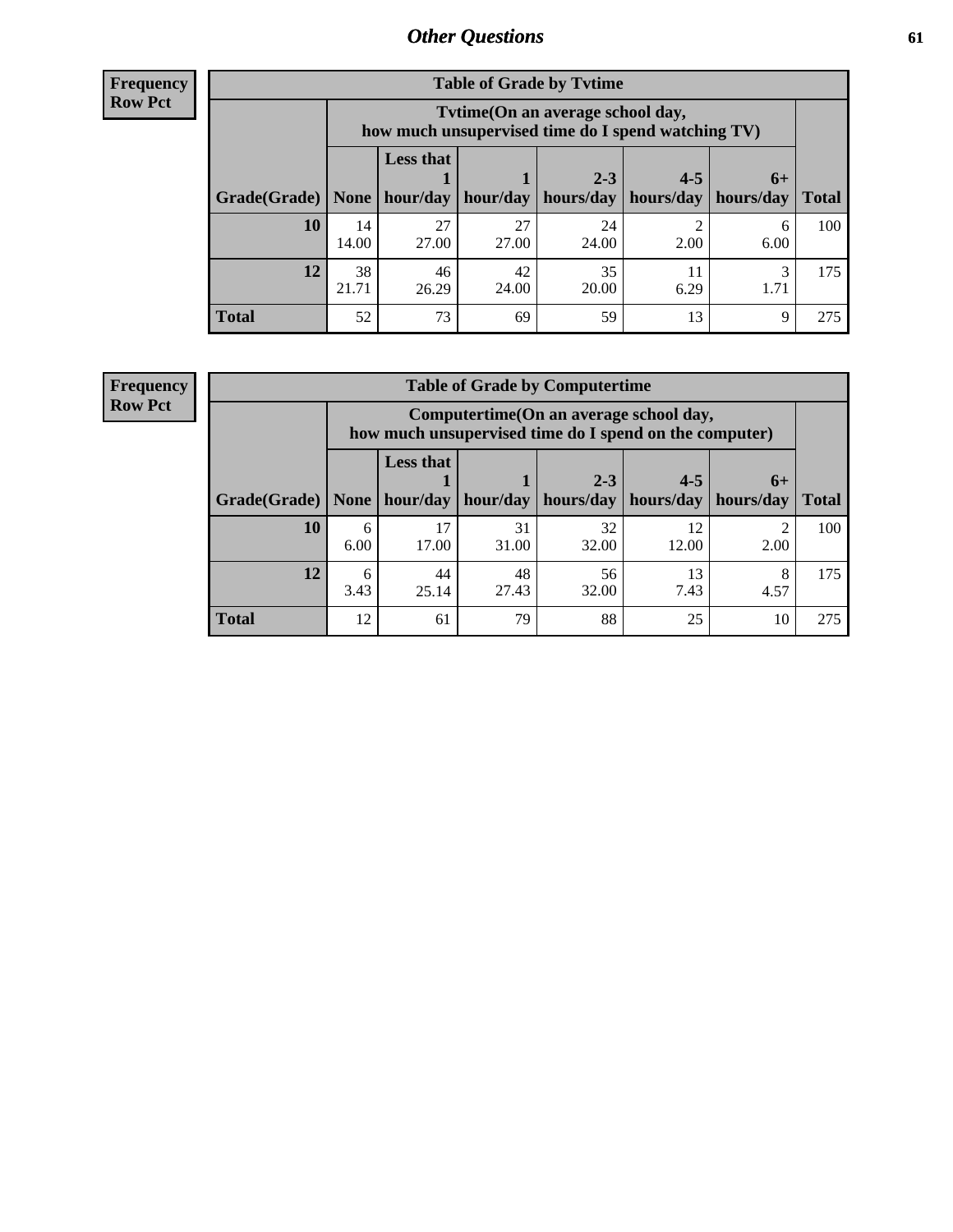**Frequency**
**Row Pct**

| Table of Grade by Tvtime | | | | | | | |
|---|---|---|---|---|---|---|---|
| | Tvtime(On an average school day, how much unsupervised time do I spend watching TV) | | | | | | |
| Grade(Grade) | None | Less that 1 hour/day | 1 hour/day | 2-3 hours/day | 4-5 hours/day | 6+ hours/day | Total |
| **10** | 14<br>14.00 | 27<br>27.00 | 27<br>27.00 | 24<br>24.00 | 2<br>2.00 | 6<br>6.00 | 100 |
| **12** | 38<br>21.71 | 46<br>26.29 | 42<br>24.00 | 35<br>20.00 | 11<br>6.29 | 3<br>1.71 | 175 |
| **Total** | 52 | 73 | 69 | 59 | 13 | 9 | 275 |

**Frequency**
**Row Pct**

| Table of Grade by Computertime | | | | | | | |
|---|---|---|---|---|---|---|---|
| | Computertime(On an average school day, how much unsupervised time do I spend on the computer) | | | | | | |
| Grade(Grade) | None | Less that 1 hour/day | 1 hour/day | 2-3 hours/day | 4-5 hours/day | 6+ hours/day | Total |
| **10** | 6<br>6.00 | 17<br>17.00 | 31<br>31.00 | 32<br>32.00 | 12<br>12.00 | 2<br>2.00 | 100 |
| **12** | 6<br>3.43 | 44<br>25.14 | 48<br>27.43 | 56<br>32.00 | 13<br>7.43 | 8<br>4.57 | 175 |
| **Total** | 12 | 61 | 79 | 88 | 25 | 10 | 275 |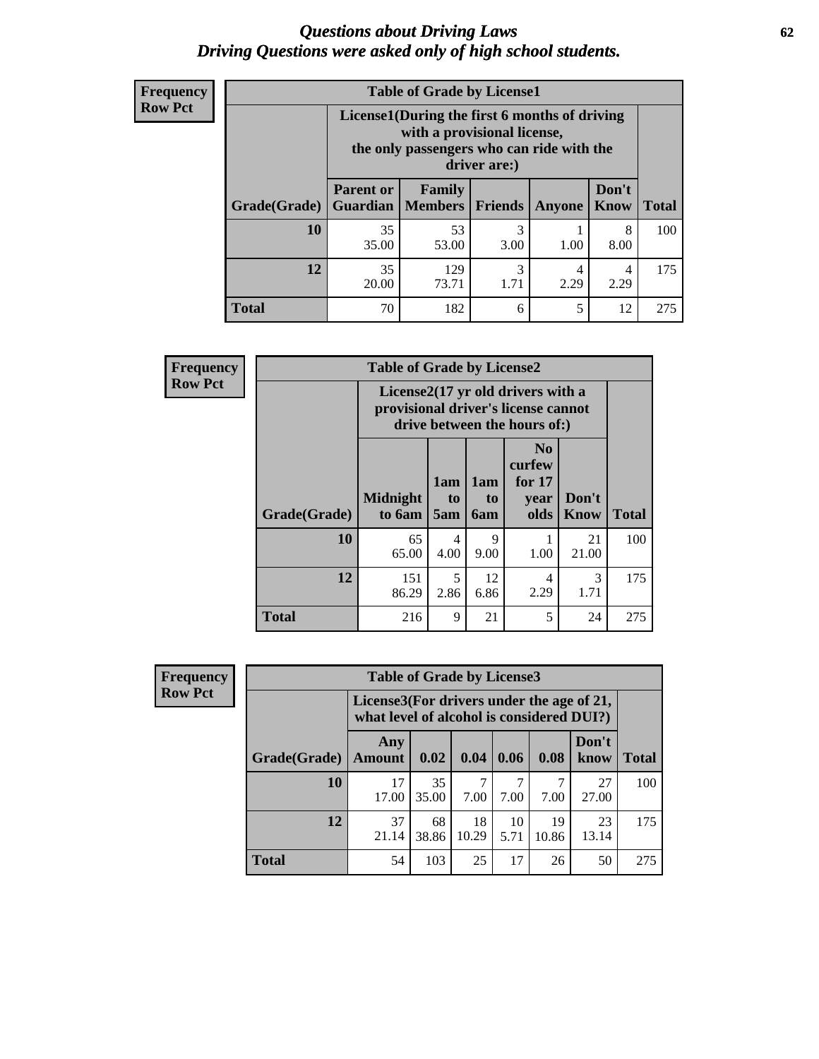# *Questions about Driving Laws*
## *Driving Questions were asked only of high school students.*

**Frequency**
**Row Pct**

| Table of Grade by License1 | | | | | | |
|---|---|---|---|---|---|---|
| | License1(During the first 6 months of driving with a provisional license, the only passengers who can ride with the driver are:) | | | | | |
| Grade(Grade) | Parent or Guardian | Family Members | Friends | Anyone | Don't Know | Total |
| **10** | 35<br>35.00 | 53<br>53.00 | 3<br>3.00 | 1<br>1.00 | 8<br>8.00 | 100 |
| **12** | 35<br>20.00 | 129<br>73.71 | 3<br>1.71 | 4<br>2.29 | 4<br>2.29 | 175 |
| **Total** | 70 | 182 | 6 | 5 | 12 | 275 |

**Frequency**
**Row Pct**

| Table of Grade by License2 | | | | | | |
|---|---|---|---|---|---|---|
| | License2(17 yr old drivers with a provisional driver's license cannot drive between the hours of:) | | | | | |
| Grade(Grade) | Midnight to 6am | 1am to 5am | 1am to 6am | No curfew for 17 year olds | Don't Know | Total |
| **10** | 65<br>65.00 | 4<br>4.00 | 9<br>9.00 | 1<br>1.00 | 21<br>21.00 | 100 |
| **12** | 151<br>86.29 | 5<br>2.86 | 12<br>6.86 | 4<br>2.29 | 3<br>1.71 | 175 |
| **Total** | 216 | 9 | 21 | 5 | 24 | 275 |

**Frequency**
**Row Pct**

| Table of Grade by License3 | | | | | | | |
|---|---|---|---|---|---|---|---|
| | License3(For drivers under the age of 21, what level of alcohol is considered DUI?) | | | | | | |
| Grade(Grade) | Any Amount | 0.02 | 0.04 | 0.06 | 0.08 | Don't know | Total |
| **10** | 17<br>17.00 | 35<br>35.00 | 7<br>7.00 | 7<br>7.00 | 7<br>7.00 | 27<br>27.00 | 100 |
| **12** | 37<br>21.14 | 68<br>38.86 | 18<br>10.29 | 10<br>5.71 | 19<br>10.86 | 23<br>13.14 | 175 |
| **Total** | 54 | 103 | 25 | 17 | 26 | 50 | 275 |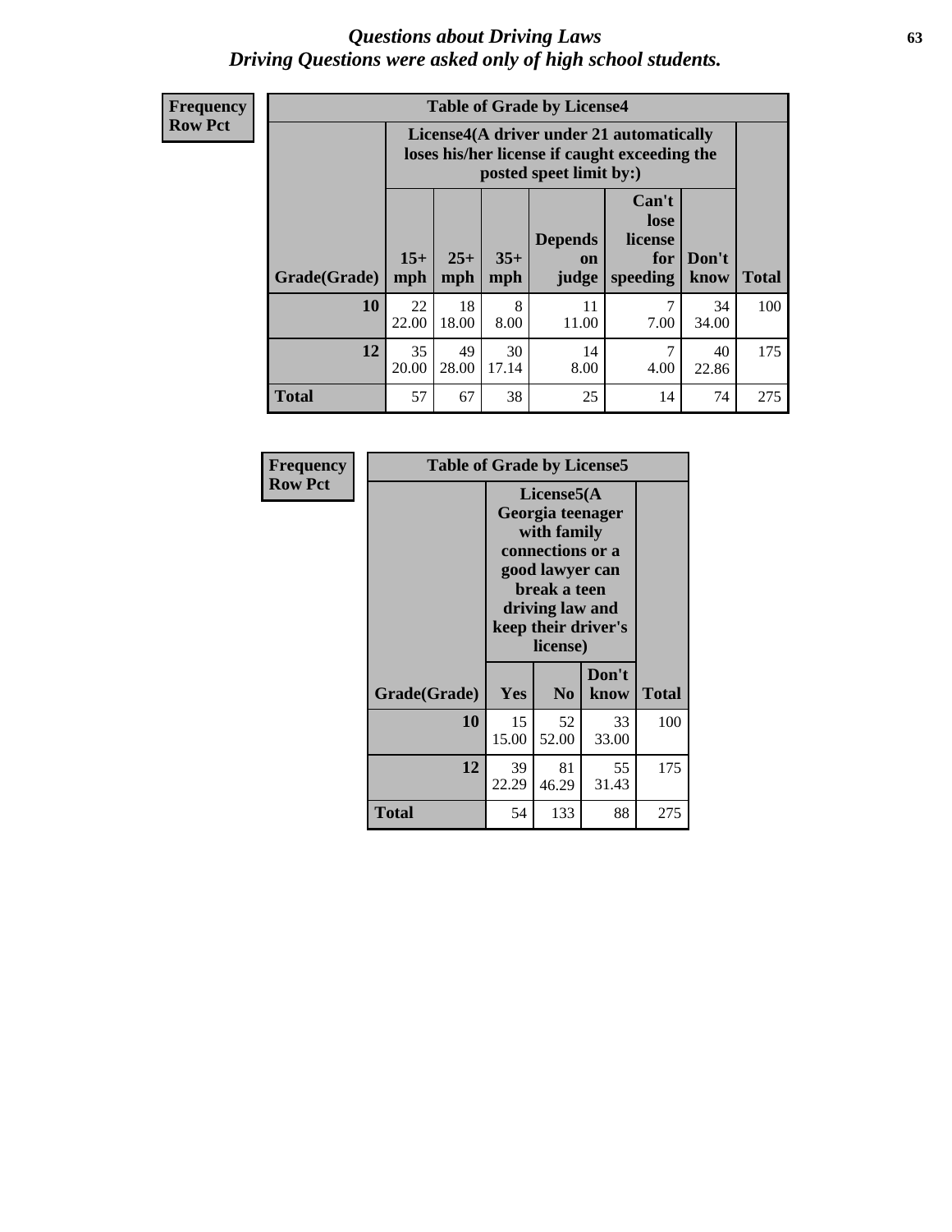# *Questions about Driving Laws*
## *Driving Questions were asked only of high school students.*

**Frequency**
**Row Pct**

**Table of Grade by License4**

| Grade(Grade) | License4(A driver under 21 automatically loses his/her license if caught exceeding the posted speet limit by:) 15+ mph | 25+ mph | 35+ mph | Depends on judge | Can't lose license for speeding | Don't know | Total |
|---|---|---|---|---|---|---|---|
| **10** | 22<br>22.00 | 18<br>18.00 | 8<br>8.00 | 11<br>11.00 | 7<br>7.00 | 34<br>34.00 | 100 |
| **12** | 35<br>20.00 | 49<br>28.00 | 30<br>17.14 | 14<br>8.00 | 7<br>4.00 | 40<br>22.86 | 175 |
| **Total** | 57 | 67 | 38 | 25 | 14 | 74 | 275 |

**Frequency**
**Row Pct**

**Table of Grade by License5**

| Grade(Grade) | License5(A Georgia teenager with family connections or a good lawyer can break a teen driving law and keep their driver's license) Yes | No | Don't know | Total |
|---|---|---|---|---|
| **10** | 15<br>15.00 | 52<br>52.00 | 33<br>33.00 | 100 |
| **12** | 39<br>22.29 | 81<br>46.29 | 55<br>31.43 | 175 |
| **Total** | 54 | 133 | 88 | 275 |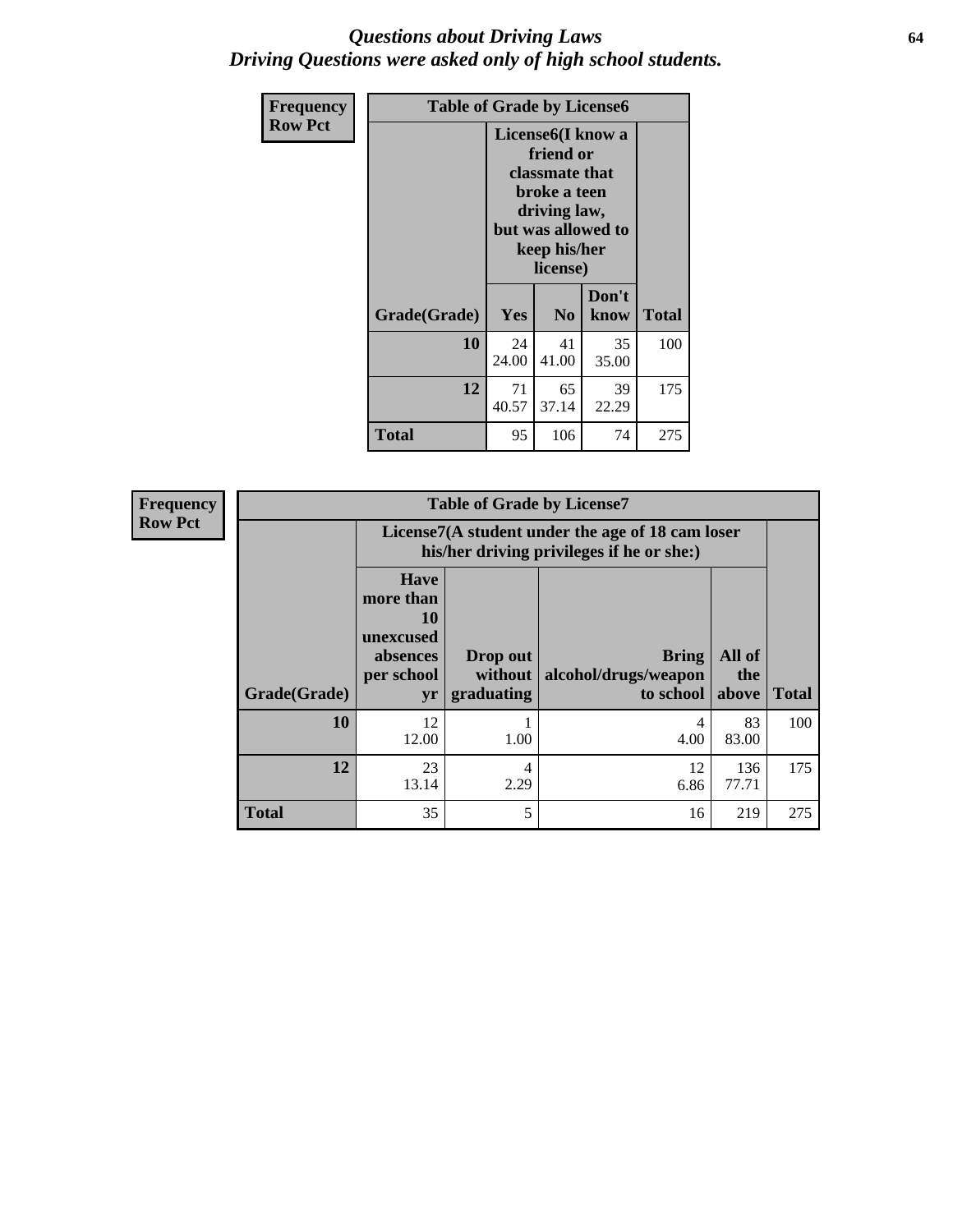# *Questions about Driving Laws*
# *Driving Questions were asked only of high school students.*

**Frequency**
**Row Pct**

**Table of Grade by License6**

| Grade(Grade) | License6(I know a friend or classmate that broke a teen driving law, but was allowed to keep his/her license) Yes | No | Don't know | Total |
|---|---|---|---|---|
| **10** | 24<br>24.00 | 41<br>41.00 | 35<br>35.00 | 100 |
| **12** | 71<br>40.57 | 65<br>37.14 | 39<br>22.29 | 175 |
| **Total** | 95 | 106 | 74 | 275 |

**Frequency**
**Row Pct**

**Table of Grade by License7**

| Grade(Grade) | License7(A student under the age of 18 cam loser his/her driving privileges if he or she:) Have more than 10 unexcused absences per school yr | Drop out without graduating | Bring alcohol/drugs/weapon to school | All of the above | Total |
|---|---|---|---|---|---|
| **10** | 12<br>12.00 | 1<br>1.00 | 4<br>4.00 | 83<br>83.00 | 100 |
| **12** | 23<br>13.14 | 4<br>2.29 | 12<br>6.86 | 136<br>77.71 | 175 |
| **Total** | 35 | 5 | 16 | 219 | 275 |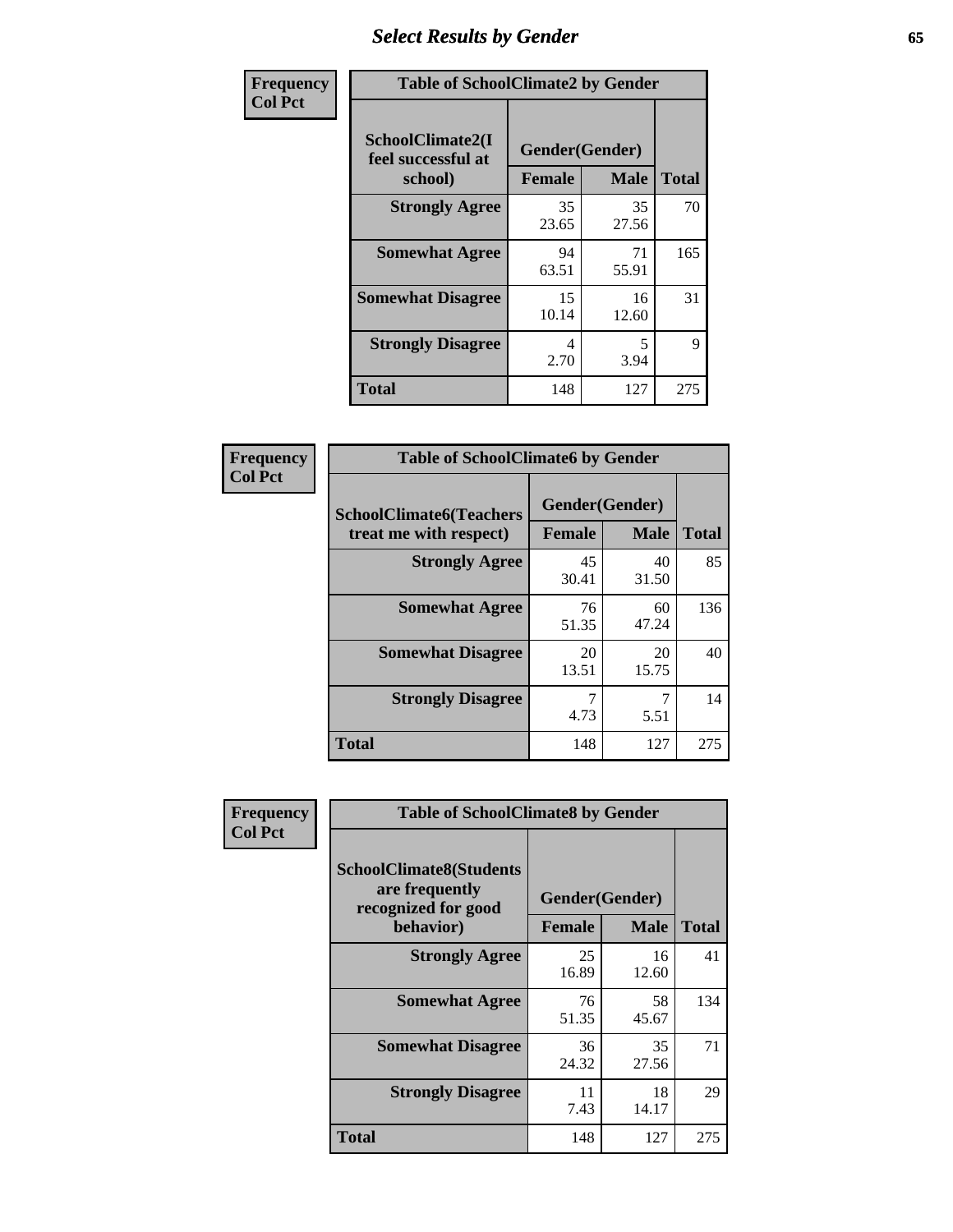# Select Results by Gender

**Frequency**
**Col Pct**

| Table of SchoolClimate2 by Gender | | | |
|---|---|---|---|
| SchoolClimate2(I feel successful at school) | Gender(Gender) | | |
| | Female | Male | Total |
| Strongly Agree | 35<br>23.65 | 35<br>27.56 | 70 |
| Somewhat Agree | 94<br>63.51 | 71<br>55.91 | 165 |
| Somewhat Disagree | 15<br>10.14 | 16<br>12.60 | 31 |
| Strongly Disagree | 4<br>2.70 | 5<br>3.94 | 9 |
| Total | 148 | 127 | 275 |

**Frequency**
**Col Pct**

| Table of SchoolClimate6 by Gender | | | |
|---|---|---|---|
| SchoolClimate6(Teachers treat me with respect) | Gender(Gender) | | |
| | Female | Male | Total |
| Strongly Agree | 45<br>30.41 | 40<br>31.50 | 85 |
| Somewhat Agree | 76<br>51.35 | 60<br>47.24 | 136 |
| Somewhat Disagree | 20<br>13.51 | 20<br>15.75 | 40 |
| Strongly Disagree | 7<br>4.73 | 7<br>5.51 | 14 |
| Total | 148 | 127 | 275 |

**Frequency**
**Col Pct**

| Table of SchoolClimate8 by Gender | | | |
|---|---|---|---|
| SchoolClimate8(Students are frequently recognized for good behavior) | Gender(Gender) | | |
| | Female | Male | Total |
| Strongly Agree | 25<br>16.89 | 16<br>12.60 | 41 |
| Somewhat Agree | 76<br>51.35 | 58<br>45.67 | 134 |
| Somewhat Disagree | 36<br>24.32 | 35<br>27.56 | 71 |
| Strongly Disagree | 11<br>7.43 | 18<br>14.17 | 29 |
| Total | 148 | 127 | 275 |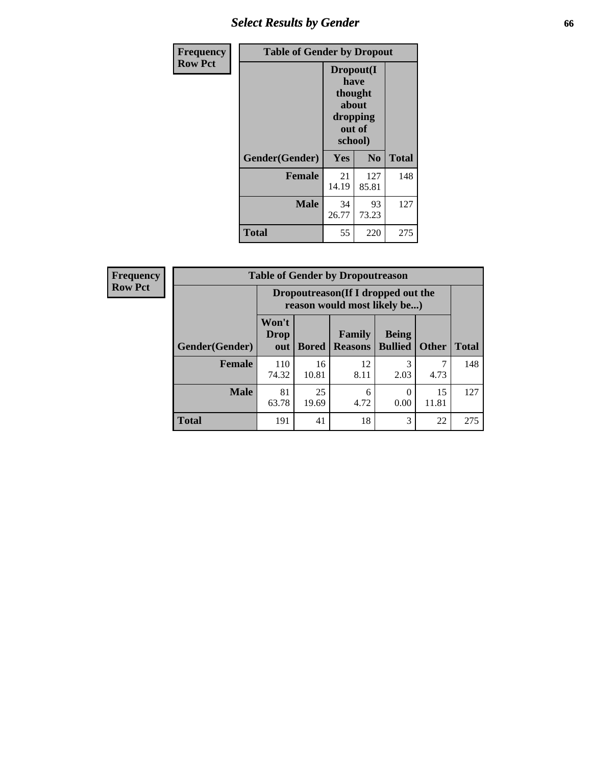# Select Results by Gender

Frequency
Row Pct

| Table of Gender by Dropout | | | |
|---|---|---|---|
| | Dropout(I have thought about dropping out of school) | | |
| Gender(Gender) | Yes | No | Total |
| **Female** | 21<br>14.19 | 127<br>85.81 | 148 |
| **Male** | 34<br>26.77 | 93<br>73.23 | 127 |
| **Total** | 55 | 220 | 275 |

Frequency
Row Pct

| Table of Gender by Dropoutreason | | | | | | |
|---|---|---|---|---|---|---|
| | Dropoutreason(If I dropped out the reason would most likely be...) | | | | | |
| Gender(Gender) | Won't Drop out | Bored | Family Reasons | Being Bullied | Other | Total |
| **Female** | 110<br>74.32 | 16<br>10.81 | 12<br>8.11 | 3<br>2.03 | 7<br>4.73 | 148 |
| **Male** | 81<br>63.78 | 25<br>19.69 | 6<br>4.72 | 0<br>0.00 | 15<br>11.81 | 127 |
| **Total** | 191 | 41 | 18 | 3 | 22 | 275 |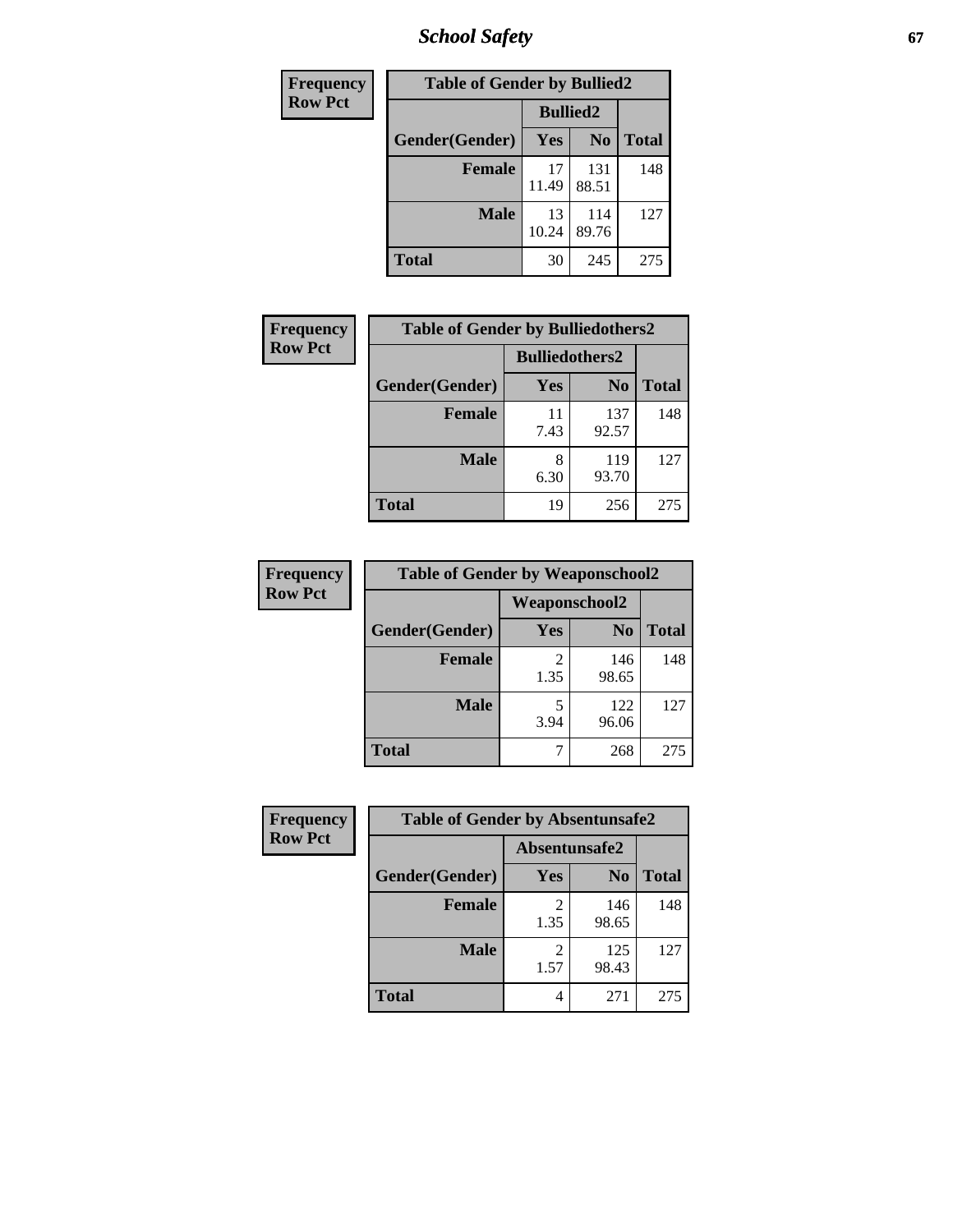| Frequency<br>Row Pct |
|---|

**Table of Gender by Bullied2**

| Gender(Gender) | Bullied2 Yes | Bullied2 No | Total |
|---|---|---|---|
| Female | 17<br>11.49 | 131<br>88.51 | 148 |
| Male | 13<br>10.24 | 114<br>89.76 | 127 |
| Total | 30 | 245 | 275 |

| Frequency<br>Row Pct |
|---|

**Table of Gender by Bulliedothers2**

| Gender(Gender) | Bulliedothers2 Yes | Bulliedothers2 No | Total |
|---|---|---|---|
| Female | 11<br>7.43 | 137<br>92.57 | 148 |
| Male | 8<br>6.30 | 119<br>93.70 | 127 |
| Total | 19 | 256 | 275 |

| Frequency<br>Row Pct |
|---|

**Table of Gender by Weaponschool2**

| Gender(Gender) | Weaponschool2 Yes | Weaponschool2 No | Total |
|---|---|---|---|
| Female | 2<br>1.35 | 146<br>98.65 | 148 |
| Male | 5<br>3.94 | 122<br>96.06 | 127 |
| Total | 7 | 268 | 275 |

| Frequency<br>Row Pct |
|---|

**Table of Gender by Absentunsafe2**

| Gender(Gender) | Absentunsafe2 Yes | Absentunsafe2 No | Total |
|---|---|---|---|
| Female | 2<br>1.35 | 146<br>98.65 | 148 |
| Male | 2<br>1.57 | 125<br>98.43 | 127 |
| Total | 4 | 271 | 275 |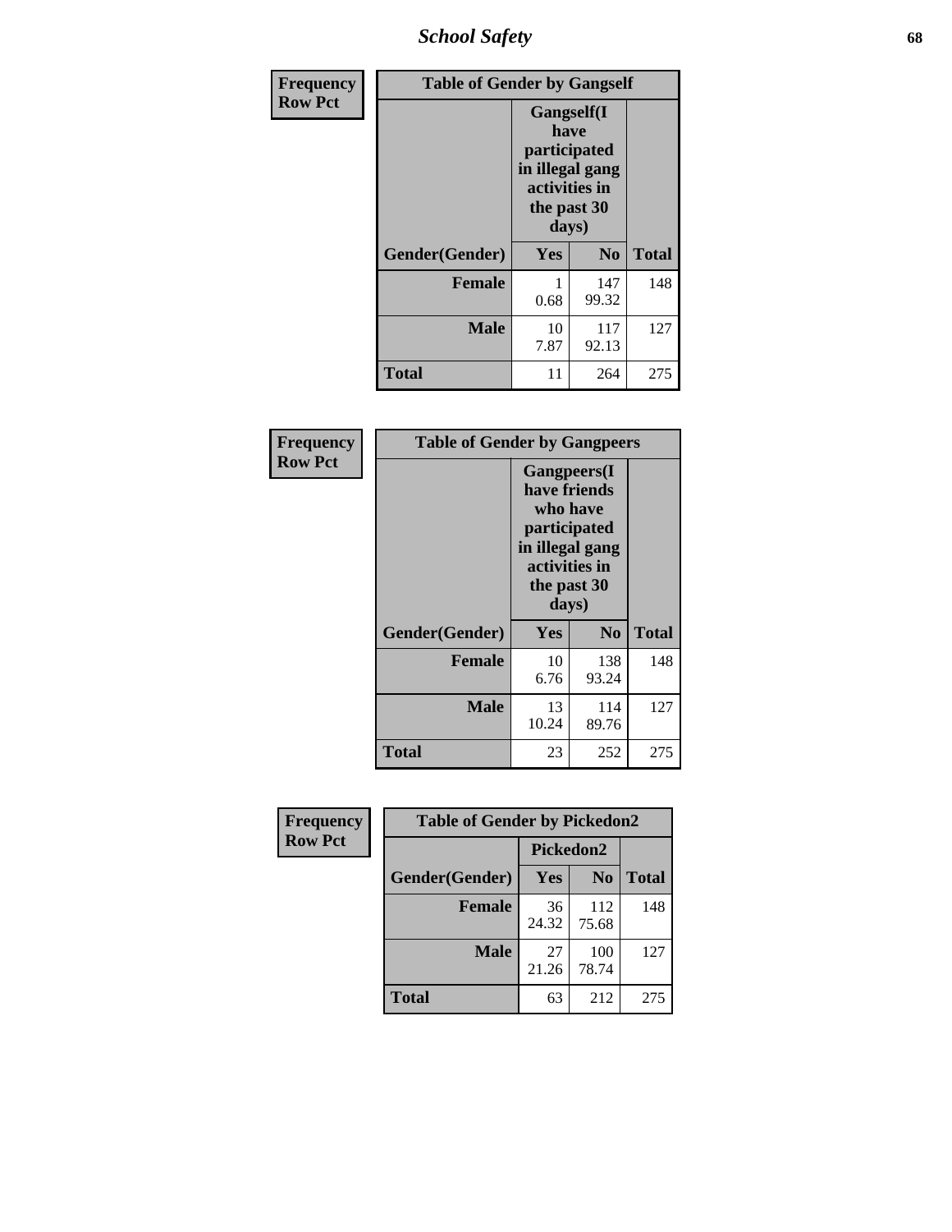# School Safety

**Frequency**
**Row Pct**

| Table of Gender by Gangself | | | |
|---|---|---|---|
| | Gangself(I have participated in illegal gang activities in the past 30 days) | | |
| Gender(Gender) | Yes | No | Total |
| Female | 1<br>0.68 | 147<br>99.32 | 148 |
| Male | 10<br>7.87 | 117<br>92.13 | 127 |
| Total | 11 | 264 | 275 |

**Frequency**
**Row Pct**

| Table of Gender by Gangpeers | | | |
|---|---|---|---|
| | Gangpeers(I have friends who have participated in illegal gang activities in the past 30 days) | | |
| Gender(Gender) | Yes | No | Total |
| Female | 10<br>6.76 | 138<br>93.24 | 148 |
| Male | 13<br>10.24 | 114<br>89.76 | 127 |
| Total | 23 | 252 | 275 |

**Frequency**
**Row Pct**

| Table of Gender by Pickedon2 | | | |
|---|---|---|---|
| | Pickedon2 | | |
| Gender(Gender) | Yes | No | Total |
| Female | 36<br>24.32 | 112<br>75.68 | 148 |
| Male | 27<br>21.26 | 100<br>78.74 | 127 |
| Total | 63 | 212 | 275 |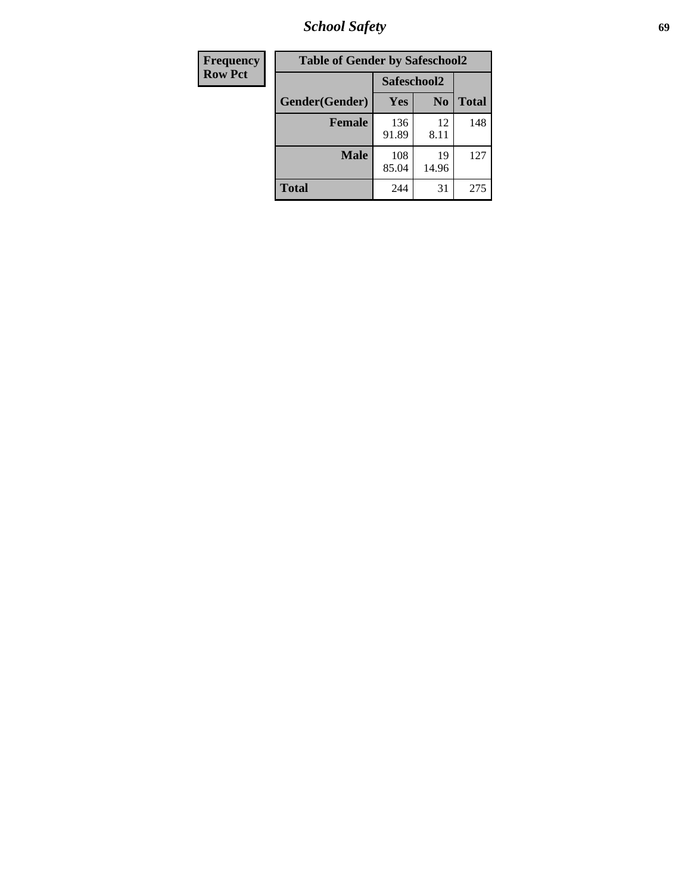| Frequency<br>Row Pct | Table of Gender by Safeschool2 | | | |
|---|---|---|---|---|
| | | Safeschool2 | | |
| | Gender(Gender) | Yes | No | Total |
| | **Female** | 136<br>91.89 | 12<br>8.11 | 148 |
| | **Male** | 108<br>85.04 | 19<br>14.96 | 127 |
| | **Total** | 244 | 31 | 275 |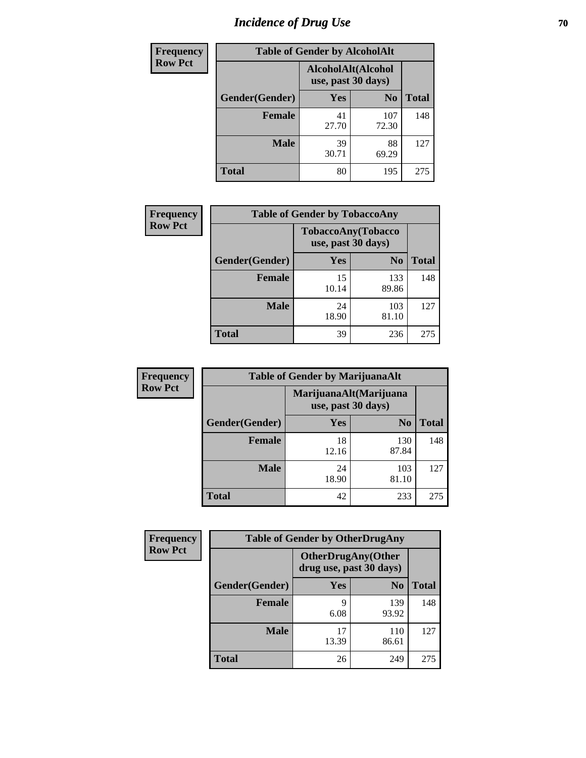# Incidence of Drug Use

**Frequency**
**Row Pct**

| Table of Gender by AlcoholAlt | | | |
|---|---|---|---|
| | AlcoholAlt(Alcohol use, past 30 days) | | |
| Gender(Gender) | Yes | No | Total |
| Female | 41<br>27.70 | 107<br>72.30 | 148 |
| Male | 39<br>30.71 | 88<br>69.29 | 127 |
| Total | 80 | 195 | 275 |

**Frequency**
**Row Pct**

| Table of Gender by TobaccoAny | | | |
|---|---|---|---|
| | TobaccoAny(Tobacco use, past 30 days) | | |
| Gender(Gender) | Yes | No | Total |
| Female | 15<br>10.14 | 133<br>89.86 | 148 |
| Male | 24<br>18.90 | 103<br>81.10 | 127 |
| Total | 39 | 236 | 275 |

**Frequency**
**Row Pct**

| Table of Gender by MarijuanaAlt | | | |
|---|---|---|---|
| | MarijuanaAlt(Marijuana use, past 30 days) | | |
| Gender(Gender) | Yes | No | Total |
| Female | 18<br>12.16 | 130<br>87.84 | 148 |
| Male | 24<br>18.90 | 103<br>81.10 | 127 |
| Total | 42 | 233 | 275 |

**Frequency**
**Row Pct**

| Table of Gender by OtherDrugAny | | | |
|---|---|---|---|
| | OtherDrugAny(Other drug use, past 30 days) | | |
| Gender(Gender) | Yes | No | Total |
| Female | 9<br>6.08 | 139<br>93.92 | 148 |
| Male | 17<br>13.39 | 110<br>86.61 | 127 |
| Total | 26 | 249 | 275 |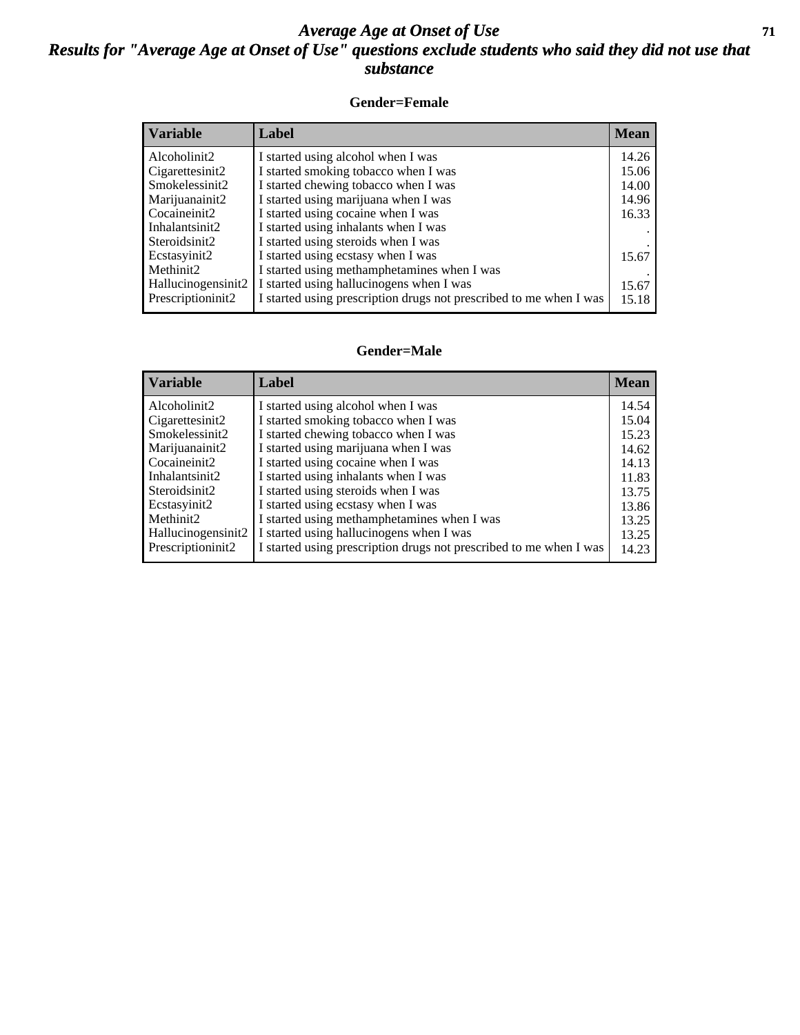# Average Age at Onset of Use

## Results for "Average Age at Onset of Use" questions exclude students who said they did not use that substance

### Gender=Female

| Variable | Label | Mean |
|---|---|---|
| Alcoholinit2 | I started using alcohol when I was | 14.26 |
| Cigarettesinit2 | I started smoking tobacco when I was | 15.06 |
| Smokelessinit2 | I started chewing tobacco when I was | 14.00 |
| Marijuanainit2 | I started using marijuana when I was | 14.96 |
| Cocaineinit2 | I started using cocaine when I was | 16.33 |
| Inhalantsinit2 | I started using inhalants when I was | . |
| Steroidsinit2 | I started using steroids when I was | . |
| Ecstasyinit2 | I started using ecstasy when I was | 15.67 |
| Methinit2 | I started using methamphetamines when I was | . |
| Hallucinogensinit2 | I started using hallucinogens when I was | 15.67 |
| Prescriptioninit2 | I started using prescription drugs not prescribed to me when I was | 15.18 |

### Gender=Male

| Variable | Label | Mean |
|---|---|---|
| Alcoholinit2 | I started using alcohol when I was | 14.54 |
| Cigarettesinit2 | I started smoking tobacco when I was | 15.04 |
| Smokelessinit2 | I started chewing tobacco when I was | 15.23 |
| Marijuanainit2 | I started using marijuana when I was | 14.62 |
| Cocaineinit2 | I started using cocaine when I was | 14.13 |
| Inhalantsinit2 | I started using inhalants when I was | 11.83 |
| Steroidsinit2 | I started using steroids when I was | 13.75 |
| Ecstasyinit2 | I started using ecstasy when I was | 13.86 |
| Methinit2 | I started using methamphetamines when I was | 13.25 |
| Hallucinogensinit2 | I started using hallucinogens when I was | 13.25 |
| Prescriptioninit2 | I started using prescription drugs not prescribed to me when I was | 14.23 |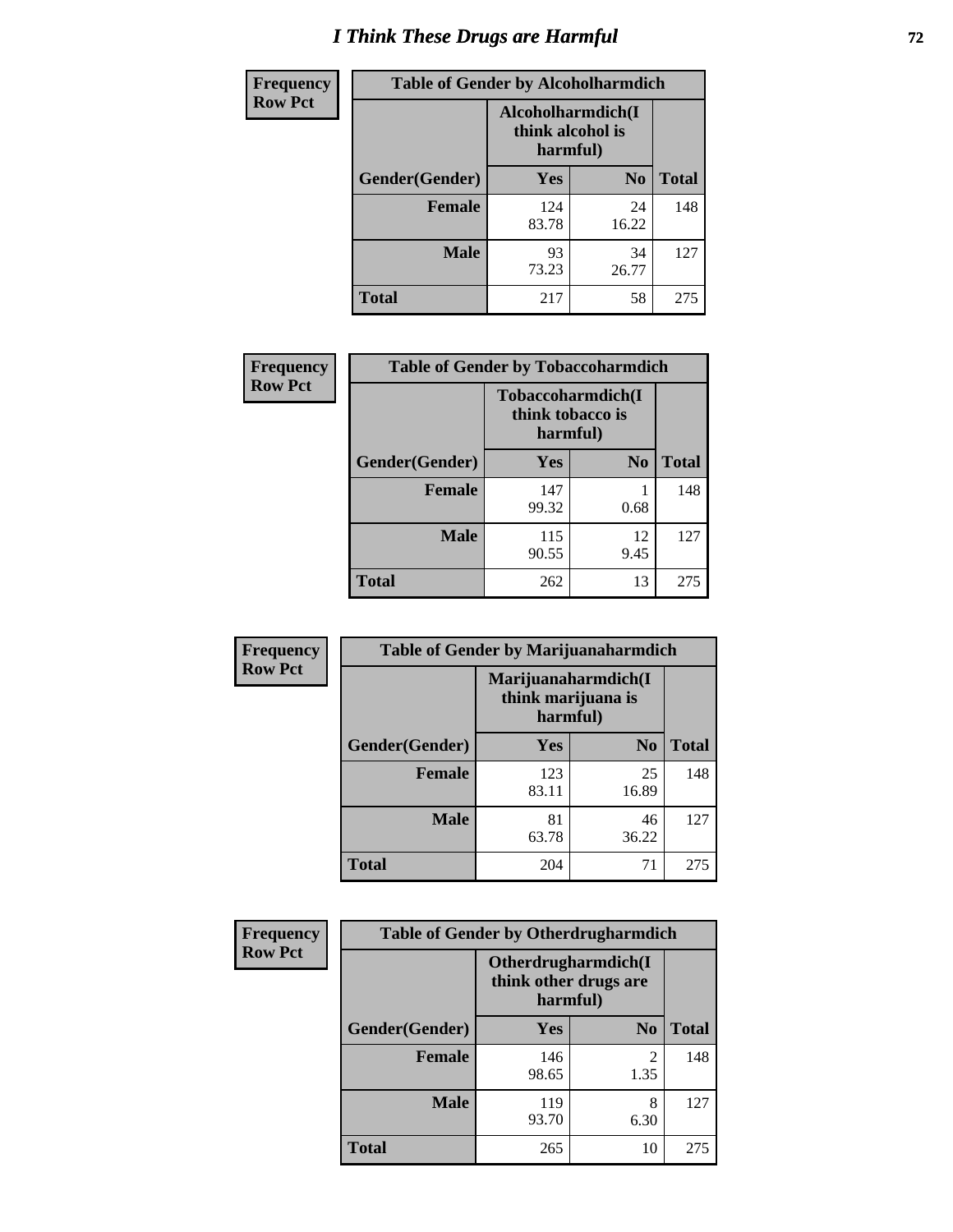# I Think These Drugs are Harmful

**Frequency Row Pct**

| Table of Gender by Alcoholharmdich | | | |
|---|---|---|---|
| | Alcoholharmdich(I think alcohol is harmful) | | |
| Gender(Gender) | Yes | No | Total |
| **Female** | 124<br>83.78 | 24<br>16.22 | 148 |
| **Male** | 93<br>73.23 | 34<br>26.77 | 127 |
| **Total** | 217 | 58 | 275 |

**Frequency Row Pct**

| Table of Gender by Tobaccoharmdich | | | |
|---|---|---|---|
| | Tobaccoharmdich(I think tobacco is harmful) | | |
| Gender(Gender) | Yes | No | Total |
| **Female** | 147<br>99.32 | 1<br>0.68 | 148 |
| **Male** | 115<br>90.55 | 12<br>9.45 | 127 |
| **Total** | 262 | 13 | 275 |

**Frequency Row Pct**

| Table of Gender by Marijuanaharmdich | | | |
|---|---|---|---|
| | Marijuanaharmdich(I think marijuana is harmful) | | |
| Gender(Gender) | Yes | No | Total |
| **Female** | 123<br>83.11 | 25<br>16.89 | 148 |
| **Male** | 81<br>63.78 | 46<br>36.22 | 127 |
| **Total** | 204 | 71 | 275 |

**Frequency Row Pct**

| Table of Gender by Otherdrugharmdich | | | |
|---|---|---|---|
| | Otherdrugharmdich(I think other drugs are harmful) | | |
| Gender(Gender) | Yes | No | Total |
| **Female** | 146<br>98.65 | 2<br>1.35 | 148 |
| **Male** | 119<br>93.70 | 8<br>6.30 | 127 |
| **Total** | 265 | 10 | 275 |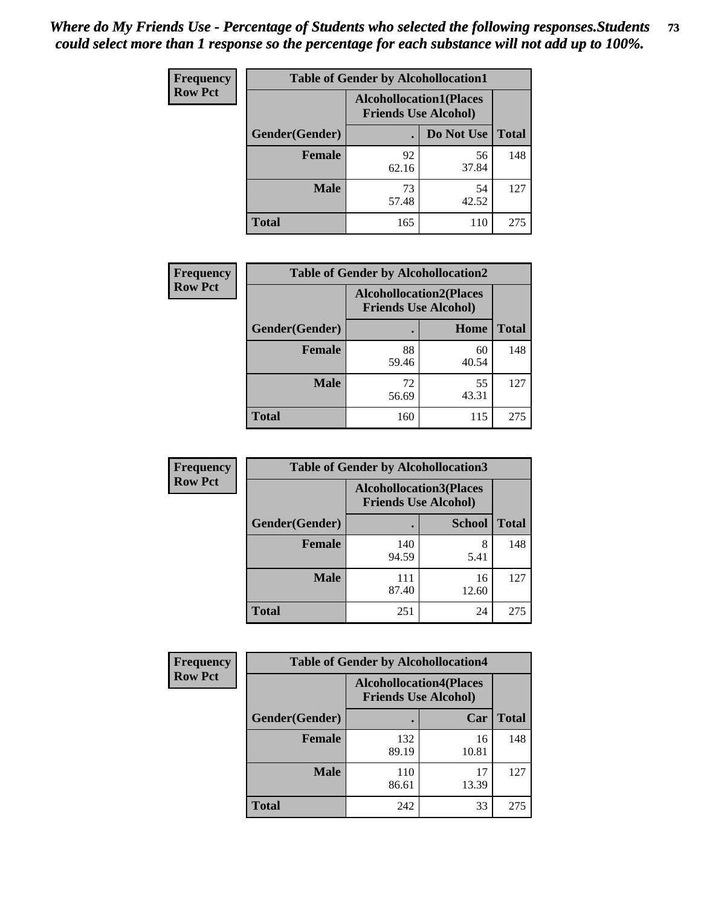*Where do My Friends Use - Percentage of Students who selected the following responses.Students could select more than 1 response so the percentage for each substance will not add up to 100%.*

**Frequency**
**Row Pct**

| Table of Gender by Alcohollocation1 | | | |
|---|---|---|---|
| | Alcohollocation1(Places Friends Use Alcohol) | | |
| Gender(Gender) | . | Do Not Use | Total |
| **Female** | 92<br>62.16 | 56<br>37.84 | 148 |
| **Male** | 73<br>57.48 | 54<br>42.52 | 127 |
| **Total** | 165 | 110 | 275 |

**Frequency**
**Row Pct**

| Table of Gender by Alcohollocation2 | | | |
|---|---|---|---|
| | Alcohollocation2(Places Friends Use Alcohol) | | |
| Gender(Gender) | . | Home | Total |
| **Female** | 88<br>59.46 | 60<br>40.54 | 148 |
| **Male** | 72<br>56.69 | 55<br>43.31 | 127 |
| **Total** | 160 | 115 | 275 |

**Frequency**
**Row Pct**

| Table of Gender by Alcohollocation3 | | | |
|---|---|---|---|
| | Alcohollocation3(Places Friends Use Alcohol) | | |
| Gender(Gender) | . | School | Total |
| **Female** | 140<br>94.59 | 8<br>5.41 | 148 |
| **Male** | 111<br>87.40 | 16<br>12.60 | 127 |
| **Total** | 251 | 24 | 275 |

**Frequency**
**Row Pct**

| Table of Gender by Alcohollocation4 | | | |
|---|---|---|---|
| | Alcohollocation4(Places Friends Use Alcohol) | | |
| Gender(Gender) | . | Car | Total |
| **Female** | 132<br>89.19 | 16<br>10.81 | 148 |
| **Male** | 110<br>86.61 | 17<br>13.39 | 127 |
| **Total** | 242 | 33 | 275 |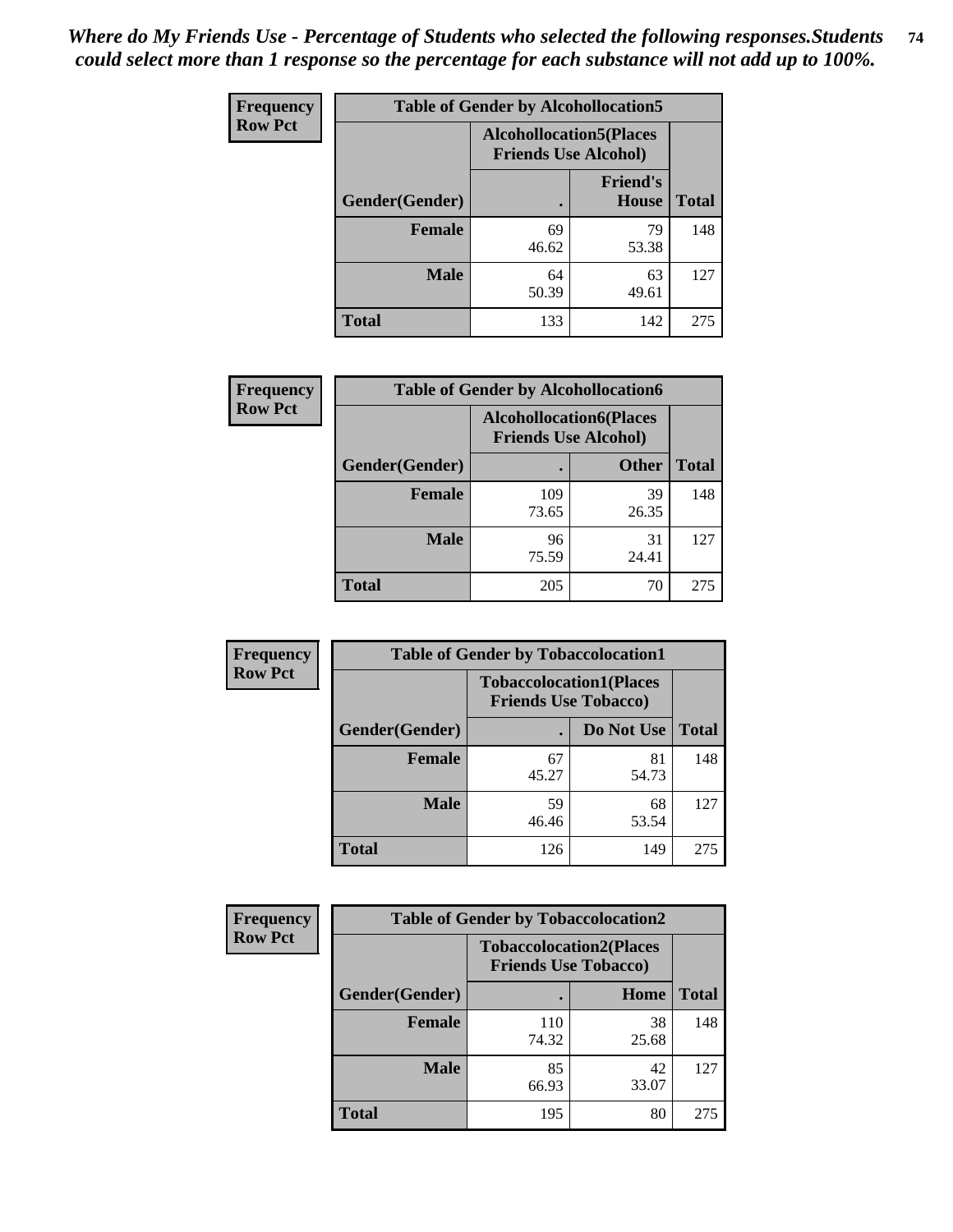*Where do My Friends Use - Percentage of Students who selected the following responses.Students could select more than 1 response so the percentage for each substance will not add up to 100%.*

**Frequency / Row Pct**

**Table of Gender by Alcohollocation5**

| Gender(Gender) | Alcohollocation5(Places Friends Use Alcohol): . | Alcohollocation5(Places Friends Use Alcohol): Friend's House | Total |
|---|---|---|---|
| **Female** | 69<br>46.62 | 79<br>53.38 | 148 |
| **Male** | 64<br>50.39 | 63<br>49.61 | 127 |
| **Total** | 133 | 142 | 275 |

**Frequency / Row Pct**

**Table of Gender by Alcohollocation6**

| Gender(Gender) | Alcohollocation6(Places Friends Use Alcohol): . | Alcohollocation6(Places Friends Use Alcohol): Other | Total |
|---|---|---|---|
| **Female** | 109<br>73.65 | 39<br>26.35 | 148 |
| **Male** | 96<br>75.59 | 31<br>24.41 | 127 |
| **Total** | 205 | 70 | 275 |

**Frequency / Row Pct**

**Table of Gender by Tobaccolocation1**

| Gender(Gender) | Tobaccolocation1(Places Friends Use Tobacco): . | Tobaccolocation1(Places Friends Use Tobacco): Do Not Use | Total |
|---|---|---|---|
| **Female** | 67<br>45.27 | 81<br>54.73 | 148 |
| **Male** | 59<br>46.46 | 68<br>53.54 | 127 |
| **Total** | 126 | 149 | 275 |

**Frequency / Row Pct**

**Table of Gender by Tobaccolocation2**

| Gender(Gender) | Tobaccolocation2(Places Friends Use Tobacco): . | Tobaccolocation2(Places Friends Use Tobacco): Home | Total |
|---|---|---|---|
| **Female** | 110<br>74.32 | 38<br>25.68 | 148 |
| **Male** | 85<br>66.93 | 42<br>33.07 | 127 |
| **Total** | 195 | 80 | 275 |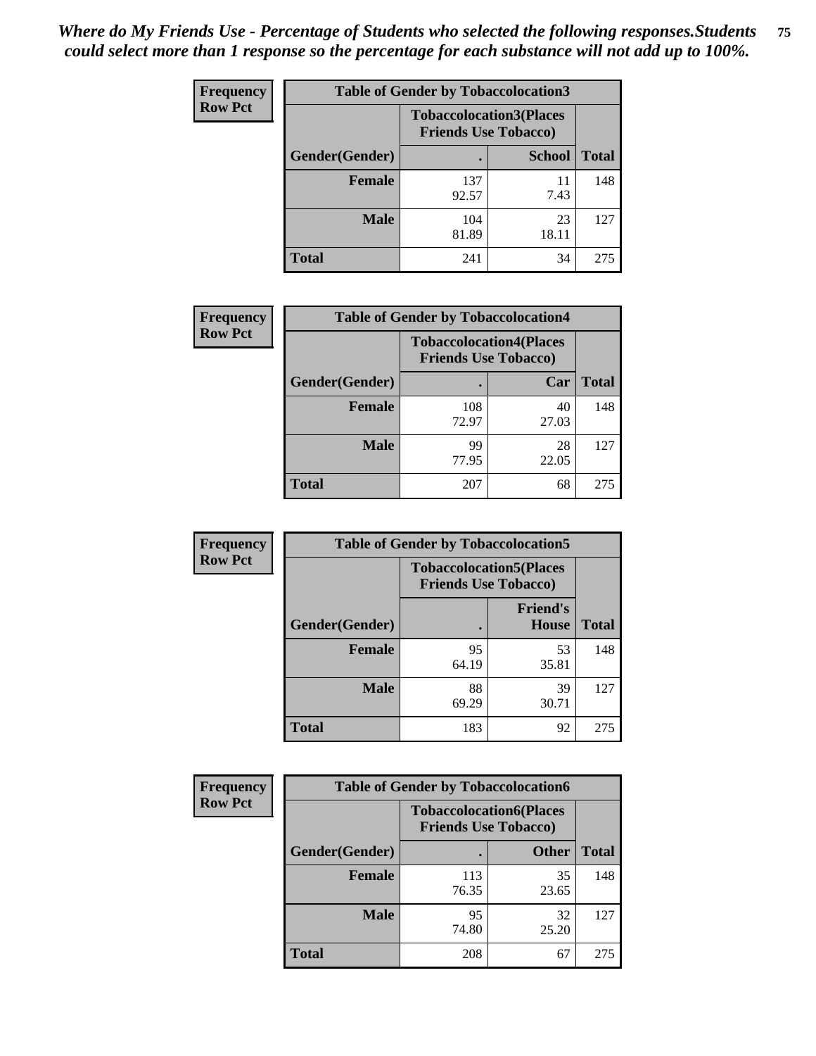*Where do My Friends Use - Percentage of Students who selected the following responses.Students could select more than 1 response so the percentage for each substance will not add up to 100%.*

**Frequency / Row Pct**

| Table of Gender by Tobaccolocation3 | | | |
|---|---|---|---|
| | Tobaccolocation3(Places Friends Use Tobacco) | | |
| Gender(Gender) | . | School | Total |
| Female | 137<br>92.57 | 11<br>7.43 | 148 |
| Male | 104<br>81.89 | 23<br>18.11 | 127 |
| Total | 241 | 34 | 275 |

**Frequency / Row Pct**

| Table of Gender by Tobaccolocation4 | | | |
|---|---|---|---|
| | Tobaccolocation4(Places Friends Use Tobacco) | | |
| Gender(Gender) | . | Car | Total |
| Female | 108<br>72.97 | 40<br>27.03 | 148 |
| Male | 99<br>77.95 | 28<br>22.05 | 127 |
| Total | 207 | 68 | 275 |

**Frequency / Row Pct**

| Table of Gender by Tobaccolocation5 | | | |
|---|---|---|---|
| | Tobaccolocation5(Places Friends Use Tobacco) | | |
| Gender(Gender) | . | Friend's House | Total |
| Female | 95<br>64.19 | 53<br>35.81 | 148 |
| Male | 88<br>69.29 | 39<br>30.71 | 127 |
| Total | 183 | 92 | 275 |

**Frequency / Row Pct**

| Table of Gender by Tobaccolocation6 | | | |
|---|---|---|---|
| | Tobaccolocation6(Places Friends Use Tobacco) | | |
| Gender(Gender) | . | Other | Total |
| Female | 113<br>76.35 | 35<br>23.65 | 148 |
| Male | 95<br>74.80 | 32<br>25.20 | 127 |
| Total | 208 | 67 | 275 |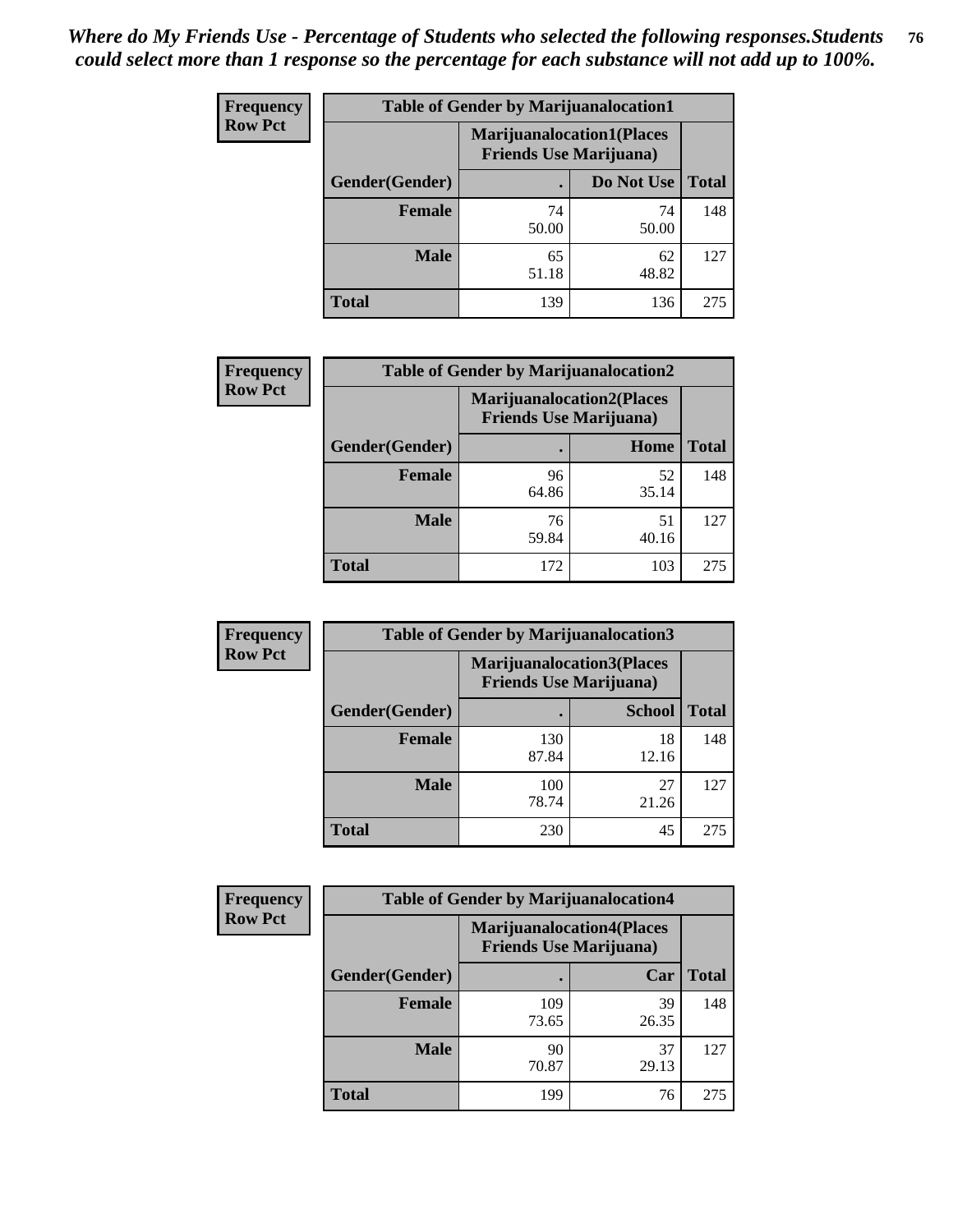*Where do My Friends Use - Percentage of Students who selected the following responses.Students could select more than 1 response so the percentage for each substance will not add up to 100%.*

**Frequency**
**Row Pct**

| Table of Gender by Marijuanalocation1 | | | |
|---|---|---|---|
| | Marijuanalocation1(Places Friends Use Marijuana) | | |
| Gender(Gender) | . | Do Not Use | Total |
| **Female** | 74<br>50.00 | 74<br>50.00 | 148 |
| **Male** | 65<br>51.18 | 62<br>48.82 | 127 |
| **Total** | 139 | 136 | 275 |

**Frequency**
**Row Pct**

| Table of Gender by Marijuanalocation2 | | | |
|---|---|---|---|
| | Marijuanalocation2(Places Friends Use Marijuana) | | |
| Gender(Gender) | . | Home | Total |
| **Female** | 96<br>64.86 | 52<br>35.14 | 148 |
| **Male** | 76<br>59.84 | 51<br>40.16 | 127 |
| **Total** | 172 | 103 | 275 |

**Frequency**
**Row Pct**

| Table of Gender by Marijuanalocation3 | | | |
|---|---|---|---|
| | Marijuanalocation3(Places Friends Use Marijuana) | | |
| Gender(Gender) | . | School | Total |
| **Female** | 130<br>87.84 | 18<br>12.16 | 148 |
| **Male** | 100<br>78.74 | 27<br>21.26 | 127 |
| **Total** | 230 | 45 | 275 |

**Frequency**
**Row Pct**

| Table of Gender by Marijuanalocation4 | | | |
|---|---|---|---|
| | Marijuanalocation4(Places Friends Use Marijuana) | | |
| Gender(Gender) | . | Car | Total |
| **Female** | 109<br>73.65 | 39<br>26.35 | 148 |
| **Male** | 90<br>70.87 | 37<br>29.13 | 127 |
| **Total** | 199 | 76 | 275 |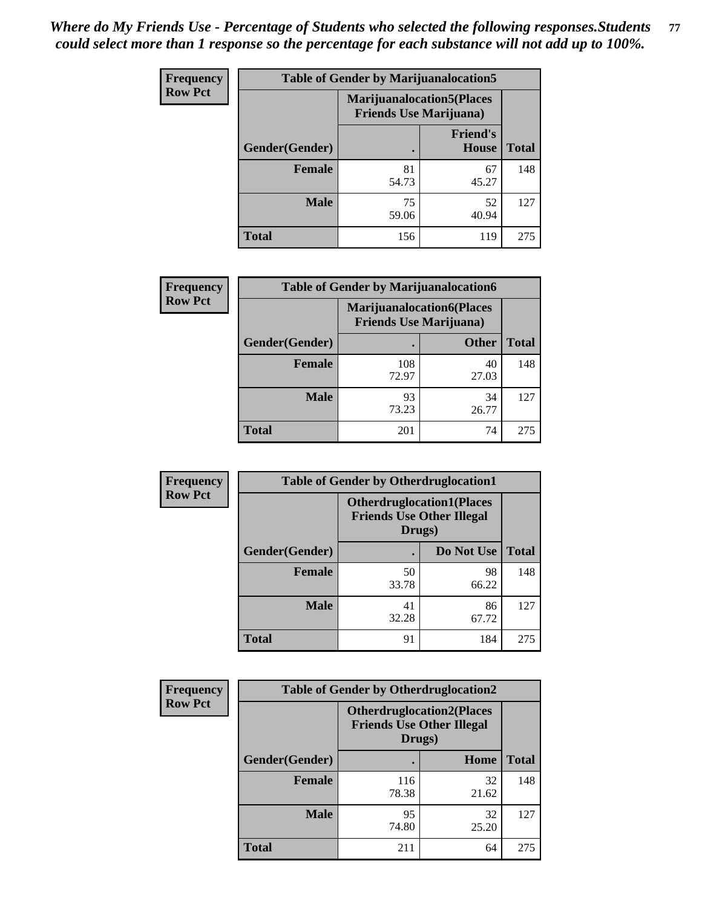*Where do My Friends Use - Percentage of Students who selected the following responses.Students could select more than 1 response so the percentage for each substance will not add up to 100%.*

**Frequency**
**Row Pct**

| Table of Gender by Marijuanalocation5 | | | |
|---|---|---|---|
| | Marijuanalocation5(Places Friends Use Marijuana) | | |
| Gender(Gender) | . | Friend's House | Total |
| **Female** | 81<br>54.73 | 67<br>45.27 | 148 |
| **Male** | 75<br>59.06 | 52<br>40.94 | 127 |
| **Total** | 156 | 119 | 275 |

**Frequency**
**Row Pct**

| Table of Gender by Marijuanalocation6 | | | |
|---|---|---|---|
| | Marijuanalocation6(Places Friends Use Marijuana) | | |
| Gender(Gender) | . | Other | Total |
| **Female** | 108<br>72.97 | 40<br>27.03 | 148 |
| **Male** | 93<br>73.23 | 34<br>26.77 | 127 |
| **Total** | 201 | 74 | 275 |

**Frequency**
**Row Pct**

| Table of Gender by Otherdruglocation1 | | | |
|---|---|---|---|
| | Otherdruglocation1(Places Friends Use Other Illegal Drugs) | | |
| Gender(Gender) | . | Do Not Use | Total |
| **Female** | 50<br>33.78 | 98<br>66.22 | 148 |
| **Male** | 41<br>32.28 | 86<br>67.72 | 127 |
| **Total** | 91 | 184 | 275 |

**Frequency**
**Row Pct**

| Table of Gender by Otherdruglocation2 | | | |
|---|---|---|---|
| | Otherdruglocation2(Places Friends Use Other Illegal Drugs) | | |
| Gender(Gender) | . | Home | Total |
| **Female** | 116<br>78.38 | 32<br>21.62 | 148 |
| **Male** | 95<br>74.80 | 32<br>25.20 | 127 |
| **Total** | 211 | 64 | 275 |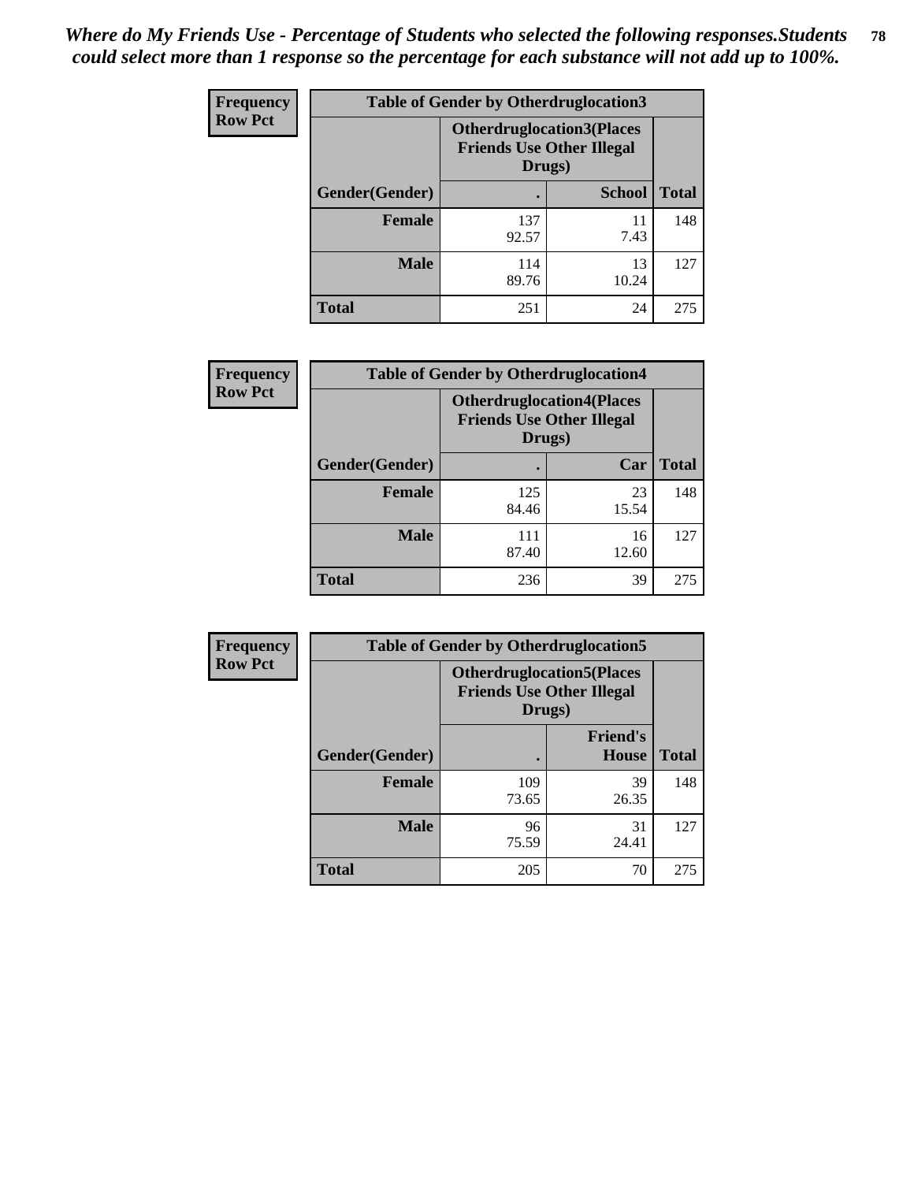*Where do My Friends Use - Percentage of Students who selected the following responses.Students could select more than 1 response so the percentage for each substance will not add up to 100%.*

**Frequency**
**Row Pct**

| Table of Gender by Otherdruglocation3 | | | |
|---|---|---|---|
| | Otherdruglocation3(Places Friends Use Other Illegal Drugs) | | |
| Gender(Gender) | . | School | Total |
| Female | 137<br>92.57 | 11<br>7.43 | 148 |
| Male | 114<br>89.76 | 13<br>10.24 | 127 |
| Total | 251 | 24 | 275 |

**Frequency**
**Row Pct**

| Table of Gender by Otherdruglocation4 | | | |
|---|---|---|---|
| | Otherdruglocation4(Places Friends Use Other Illegal Drugs) | | |
| Gender(Gender) | . | Car | Total |
| Female | 125<br>84.46 | 23<br>15.54 | 148 |
| Male | 111<br>87.40 | 16<br>12.60 | 127 |
| Total | 236 | 39 | 275 |

**Frequency**
**Row Pct**

| Table of Gender by Otherdruglocation5 | | | |
|---|---|---|---|
| | Otherdruglocation5(Places Friends Use Other Illegal Drugs) | | |
| Gender(Gender) | . | Friend's House | Total |
| Female | 109<br>73.65 | 39<br>26.35 | 148 |
| Male | 96<br>75.59 | 31<br>24.41 | 127 |
| Total | 205 | 70 | 275 |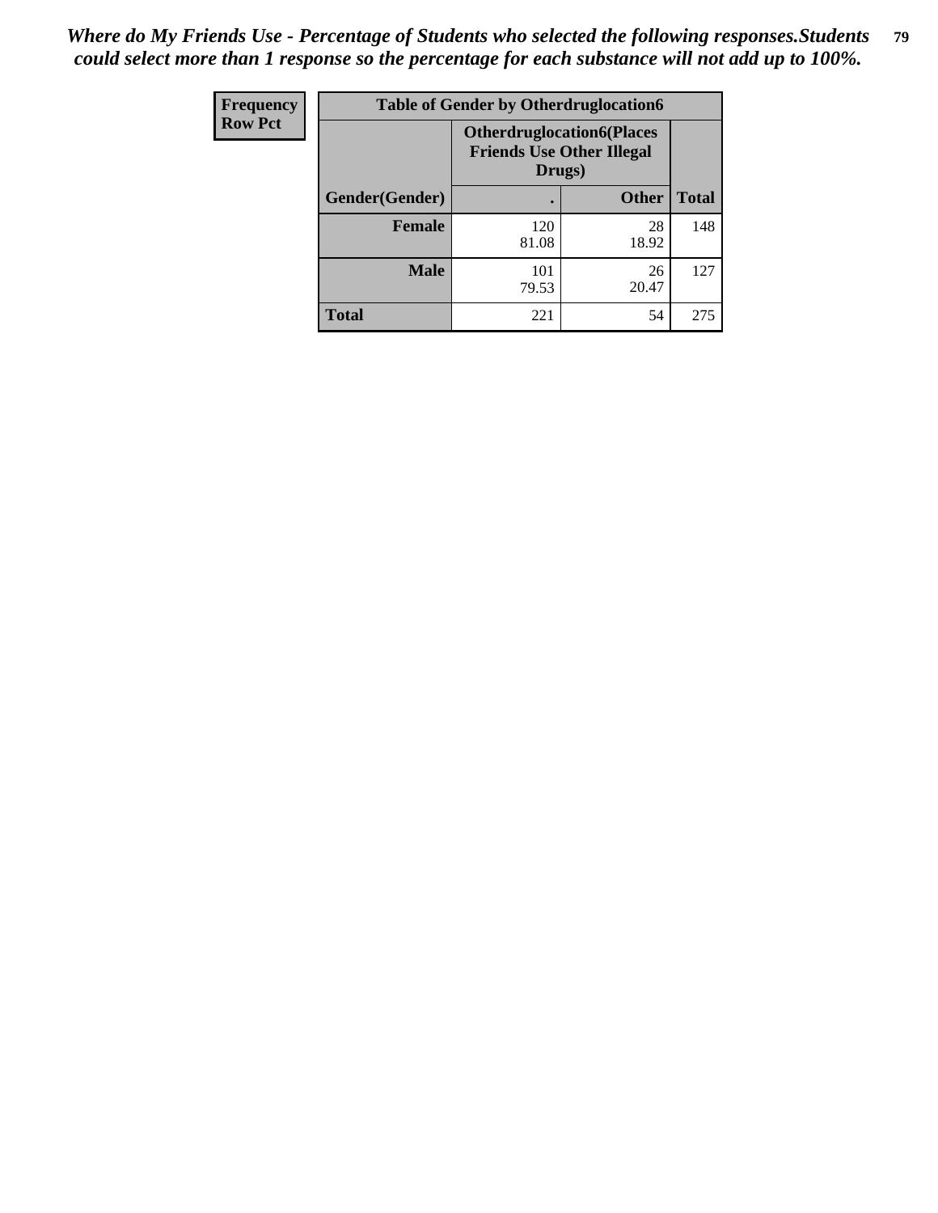*Where do My Friends Use - Percentage of Students who selected the following responses.Students could select more than 1 response so the percentage for each substance will not add up to 100%.*

| Frequency<br>Row Pct | Table of Gender by Otherdruglocation6 | | |
|---|---|---|---|
| | Otherdruglocation6(Places Friends Use Other Illegal Drugs) | | |
| Gender(Gender) | . | Other | Total |
| Female | 120<br>81.08 | 28<br>18.92 | 148 |
| Male | 101<br>79.53 | 26<br>20.47 | 127 |
| Total | 221 | 54 | 275 |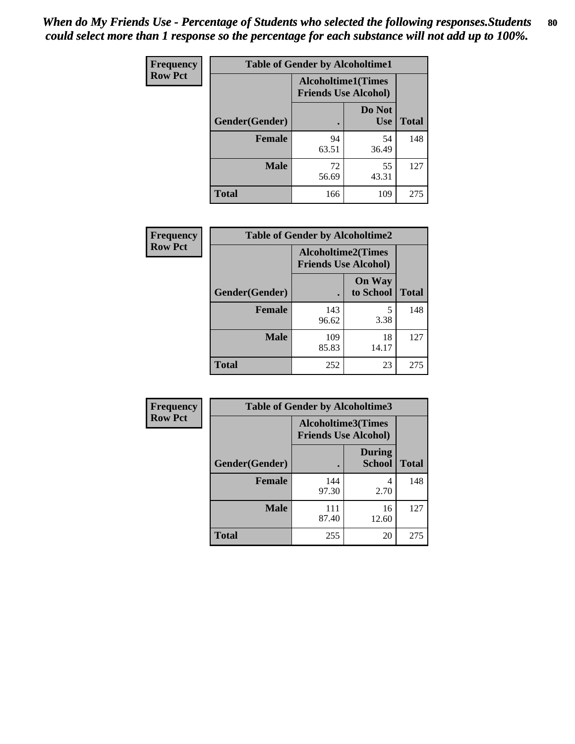*When do My Friends Use - Percentage of Students who selected the following responses.Students could select more than 1 response so the percentage for each substance will not add up to 100%.*

| Frequency Row Pct | Table of Gender by Alcoholtime1 | | |
|---|---|---|---|
| | Alcoholtime1(Times Friends Use Alcohol) | | |
| Gender(Gender) | . | Do Not Use | Total |
| **Female** | 94<br>63.51 | 54<br>36.49 | 148 |
| **Male** | 72<br>56.69 | 55<br>43.31 | 127 |
| **Total** | 166 | 109 | 275 |

| Frequency Row Pct | Table of Gender by Alcoholtime2 | | |
|---|---|---|---|
| | Alcoholtime2(Times Friends Use Alcohol) | | |
| Gender(Gender) | . | On Way to School | Total |
| **Female** | 143<br>96.62 | 5<br>3.38 | 148 |
| **Male** | 109<br>85.83 | 18<br>14.17 | 127 |
| **Total** | 252 | 23 | 275 |

| Frequency Row Pct | Table of Gender by Alcoholtime3 | | |
|---|---|---|---|
| | Alcoholtime3(Times Friends Use Alcohol) | | |
| Gender(Gender) | . | During School | Total |
| **Female** | 144<br>97.30 | 4<br>2.70 | 148 |
| **Male** | 111<br>87.40 | 16<br>12.60 | 127 |
| **Total** | 255 | 20 | 275 |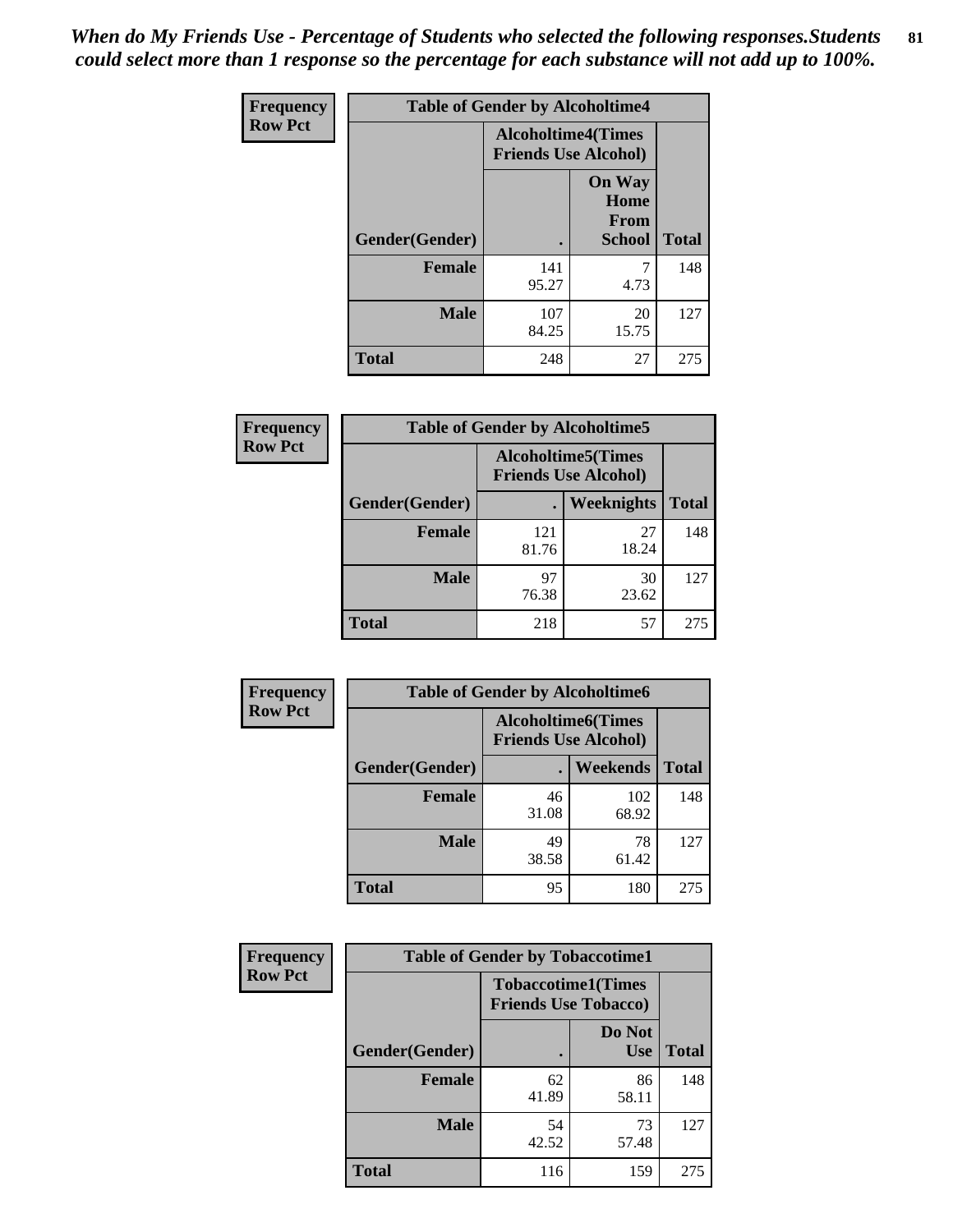*When do My Friends Use - Percentage of Students who selected the following responses.Students could select more than 1 response so the percentage for each substance will not add up to 100%.*

**Frequency**
**Row Pct**

| Table of Gender by Alcoholtime4 | | | |
|---|---|---|---|
| | Alcoholtime4(Times Friends Use Alcohol) | | |
| Gender(Gender) | . | On Way Home From School | Total |
| **Female** | 141<br>95.27 | 7<br>4.73 | 148 |
| **Male** | 107<br>84.25 | 20<br>15.75 | 127 |
| **Total** | 248 | 27 | 275 |

**Frequency**
**Row Pct**

| Table of Gender by Alcoholtime5 | | | |
|---|---|---|---|
| | Alcoholtime5(Times Friends Use Alcohol) | | |
| Gender(Gender) | . | Weeknights | Total |
| **Female** | 121<br>81.76 | 27<br>18.24 | 148 |
| **Male** | 97<br>76.38 | 30<br>23.62 | 127 |
| **Total** | 218 | 57 | 275 |

**Frequency**
**Row Pct**

| Table of Gender by Alcoholtime6 | | | |
|---|---|---|---|
| | Alcoholtime6(Times Friends Use Alcohol) | | |
| Gender(Gender) | . | Weekends | Total |
| **Female** | 46<br>31.08 | 102<br>68.92 | 148 |
| **Male** | 49<br>38.58 | 78<br>61.42 | 127 |
| **Total** | 95 | 180 | 275 |

**Frequency**
**Row Pct**

| Table of Gender by Tobaccotime1 | | | |
|---|---|---|---|
| | Tobaccotime1(Times Friends Use Tobacco) | | |
| Gender(Gender) | . | Do Not Use | Total |
| **Female** | 62<br>41.89 | 86<br>58.11 | 148 |
| **Male** | 54<br>42.52 | 73<br>57.48 | 127 |
| **Total** | 116 | 159 | 275 |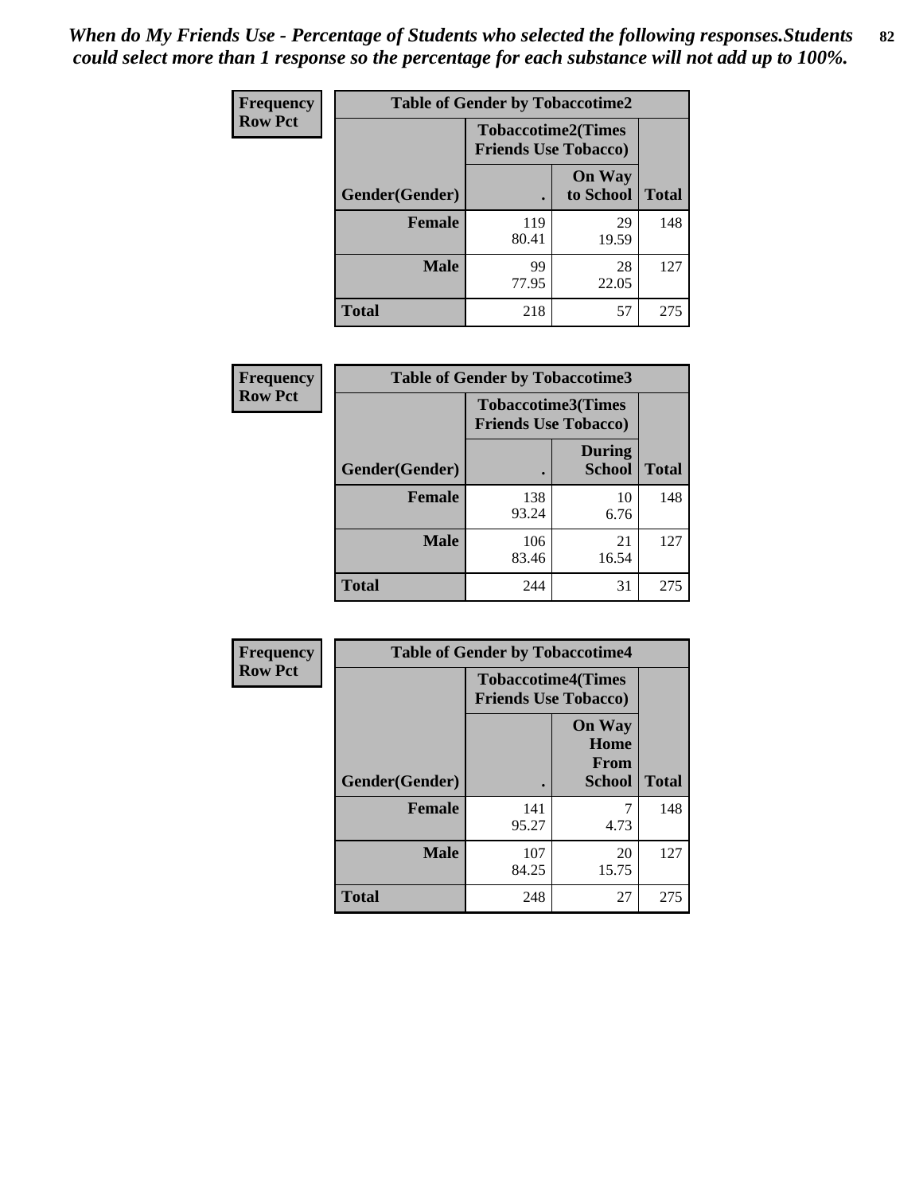*When do My Friends Use - Percentage of Students who selected the following responses.Students could select more than 1 response so the percentage for each substance will not add up to 100%.*

**Frequency**
**Row Pct**

| Table of Gender by Tobaccotime2 | | | |
|---|---|---|---|
| | Tobaccotime2(Times Friends Use Tobacco) | | |
| Gender(Gender) | . | On Way to School | Total |
| **Female** | 119<br>80.41 | 29<br>19.59 | 148 |
| **Male** | 99<br>77.95 | 28<br>22.05 | 127 |
| **Total** | 218 | 57 | 275 |

**Frequency**
**Row Pct**

| Table of Gender by Tobaccotime3 | | | |
|---|---|---|---|
| | Tobaccotime3(Times Friends Use Tobacco) | | |
| Gender(Gender) | . | During School | Total |
| **Female** | 138<br>93.24 | 10<br>6.76 | 148 |
| **Male** | 106<br>83.46 | 21<br>16.54 | 127 |
| **Total** | 244 | 31 | 275 |

**Frequency**
**Row Pct**

| Table of Gender by Tobaccotime4 | | | |
|---|---|---|---|
| | Tobaccotime4(Times Friends Use Tobacco) | | |
| Gender(Gender) | . | On Way Home From School | Total |
| **Female** | 141<br>95.27 | 7<br>4.73 | 148 |
| **Male** | 107<br>84.25 | 20<br>15.75 | 127 |
| **Total** | 248 | 27 | 275 |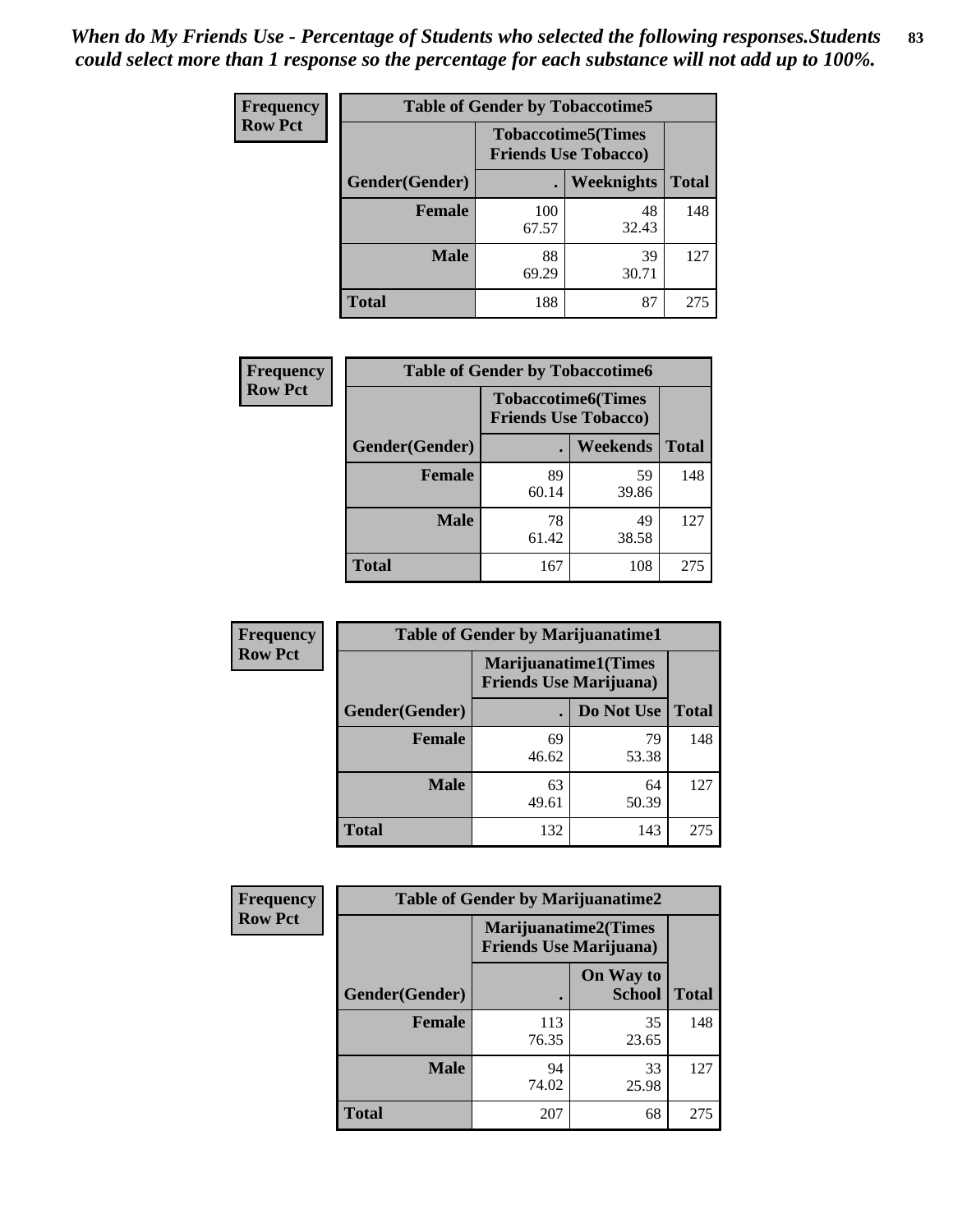*When do My Friends Use - Percentage of Students who selected the following responses.Students could select more than 1 response so the percentage for each substance will not add up to 100%.*

**Frequency**
**Row Pct**

| Table of Gender by Tobaccotime5 | | | |
|---|---|---|---|
| | Tobaccotime5(Times Friends Use Tobacco) | | |
| Gender(Gender) | . | Weeknights | Total |
| **Female** | 100<br>67.57 | 48<br>32.43 | 148 |
| **Male** | 88<br>69.29 | 39<br>30.71 | 127 |
| **Total** | 188 | 87 | 275 |

**Frequency**
**Row Pct**

| Table of Gender by Tobaccotime6 | | | |
|---|---|---|---|
| | Tobaccotime6(Times Friends Use Tobacco) | | |
| Gender(Gender) | . | Weekends | Total |
| **Female** | 89<br>60.14 | 59<br>39.86 | 148 |
| **Male** | 78<br>61.42 | 49<br>38.58 | 127 |
| **Total** | 167 | 108 | 275 |

**Frequency**
**Row Pct**

| Table of Gender by Marijuanatime1 | | | |
|---|---|---|---|
| | Marijuanatime1(Times Friends Use Marijuana) | | |
| Gender(Gender) | . | Do Not Use | Total |
| **Female** | 69<br>46.62 | 79<br>53.38 | 148 |
| **Male** | 63<br>49.61 | 64<br>50.39 | 127 |
| **Total** | 132 | 143 | 275 |

**Frequency**
**Row Pct**

| Table of Gender by Marijuanatime2 | | | |
|---|---|---|---|
| | Marijuanatime2(Times Friends Use Marijuana) | | |
| Gender(Gender) | . | On Way to School | Total |
| **Female** | 113<br>76.35 | 35<br>23.65 | 148 |
| **Male** | 94<br>74.02 | 33<br>25.98 | 127 |
| **Total** | 207 | 68 | 275 |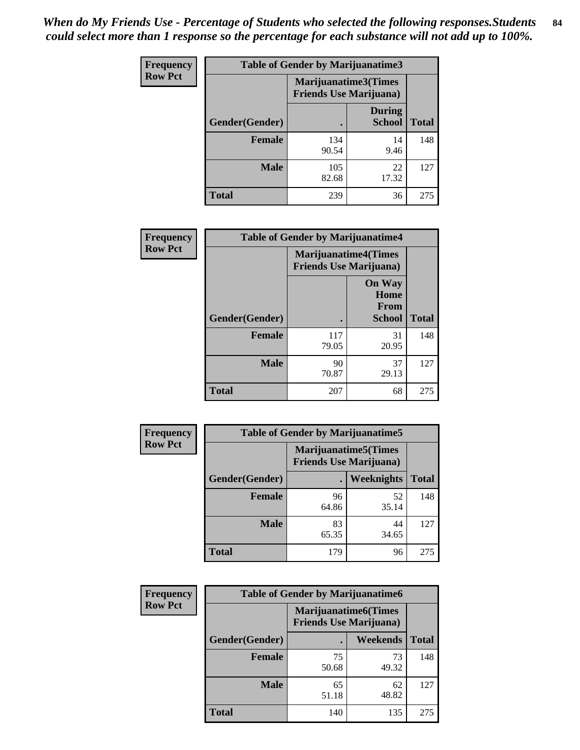*When do My Friends Use - Percentage of Students who selected the following responses.Students could select more than 1 response so the percentage for each substance will not add up to 100%.*

**Frequency**
**Row Pct**

| Table of Gender by Marijuanatime3 | | | |
|---|---|---|---|
| | Marijuanatime3(Times Friends Use Marijuana) | | |
| Gender(Gender) | . | During School | Total |
| **Female** | 134<br>90.54 | 14<br>9.46 | 148 |
| **Male** | 105<br>82.68 | 22<br>17.32 | 127 |
| **Total** | 239 | 36 | 275 |

**Frequency**
**Row Pct**

| Table of Gender by Marijuanatime4 | | | |
|---|---|---|---|
| | Marijuanatime4(Times Friends Use Marijuana) | | |
| Gender(Gender) | . | On Way Home From School | Total |
| **Female** | 117<br>79.05 | 31<br>20.95 | 148 |
| **Male** | 90<br>70.87 | 37<br>29.13 | 127 |
| **Total** | 207 | 68 | 275 |

**Frequency**
**Row Pct**

| Table of Gender by Marijuanatime5 | | | |
|---|---|---|---|
| | Marijuanatime5(Times Friends Use Marijuana) | | |
| Gender(Gender) | . | Weeknights | Total |
| **Female** | 96<br>64.86 | 52<br>35.14 | 148 |
| **Male** | 83<br>65.35 | 44<br>34.65 | 127 |
| **Total** | 179 | 96 | 275 |

**Frequency**
**Row Pct**

| Table of Gender by Marijuanatime6 | | | |
|---|---|---|---|
| | Marijuanatime6(Times Friends Use Marijuana) | | |
| Gender(Gender) | . | Weekends | Total |
| **Female** | 75<br>50.68 | 73<br>49.32 | 148 |
| **Male** | 65<br>51.18 | 62<br>48.82 | 127 |
| **Total** | 140 | 135 | 275 |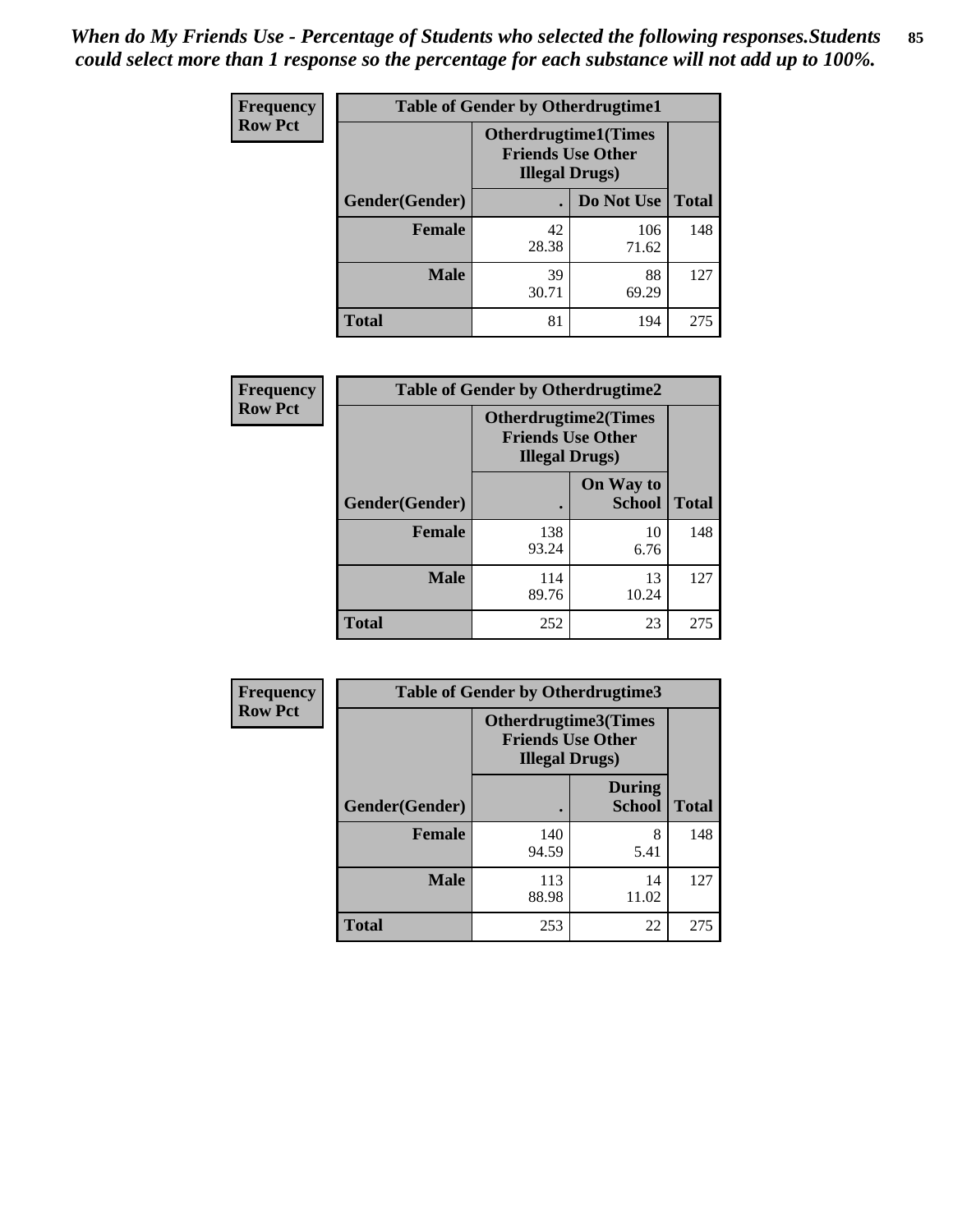*When do My Friends Use - Percentage of Students who selected the following responses.Students could select more than 1 response so the percentage for each substance will not add up to 100%.*

**Frequency**
**Row Pct**

| Table of Gender by Otherdrugtime1 | | | |
|---|---|---|---|
| | Otherdrugtime1(Times Friends Use Other Illegal Drugs) | | |
| Gender(Gender) | . | Do Not Use | Total |
| **Female** | 42<br>28.38 | 106<br>71.62 | 148 |
| **Male** | 39<br>30.71 | 88<br>69.29 | 127 |
| **Total** | 81 | 194 | 275 |

**Frequency**
**Row Pct**

| Table of Gender by Otherdrugtime2 | | | |
|---|---|---|---|
| | Otherdrugtime2(Times Friends Use Other Illegal Drugs) | | |
| Gender(Gender) | . | On Way to School | Total |
| **Female** | 138<br>93.24 | 10<br>6.76 | 148 |
| **Male** | 114<br>89.76 | 13<br>10.24 | 127 |
| **Total** | 252 | 23 | 275 |

**Frequency**
**Row Pct**

| Table of Gender by Otherdrugtime3 | | | |
|---|---|---|---|
| | Otherdrugtime3(Times Friends Use Other Illegal Drugs) | | |
| Gender(Gender) | . | During School | Total |
| **Female** | 140<br>94.59 | 8<br>5.41 | 148 |
| **Male** | 113<br>88.98 | 14<br>11.02 | 127 |
| **Total** | 253 | 22 | 275 |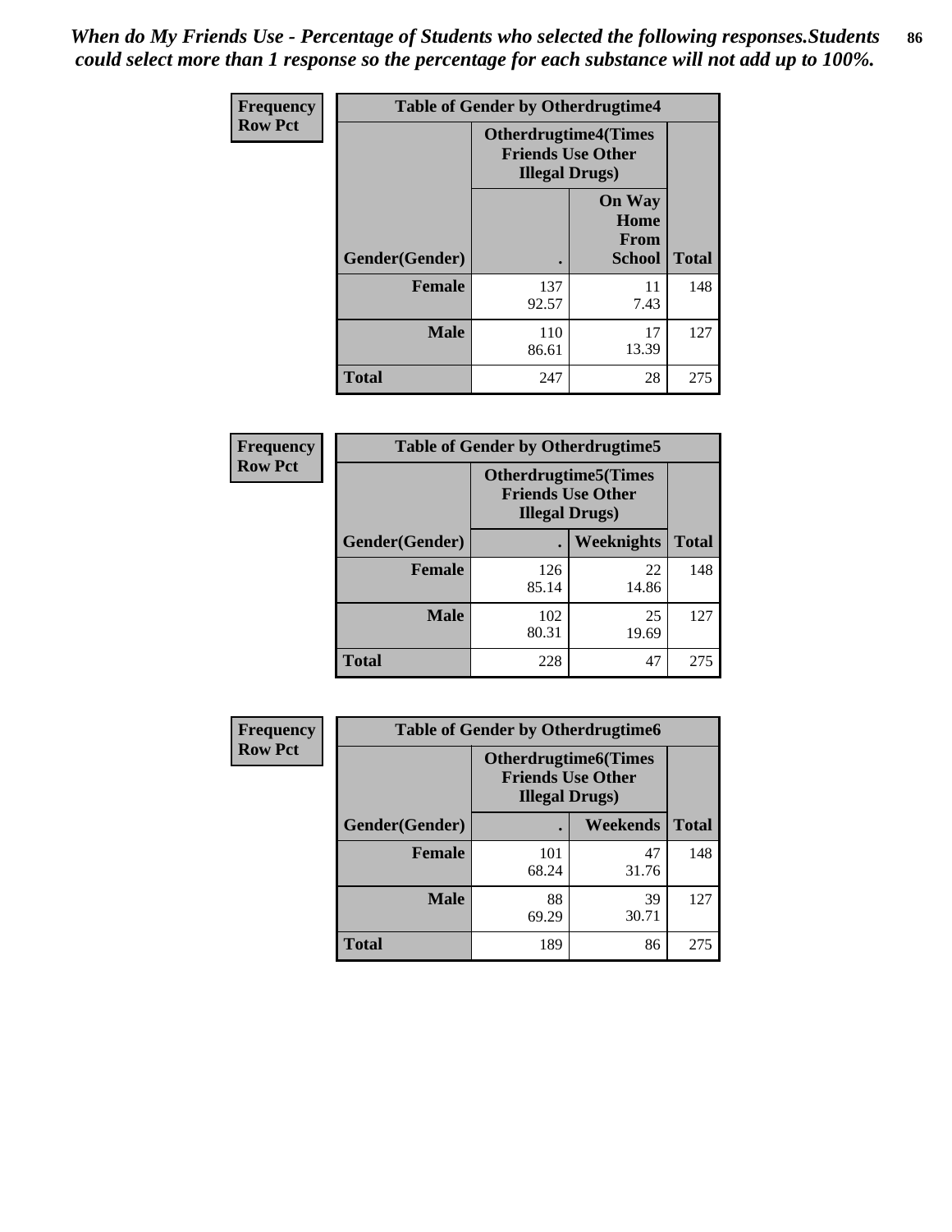*When do My Friends Use - Percentage of Students who selected the following responses.Students could select more than 1 response so the percentage for each substance will not add up to 100%.*

**Frequency**
**Row Pct**

| Table of Gender by Otherdrugtime4 | | | |
|---|---|---|---|
| | Otherdrugtime4(Times Friends Use Other Illegal Drugs) | | |
| Gender(Gender) | . | On Way Home From School | Total |
| Female | 137<br>92.57 | 11<br>7.43 | 148 |
| Male | 110<br>86.61 | 17<br>13.39 | 127 |
| Total | 247 | 28 | 275 |

**Frequency**
**Row Pct**

| Table of Gender by Otherdrugtime5 | | | |
|---|---|---|---|
| | Otherdrugtime5(Times Friends Use Other Illegal Drugs) | | |
| Gender(Gender) | . | Weeknights | Total |
| Female | 126<br>85.14 | 22<br>14.86 | 148 |
| Male | 102<br>80.31 | 25<br>19.69 | 127 |
| Total | 228 | 47 | 275 |

**Frequency**
**Row Pct**

| Table of Gender by Otherdrugtime6 | | | |
|---|---|---|---|
| | Otherdrugtime6(Times Friends Use Other Illegal Drugs) | | |
| Gender(Gender) | . | Weekends | Total |
| Female | 101<br>68.24 | 47<br>31.76 | 148 |
| Male | 88<br>69.29 | 39<br>30.71 | 127 |
| Total | 189 | 86 | 275 |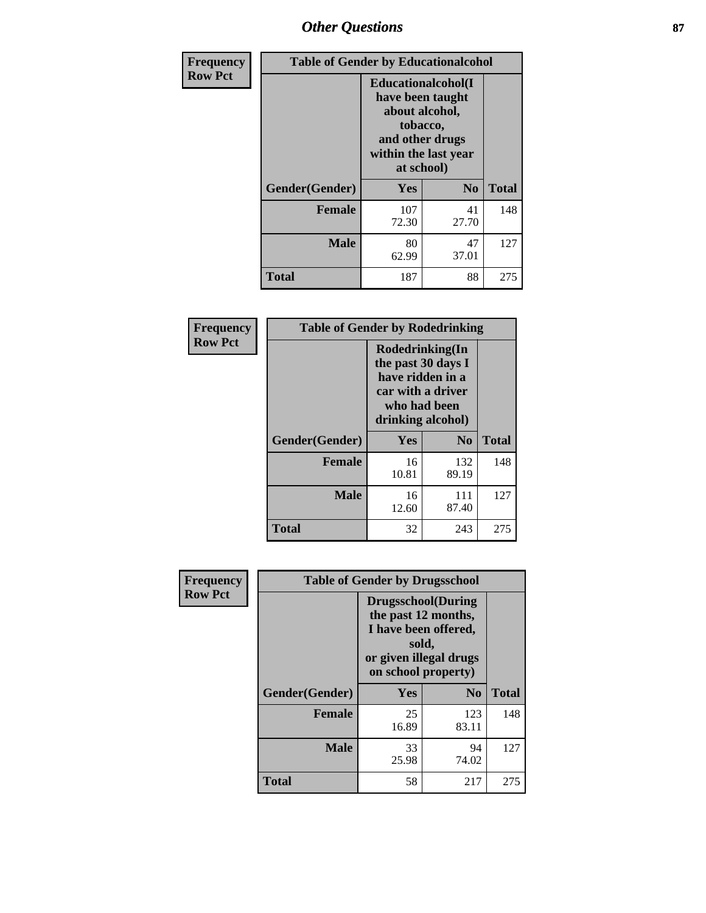| Frequency Row Pct | Table of Gender by Educationalcohol | | |
|---|---|---|---|
| | Educationalcohol(I have been taught about alcohol, tobacco, and other drugs within the last year at school) | | |
| Gender(Gender) | Yes | No | Total |
| Female | 107<br>72.30 | 41<br>27.70 | 148 |
| Male | 80<br>62.99 | 47<br>37.01 | 127 |
| Total | 187 | 88 | 275 |

| Frequency Row Pct | Table of Gender by Rodedrinking | | |
|---|---|---|---|
| | Rodedrinking(In the past 30 days I have ridden in a car with a driver who had been drinking alcohol) | | |
| Gender(Gender) | Yes | No | Total |
| Female | 16<br>10.81 | 132<br>89.19 | 148 |
| Male | 16<br>12.60 | 111<br>87.40 | 127 |
| Total | 32 | 243 | 275 |

| Frequency Row Pct | Table of Gender by Drugsschool | | |
|---|---|---|---|
| | Drugsschool(During the past 12 months, I have been offered, sold, or given illegal drugs on school property) | | |
| Gender(Gender) | Yes | No | Total |
| Female | 25<br>16.89 | 123<br>83.11 | 148 |
| Male | 33<br>25.98 | 94<br>74.02 | 127 |
| Total | 58 | 217 | 275 |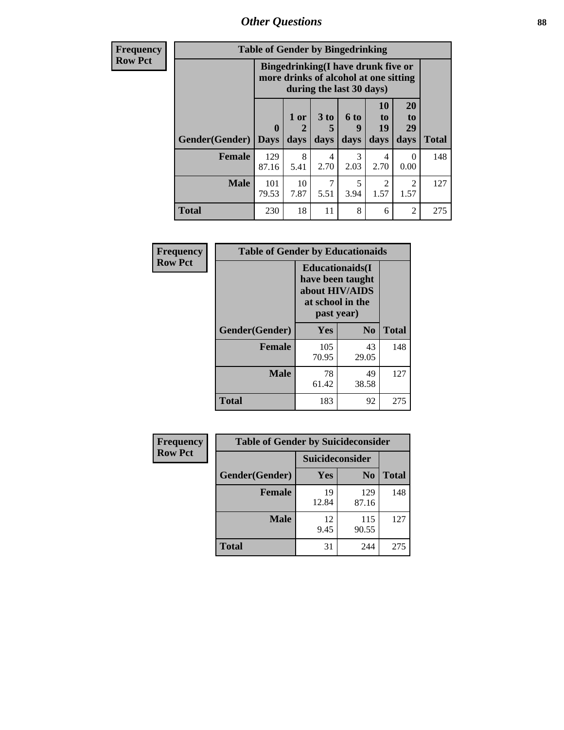## Other Questions

**Frequency**
**Row Pct**

**Table of Gender by Bingedrinking**

| Gender(Gender) | Bingedrinking(I have drunk five or more drinks of alcohol at one sitting during the last 30 days) | | | | | | Total |
|---|---|---|---|---|---|---|---|
| | 0 Days | 1 or 2 days | 3 to 5 days | 6 to 9 days | 10 to 19 days | 20 to 29 days | |
| **Female** | 129<br>87.16 | 8<br>5.41 | 4<br>2.70 | 3<br>2.03 | 4<br>2.70 | 0<br>0.00 | 148 |
| **Male** | 101<br>79.53 | 10<br>7.87 | 7<br>5.51 | 5<br>3.94 | 2<br>1.57 | 2<br>1.57 | 127 |
| **Total** | 230 | 18 | 11 | 8 | 6 | 2 | 275 |

**Frequency**
**Row Pct**

**Table of Gender by Educationaids**

| Gender(Gender) | Educationaids(I have been taught about HIV/AIDS at school in the past year) | | Total |
|---|---|---|---|
| | Yes | No | |
| **Female** | 105<br>70.95 | 43<br>29.05 | 148 |
| **Male** | 78<br>61.42 | 49<br>38.58 | 127 |
| **Total** | 183 | 92 | 275 |

**Frequency**
**Row Pct**

**Table of Gender by Suicideconsider**

| Gender(Gender) | Suicideconsider | | Total |
|---|---|---|---|
| | Yes | No | |
| **Female** | 19<br>12.84 | 129<br>87.16 | 148 |
| **Male** | 12<br>9.45 | 115<br>90.55 | 127 |
| **Total** | 31 | 244 | 275 |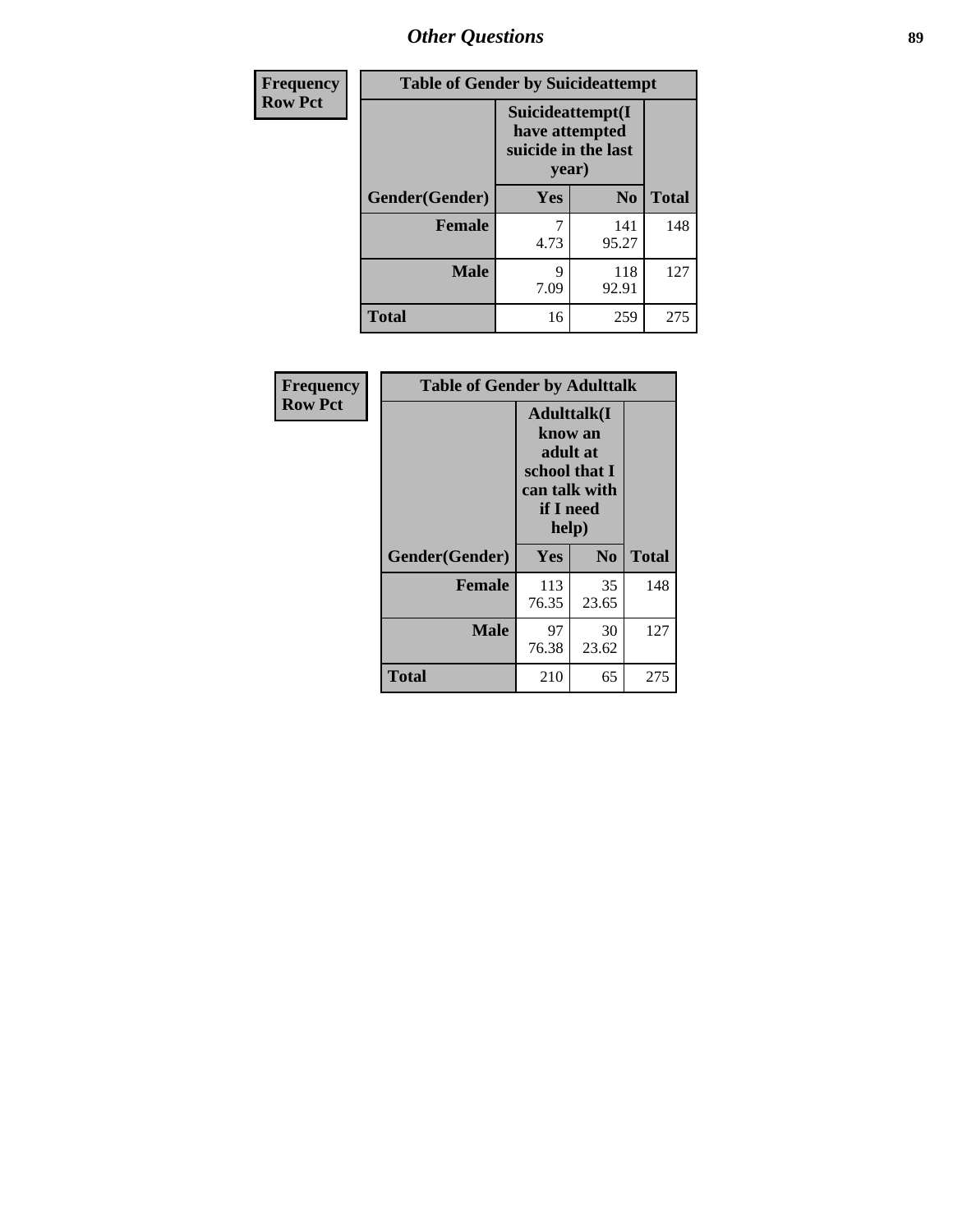# Other Questions

| Frequency Row Pct | Table of Gender by Suicideattempt | | |
|---|---|---|---|
| | Suicideattempt(I have attempted suicide in the last year) | | |
| Gender(Gender) | Yes | No | Total |
| Female | 7<br>4.73 | 141<br>95.27 | 148 |
| Male | 9<br>7.09 | 118<br>92.91 | 127 |
| Total | 16 | 259 | 275 |

| Frequency Row Pct | Table of Gender by Adulttalk | | |
|---|---|---|---|
| | Adulttalk(I know an adult at school that I can talk with if I need help) | | |
| Gender(Gender) | Yes | No | Total |
| Female | 113<br>76.35 | 35<br>23.65 | 148 |
| Male | 97<br>76.38 | 30<br>23.62 | 127 |
| Total | 210 | 65 | 275 |